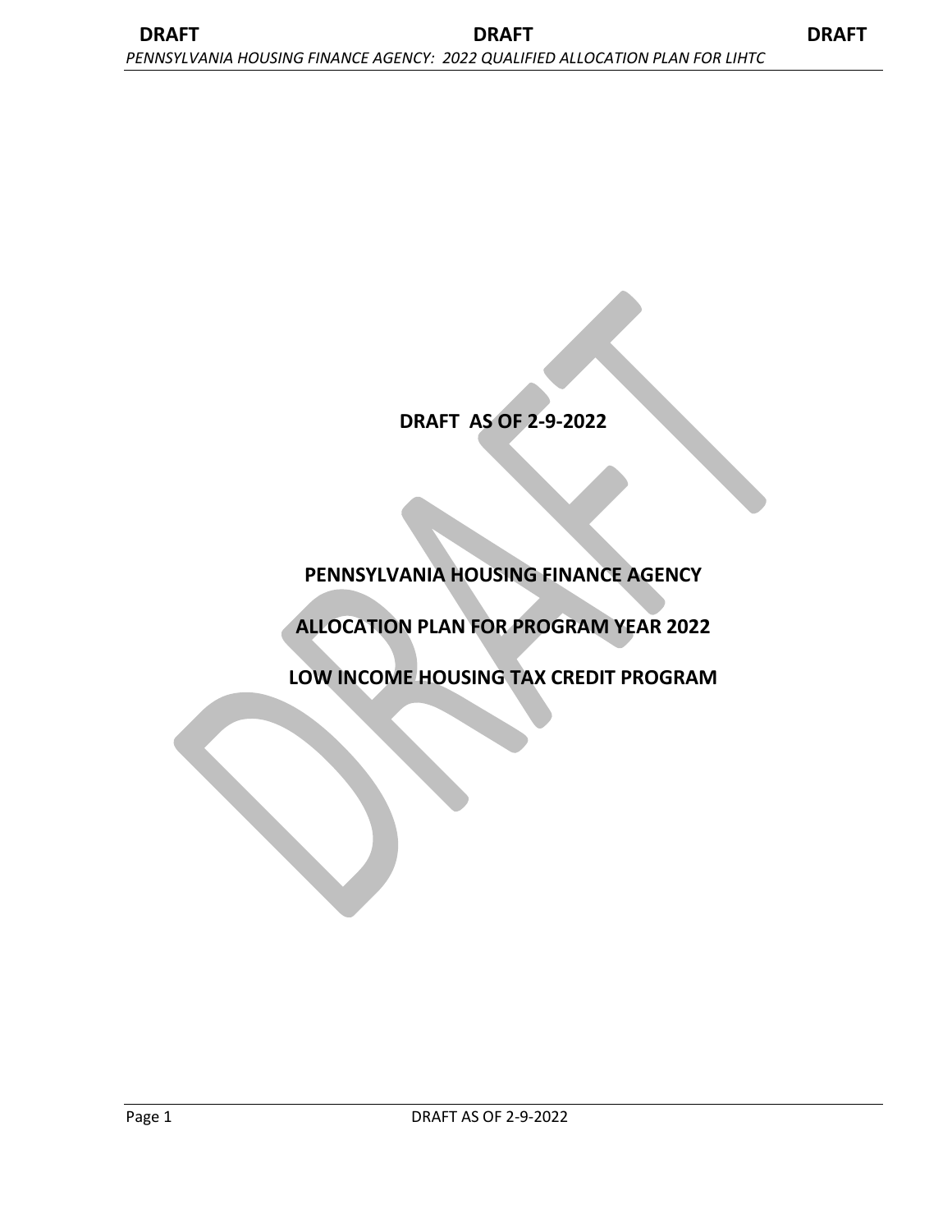**DRAFT AS OF 2-9-2022**

# PENNSYLVANIA HOUSING FINANCE AGENCY

# ALLOCATION PLAN FOR PROGRAM YEAR 2022

# LOW INCOME HOUSING TAX CREDIT PROGRAM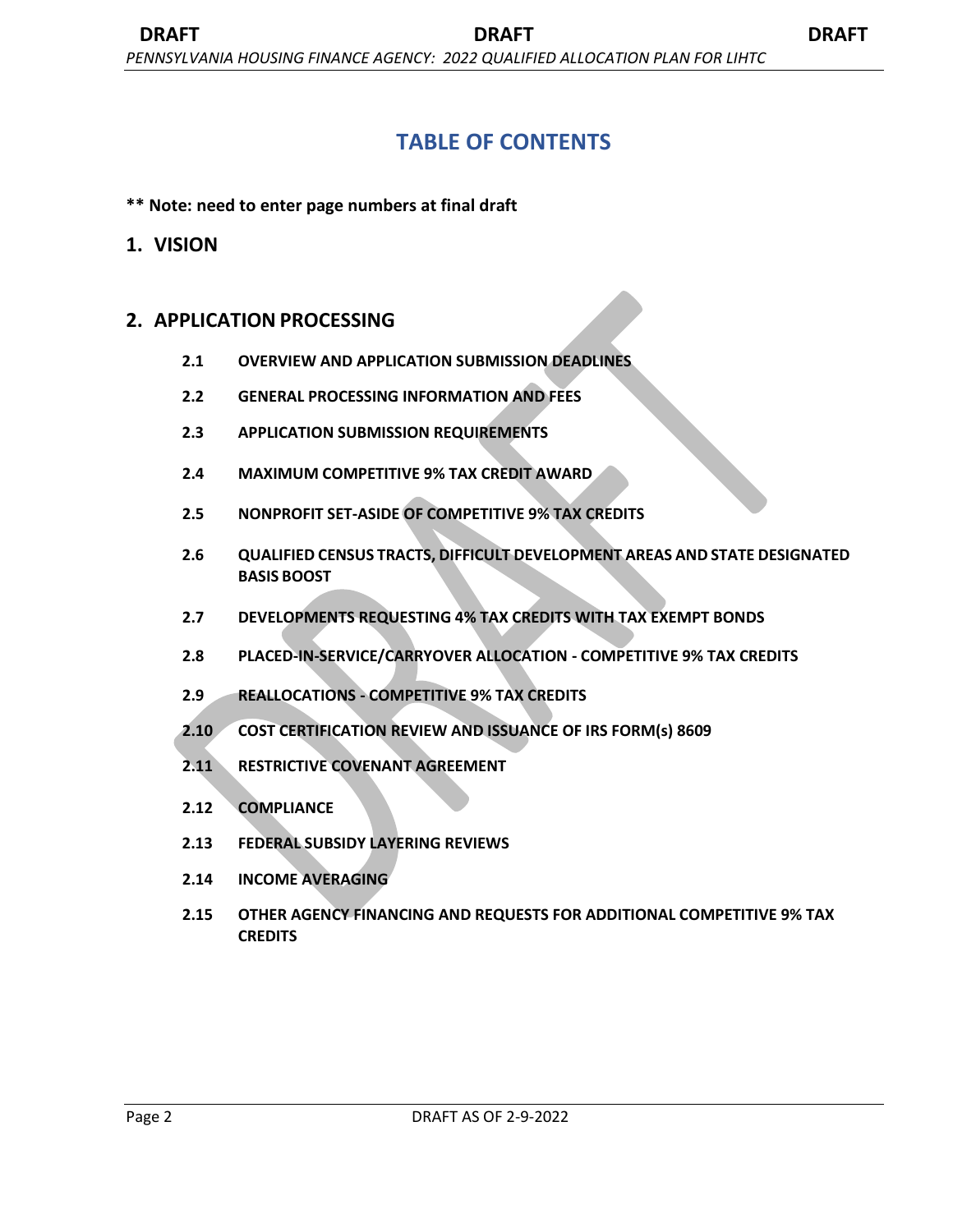# TABLE OF CONTENTS

**** Note: need to enter page numbers at final draft**

## 1. VISION

## 2. APPLICATION PROCESSING

**2.1 OVERVIEW AND APPLICATION SUBMISSION DEADLINES**

**2.2 GENERAL PROCESSING INFORMATION AND FEES**

**2.3 APPLICATION SUBMISSION REQUIREMENTS**

**2.4 MAXIMUM COMPETITIVE 9% TAX CREDIT AWARD**

**2.5 NONPROFIT SET-ASIDE OF COMPETITIVE 9% TAX CREDITS**

**2.6 QUALIFIED CENSUS TRACTS, DIFFICULT DEVELOPMENT AREAS AND STATE DESIGNATED BASIS BOOST**

**2.7 DEVELOPMENTS REQUESTING 4% TAX CREDITS WITH TAX EXEMPT BONDS**

**2.8 PLACED-IN-SERVICE/CARRYOVER ALLOCATION - COMPETITIVE 9% TAX CREDITS**

**2.9 REALLOCATIONS - COMPETITIVE 9% TAX CREDITS**

**2.10 COST CERTIFICATION REVIEW AND ISSUANCE OF IRS FORM(s) 8609**

**2.11 RESTRICTIVE COVENANT AGREEMENT**

**2.12 COMPLIANCE**

**2.13 FEDERAL SUBSIDY LAYERING REVIEWS**

**2.14 INCOME AVERAGING**

**2.15 OTHER AGENCY FINANCING AND REQUESTS FOR ADDITIONAL COMPETITIVE 9% TAX CREDITS**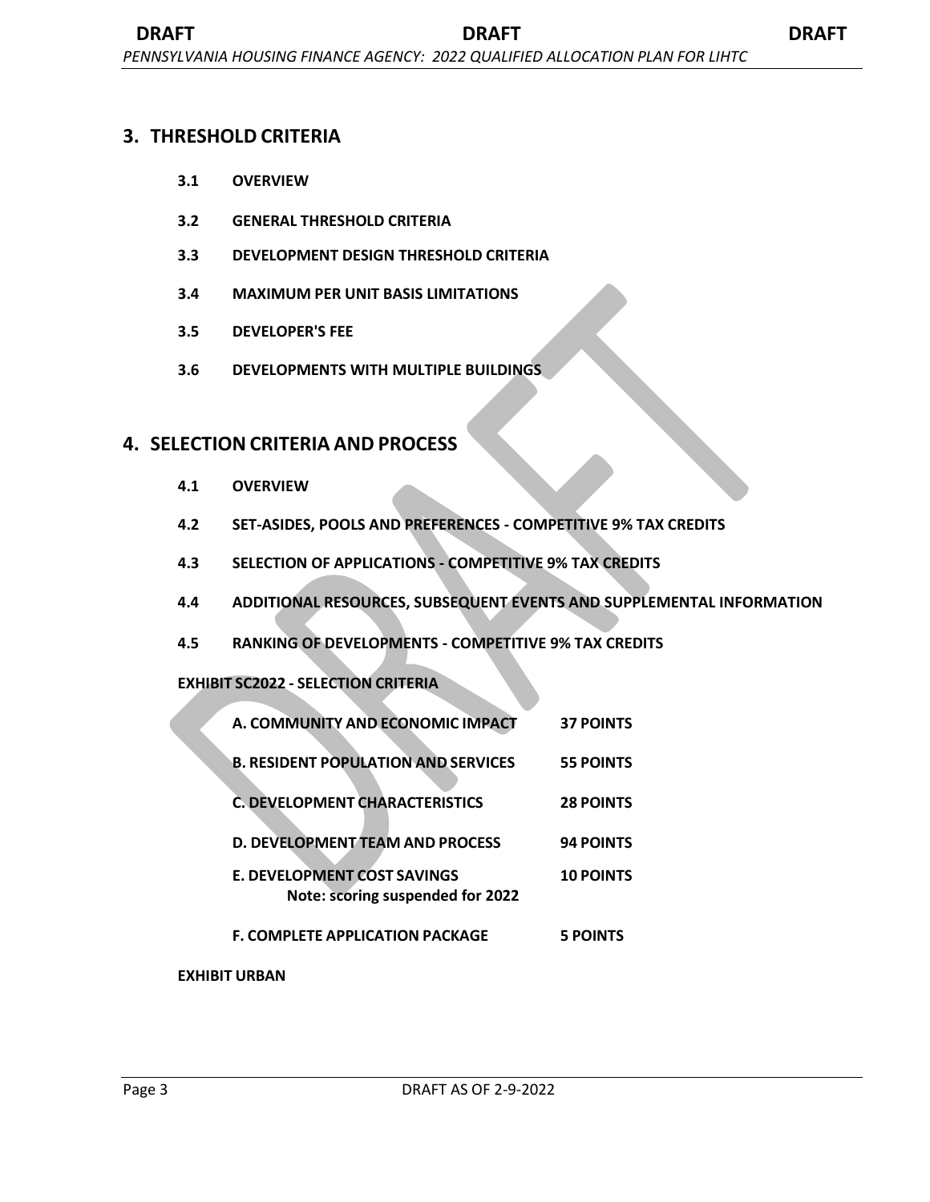## 3. THRESHOLD CRITERIA

- **3.1 OVERVIEW**
- **3.2 GENERAL THRESHOLD CRITERIA**
- **3.3 DEVELOPMENT DESIGN THRESHOLD CRITERIA**
- **3.4 MAXIMUM PER UNIT BASIS LIMITATIONS**
- **3.5 DEVELOPER'S FEE**
- **3.6 DEVELOPMENTS WITH MULTIPLE BUILDINGS**

## 4. SELECTION CRITERIA AND PROCESS

- **4.1 OVERVIEW**
- **4.2 SET-ASIDES, POOLS AND PREFERENCES - COMPETITIVE 9% TAX CREDITS**
- **4.3 SELECTION OF APPLICATIONS - COMPETITIVE 9% TAX CREDITS**
- **4.4 ADDITIONAL RESOURCES, SUBSEQUENT EVENTS AND SUPPLEMENTAL INFORMATION**
- **4.5 RANKING OF DEVELOPMENTS - COMPETITIVE 9% TAX CREDITS**

**EXHIBIT SC2022 - SELECTION CRITERIA**

| | |
|---|---|
| **A. COMMUNITY AND ECONOMIC IMPACT** | **37 POINTS** |
| **B. RESIDENT POPULATION AND SERVICES** | **55 POINTS** |
| **C. DEVELOPMENT CHARACTERISTICS** | **28 POINTS** |
| **D. DEVELOPMENT TEAM AND PROCESS** | **94 POINTS** |
| **E. DEVELOPMENT COST SAVINGS** Note: scoring suspended for 2022 | **10 POINTS** |
| **F. COMPLETE APPLICATION PACKAGE** | **5 POINTS** |

**EXHIBIT URBAN**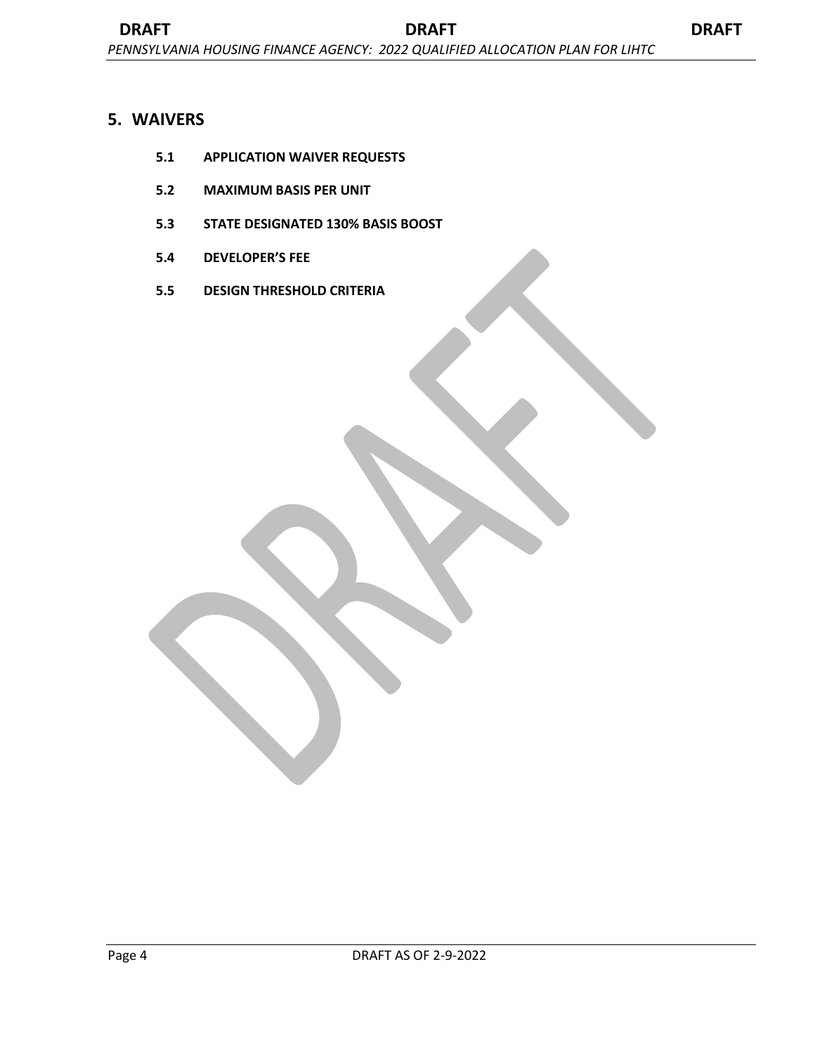## 5. WAIVERS

**5.1 APPLICATION WAIVER REQUESTS**

**5.2 MAXIMUM BASIS PER UNIT**

**5.3 STATE DESIGNATED 130% BASIS BOOST**

**5.4 DEVELOPER'S FEE**

**5.5 DESIGN THRESHOLD CRITERIA**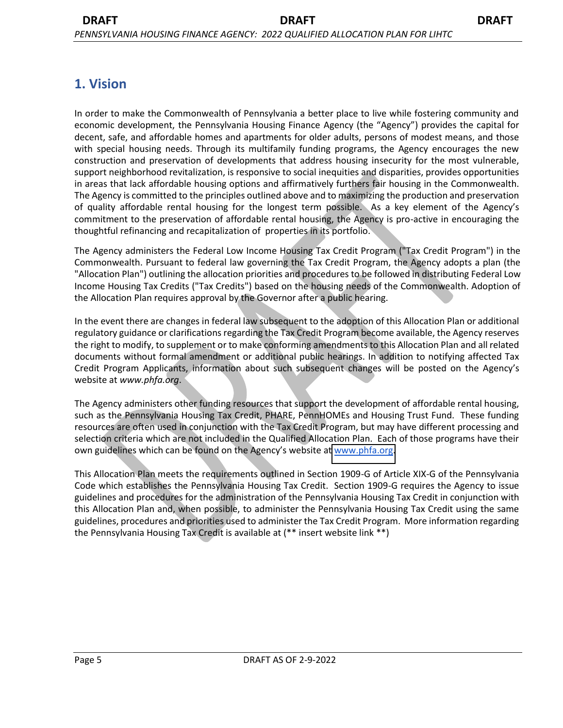# 1. Vision

In order to make the Commonwealth of Pennsylvania a better place to live while fostering community and economic development, the Pennsylvania Housing Finance Agency (the "Agency") provides the capital for decent, safe, and affordable homes and apartments for older adults, persons of modest means, and those with special housing needs. Through its multifamily funding programs, the Agency encourages the new construction and preservation of developments that address housing insecurity for the most vulnerable, support neighborhood revitalization, is responsive to social inequities and disparities, provides opportunities in areas that lack affordable housing options and affirmatively furthers fair housing in the Commonwealth. The Agency is committed to the principles outlined above and to maximizing the production and preservation of quality affordable rental housing for the longest term possible. As a key element of the Agency's commitment to the preservation of affordable rental housing, the Agency is pro-active in encouraging the thoughtful refinancing and recapitalization of properties in its portfolio.

The Agency administers the Federal Low Income Housing Tax Credit Program ("Tax Credit Program") in the Commonwealth. Pursuant to federal law governing the Tax Credit Program, the Agency adopts a plan (the "Allocation Plan") outlining the allocation priorities and procedures to be followed in distributing Federal Low Income Housing Tax Credits ("Tax Credits") based on the housing needs of the Commonwealth. Adoption of the Allocation Plan requires approval by the Governor after a public hearing.

In the event there are changes in federal law subsequent to the adoption of this Allocation Plan or additional regulatory guidance or clarifications regarding the Tax Credit Program become available, the Agency reserves the right to modify, to supplement or to make conforming amendments to this Allocation Plan and all related documents without formal amendment or additional public hearings. In addition to notifying affected Tax Credit Program Applicants, information about such subsequent changes will be posted on the Agency's website at *www.phfa.org*.

The Agency administers other funding resources that support the development of affordable rental housing, such as the Pennsylvania Housing Tax Credit, PHARE, PennHOMEs and Housing Trust Fund. These funding resources are often used in conjunction with the Tax Credit Program, but may have different processing and selection criteria which are not included in the Qualified Allocation Plan. Each of those programs have their own guidelines which can be found on the Agency's website at www.phfa.org.

This Allocation Plan meets the requirements outlined in Section 1909-G of Article XIX-G of the Pennsylvania Code which establishes the Pennsylvania Housing Tax Credit. Section 1909-G requires the Agency to issue guidelines and procedures for the administration of the Pennsylvania Housing Tax Credit in conjunction with this Allocation Plan and, when possible, to administer the Pennsylvania Housing Tax Credit using the same guidelines, procedures and priorities used to administer the Tax Credit Program. More information regarding the Pennsylvania Housing Tax Credit is available at (** insert website link **)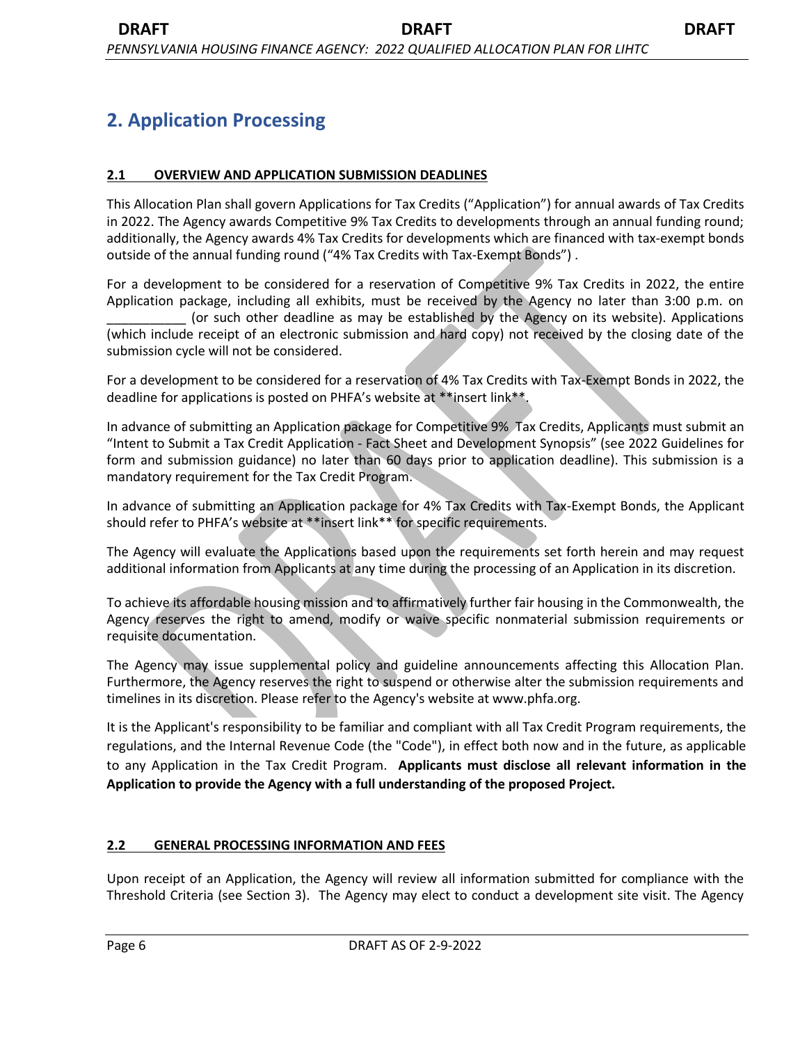## 2. Application Processing

### 2.1 OVERVIEW AND APPLICATION SUBMISSION DEADLINES

This Allocation Plan shall govern Applications for Tax Credits ("Application") for annual awards of Tax Credits in 2022. The Agency awards Competitive 9% Tax Credits to developments through an annual funding round; additionally, the Agency awards 4% Tax Credits for developments which are financed with tax-exempt bonds outside of the annual funding round ("4% Tax Credits with Tax-Exempt Bonds") .

For a development to be considered for a reservation of Competitive 9% Tax Credits in 2022, the entire Application package, including all exhibits, must be received by the Agency no later than 3:00 p.m. on ___________ (or such other deadline as may be established by the Agency on its website). Applications (which include receipt of an electronic submission and hard copy) not received by the closing date of the submission cycle will not be considered.

For a development to be considered for a reservation of 4% Tax Credits with Tax-Exempt Bonds in 2022, the deadline for applications is posted on PHFA's website at **insert link**.

In advance of submitting an Application package for Competitive 9% Tax Credits, Applicants must submit an "Intent to Submit a Tax Credit Application - Fact Sheet and Development Synopsis" (see 2022 Guidelines for form and submission guidance) no later than 60 days prior to application deadline). This submission is a mandatory requirement for the Tax Credit Program.

In advance of submitting an Application package for 4% Tax Credits with Tax-Exempt Bonds, the Applicant should refer to PHFA's website at **insert link** for specific requirements.

The Agency will evaluate the Applications based upon the requirements set forth herein and may request additional information from Applicants at any time during the processing of an Application in its discretion.

To achieve its affordable housing mission and to affirmatively further fair housing in the Commonwealth, the Agency reserves the right to amend, modify or waive specific nonmaterial submission requirements or requisite documentation.

The Agency may issue supplemental policy and guideline announcements affecting this Allocation Plan. Furthermore, the Agency reserves the right to suspend or otherwise alter the submission requirements and timelines in its discretion. Please refer to the Agency's website at www.phfa.org.

It is the Applicant's responsibility to be familiar and compliant with all Tax Credit Program requirements, the regulations, and the Internal Revenue Code (the "Code"), in effect both now and in the future, as applicable to any Application in the Tax Credit Program. **Applicants must disclose all relevant information in the Application to provide the Agency with a full understanding of the proposed Project.**

### 2.2 GENERAL PROCESSING INFORMATION AND FEES

Upon receipt of an Application, the Agency will review all information submitted for compliance with the Threshold Criteria (see Section 3). The Agency may elect to conduct a development site visit. The Agency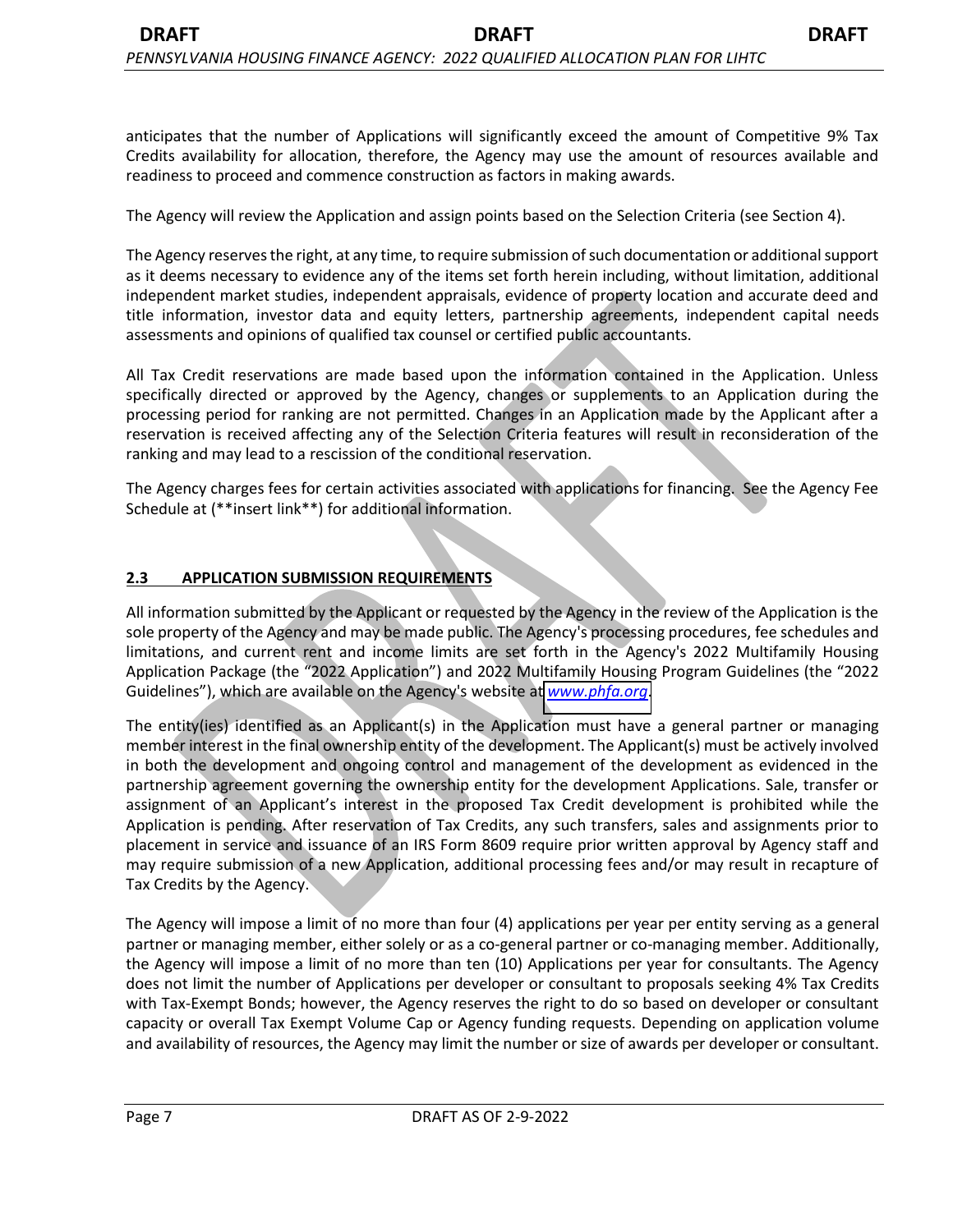anticipates that the number of Applications will significantly exceed the amount of Competitive 9% Tax Credits availability for allocation, therefore, the Agency may use the amount of resources available and readiness to proceed and commence construction as factors in making awards.

The Agency will review the Application and assign points based on the Selection Criteria (see Section 4).

The Agency reserves the right, at any time, to require submission of such documentation or additional support as it deems necessary to evidence any of the items set forth herein including, without limitation, additional independent market studies, independent appraisals, evidence of property location and accurate deed and title information, investor data and equity letters, partnership agreements, independent capital needs assessments and opinions of qualified tax counsel or certified public accountants.

All Tax Credit reservations are made based upon the information contained in the Application. Unless specifically directed or approved by the Agency, changes or supplements to an Application during the processing period for ranking are not permitted. Changes in an Application made by the Applicant after a reservation is received affecting any of the Selection Criteria features will result in reconsideration of the ranking and may lead to a rescission of the conditional reservation.

The Agency charges fees for certain activities associated with applications for financing. See the Agency Fee Schedule at (**insert link**) for additional information.

## 2.3 APPLICATION SUBMISSION REQUIREMENTS

All information submitted by the Applicant or requested by the Agency in the review of the Application is the sole property of the Agency and may be made public. The Agency's processing procedures, fee schedules and limitations, and current rent and income limits are set forth in the Agency's 2022 Multifamily Housing Application Package (the "2022 Application") and 2022 Multifamily Housing Program Guidelines (the "2022 Guidelines"), which are available on the Agency's website at *www.phfa.org*.

The entity(ies) identified as an Applicant(s) in the Application must have a general partner or managing member interest in the final ownership entity of the development. The Applicant(s) must be actively involved in both the development and ongoing control and management of the development as evidenced in the partnership agreement governing the ownership entity for the development Applications. Sale, transfer or assignment of an Applicant's interest in the proposed Tax Credit development is prohibited while the Application is pending. After reservation of Tax Credits, any such transfers, sales and assignments prior to placement in service and issuance of an IRS Form 8609 require prior written approval by Agency staff and may require submission of a new Application, additional processing fees and/or may result in recapture of Tax Credits by the Agency.

The Agency will impose a limit of no more than four (4) applications per year per entity serving as a general partner or managing member, either solely or as a co-general partner or co-managing member. Additionally, the Agency will impose a limit of no more than ten (10) Applications per year for consultants. The Agency does not limit the number of Applications per developer or consultant to proposals seeking 4% Tax Credits with Tax-Exempt Bonds; however, the Agency reserves the right to do so based on developer or consultant capacity or overall Tax Exempt Volume Cap or Agency funding requests. Depending on application volume and availability of resources, the Agency may limit the number or size of awards per developer or consultant.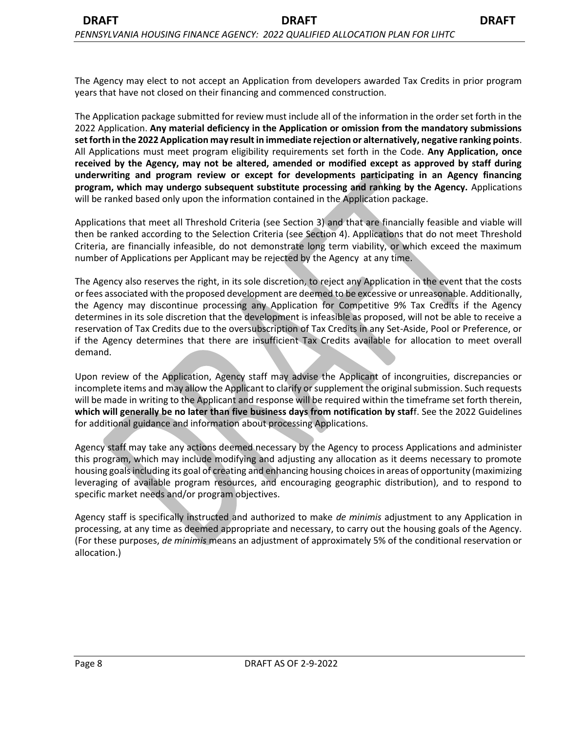The Agency may elect to not accept an Application from developers awarded Tax Credits in prior program years that have not closed on their financing and commenced construction.

The Application package submitted for review must include all of the information in the order set forth in the 2022 Application. **Any material deficiency in the Application or omission from the mandatory submissions set forth in the 2022 Application may result in immediate rejection or alternatively, negative ranking points**. All Applications must meet program eligibility requirements set forth in the Code. **Any Application, once received by the Agency, may not be altered, amended or modified except as approved by staff during underwriting and program review or except for developments participating in an Agency financing program, which may undergo subsequent substitute processing and ranking by the Agency.** Applications will be ranked based only upon the information contained in the Application package.

Applications that meet all Threshold Criteria (see Section 3) and that are financially feasible and viable will then be ranked according to the Selection Criteria (see Section 4). Applications that do not meet Threshold Criteria, are financially infeasible, do not demonstrate long term viability, or which exceed the maximum number of Applications per Applicant may be rejected by the Agency at any time.

The Agency also reserves the right, in its sole discretion, to reject any Application in the event that the costs or fees associated with the proposed development are deemed to be excessive or unreasonable. Additionally, the Agency may discontinue processing any Application for Competitive 9% Tax Credits if the Agency determines in its sole discretion that the development is infeasible as proposed, will not be able to receive a reservation of Tax Credits due to the oversubscription of Tax Credits in any Set-Aside, Pool or Preference, or if the Agency determines that there are insufficient Tax Credits available for allocation to meet overall demand.

Upon review of the Application, Agency staff may advise the Applicant of incongruities, discrepancies or incomplete items and may allow the Applicant to clarify or supplement the original submission. Such requests will be made in writing to the Applicant and response will be required within the timeframe set forth therein, **which will generally be no later than five business days from notification by staf**f. See the 2022 Guidelines for additional guidance and information about processing Applications.

Agency staff may take any actions deemed necessary by the Agency to process Applications and administer this program, which may include modifying and adjusting any allocation as it deems necessary to promote housing goals including its goal of creating and enhancing housing choices in areas of opportunity (maximizing leveraging of available program resources, and encouraging geographic distribution), and to respond to specific market needs and/or program objectives.

Agency staff is specifically instructed and authorized to make *de minimis* adjustment to any Application in processing, at any time as deemed appropriate and necessary, to carry out the housing goals of the Agency. (For these purposes, *de minimis* means an adjustment of approximately 5% of the conditional reservation or allocation.)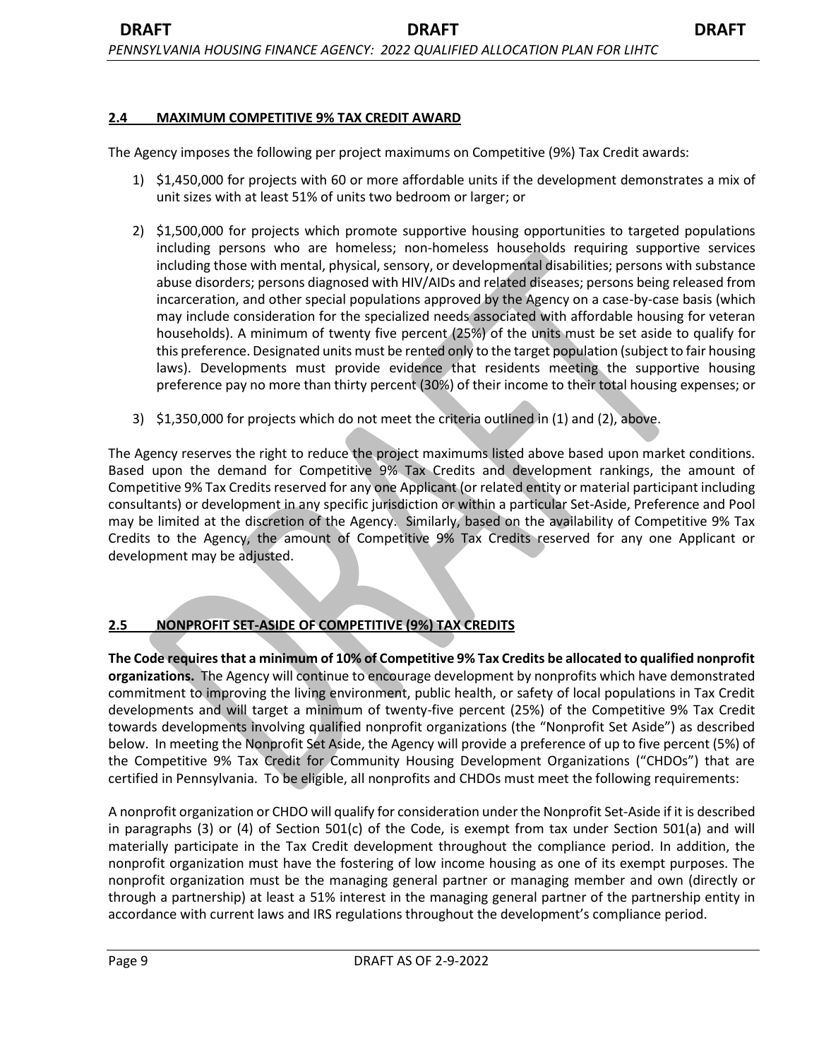## 2.4 MAXIMUM COMPETITIVE 9% TAX CREDIT AWARD

The Agency imposes the following per project maximums on Competitive (9%) Tax Credit awards:

1) $1,450,000 for projects with 60 or more affordable units if the development demonstrates a mix of unit sizes with at least 51% of units two bedroom or larger; or

2) $1,500,000 for projects which promote supportive housing opportunities to targeted populations including persons who are homeless; non-homeless households requiring supportive services including those with mental, physical, sensory, or developmental disabilities; persons with substance abuse disorders; persons diagnosed with HIV/AIDs and related diseases; persons being released from incarceration, and other special populations approved by the Agency on a case-by-case basis (which may include consideration for the specialized needs associated with affordable housing for veteran households). A minimum of twenty five percent (25%) of the units must be set aside to qualify for this preference. Designated units must be rented only to the target population (subject to fair housing laws). Developments must provide evidence that residents meeting the supportive housing preference pay no more than thirty percent (30%) of their income to their total housing expenses; or

3) $1,350,000 for projects which do not meet the criteria outlined in (1) and (2), above.

The Agency reserves the right to reduce the project maximums listed above based upon market conditions. Based upon the demand for Competitive 9% Tax Credits and development rankings, the amount of Competitive 9% Tax Credits reserved for any one Applicant (or related entity or material participant including consultants) or development in any specific jurisdiction or within a particular Set-Aside, Preference and Pool may be limited at the discretion of the Agency. Similarly, based on the availability of Competitive 9% Tax Credits to the Agency, the amount of Competitive 9% Tax Credits reserved for any one Applicant or development may be adjusted.

## 2.5 NONPROFIT SET-ASIDE OF COMPETITIVE (9%) TAX CREDITS

**The Code requires that a minimum of 10% of Competitive 9% Tax Credits be allocated to qualified nonprofit organizations.** The Agency will continue to encourage development by nonprofits which have demonstrated commitment to improving the living environment, public health, or safety of local populations in Tax Credit developments and will target a minimum of twenty-five percent (25%) of the Competitive 9% Tax Credit towards developments involving qualified nonprofit organizations (the "Nonprofit Set Aside") as described below. In meeting the Nonprofit Set Aside, the Agency will provide a preference of up to five percent (5%) of the Competitive 9% Tax Credit for Community Housing Development Organizations ("CHDOs") that are certified in Pennsylvania. To be eligible, all nonprofits and CHDOs must meet the following requirements:

A nonprofit organization or CHDO will qualify for consideration under the Nonprofit Set-Aside if it is described in paragraphs (3) or (4) of Section 501(c) of the Code, is exempt from tax under Section 501(a) and will materially participate in the Tax Credit development throughout the compliance period. In addition, the nonprofit organization must have the fostering of low income housing as one of its exempt purposes. The nonprofit organization must be the managing general partner or managing member and own (directly or through a partnership) at least a 51% interest in the managing general partner of the partnership entity in accordance with current laws and IRS regulations throughout the development's compliance period.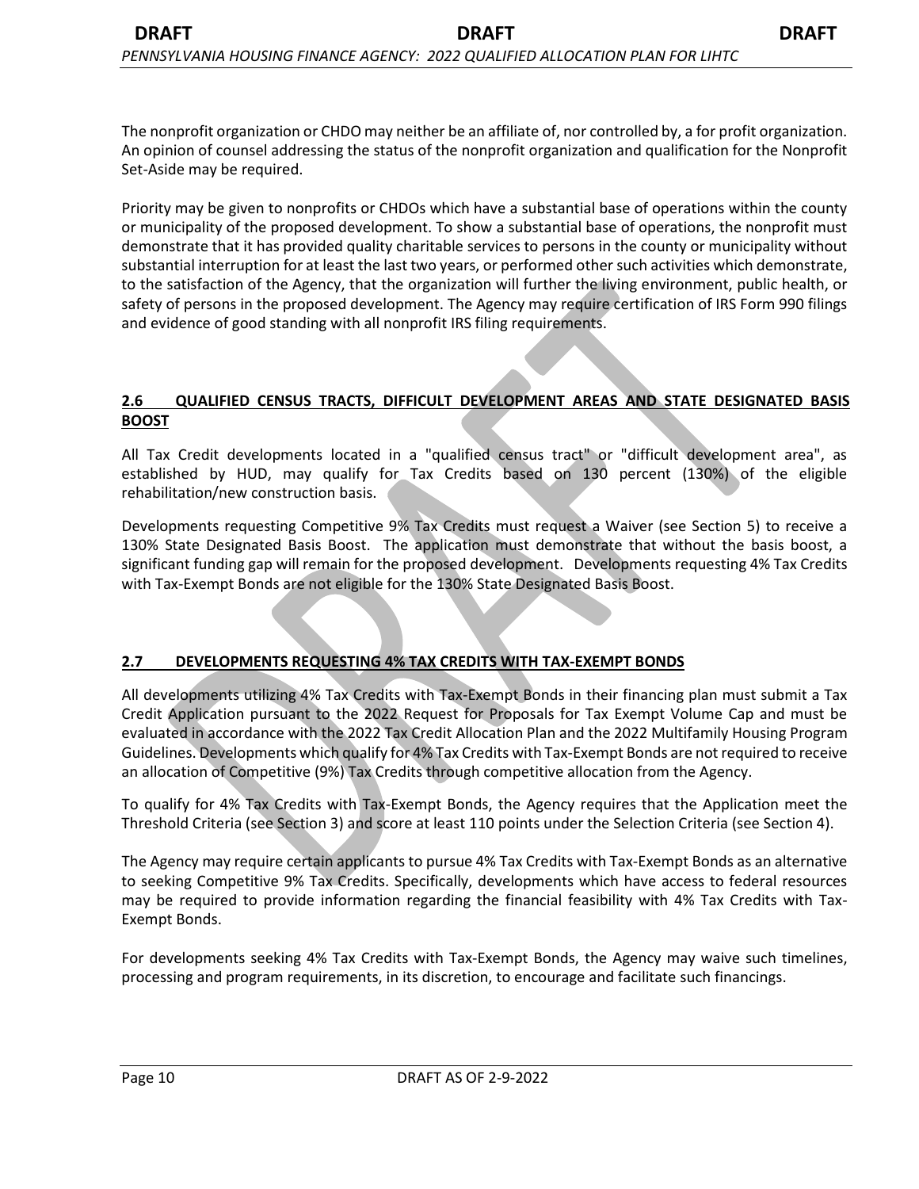The nonprofit organization or CHDO may neither be an affiliate of, nor controlled by, a for profit organization. An opinion of counsel addressing the status of the nonprofit organization and qualification for the Nonprofit Set-Aside may be required.

Priority may be given to nonprofits or CHDOs which have a substantial base of operations within the county or municipality of the proposed development. To show a substantial base of operations, the nonprofit must demonstrate that it has provided quality charitable services to persons in the county or municipality without substantial interruption for at least the last two years, or performed other such activities which demonstrate, to the satisfaction of the Agency, that the organization will further the living environment, public health, or safety of persons in the proposed development. The Agency may require certification of IRS Form 990 filings and evidence of good standing with all nonprofit IRS filing requirements.

## 2.6 QUALIFIED CENSUS TRACTS, DIFFICULT DEVELOPMENT AREAS AND STATE DESIGNATED BASIS BOOST

All Tax Credit developments located in a "qualified census tract" or "difficult development area", as established by HUD, may qualify for Tax Credits based on 130 percent (130%) of the eligible rehabilitation/new construction basis.

Developments requesting Competitive 9% Tax Credits must request a Waiver (see Section 5) to receive a 130% State Designated Basis Boost. The application must demonstrate that without the basis boost, a significant funding gap will remain for the proposed development. Developments requesting 4% Tax Credits with Tax-Exempt Bonds are not eligible for the 130% State Designated Basis Boost.

## 2.7 DEVELOPMENTS REQUESTING 4% TAX CREDITS WITH TAX-EXEMPT BONDS

All developments utilizing 4% Tax Credits with Tax-Exempt Bonds in their financing plan must submit a Tax Credit Application pursuant to the 2022 Request for Proposals for Tax Exempt Volume Cap and must be evaluated in accordance with the 2022 Tax Credit Allocation Plan and the 2022 Multifamily Housing Program Guidelines. Developments which qualify for 4% Tax Credits with Tax-Exempt Bonds are not required to receive an allocation of Competitive (9%) Tax Credits through competitive allocation from the Agency.

To qualify for 4% Tax Credits with Tax-Exempt Bonds, the Agency requires that the Application meet the Threshold Criteria (see Section 3) and score at least 110 points under the Selection Criteria (see Section 4).

The Agency may require certain applicants to pursue 4% Tax Credits with Tax-Exempt Bonds as an alternative to seeking Competitive 9% Tax Credits. Specifically, developments which have access to federal resources may be required to provide information regarding the financial feasibility with 4% Tax Credits with Tax-Exempt Bonds.

For developments seeking 4% Tax Credits with Tax-Exempt Bonds, the Agency may waive such timelines, processing and program requirements, in its discretion, to encourage and facilitate such financings.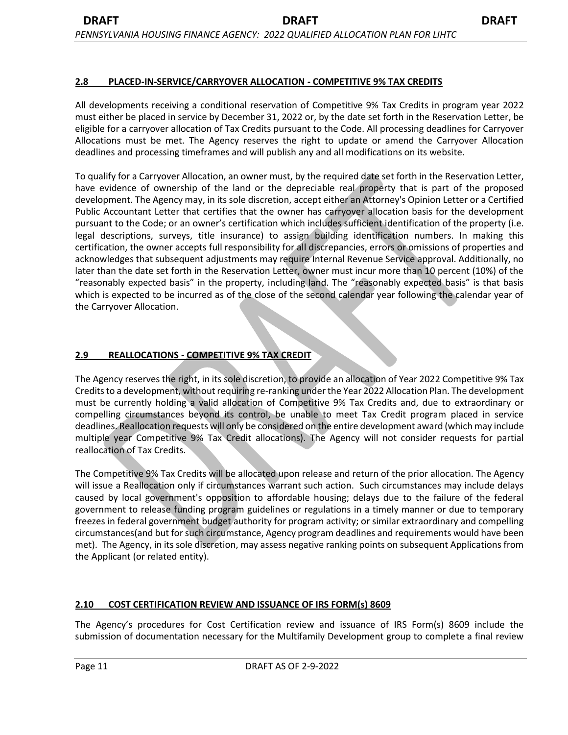## 2.8 PLACED-IN-SERVICE/CARRYOVER ALLOCATION - COMPETITIVE 9% TAX CREDITS

All developments receiving a conditional reservation of Competitive 9% Tax Credits in program year 2022 must either be placed in service by December 31, 2022 or, by the date set forth in the Reservation Letter, be eligible for a carryover allocation of Tax Credits pursuant to the Code. All processing deadlines for Carryover Allocations must be met. The Agency reserves the right to update or amend the Carryover Allocation deadlines and processing timeframes and will publish any and all modifications on its website.

To qualify for a Carryover Allocation, an owner must, by the required date set forth in the Reservation Letter, have evidence of ownership of the land or the depreciable real property that is part of the proposed development. The Agency may, in its sole discretion, accept either an Attorney's Opinion Letter or a Certified Public Accountant Letter that certifies that the owner has carryover allocation basis for the development pursuant to the Code; or an owner's certification which includes sufficient identification of the property (i.e. legal descriptions, surveys, title insurance) to assign building identification numbers. In making this certification, the owner accepts full responsibility for all discrepancies, errors or omissions of properties and acknowledges that subsequent adjustments may require Internal Revenue Service approval. Additionally, no later than the date set forth in the Reservation Letter, owner must incur more than 10 percent (10%) of the "reasonably expected basis" in the property, including land. The "reasonably expected basis" is that basis which is expected to be incurred as of the close of the second calendar year following the calendar year of the Carryover Allocation.

## 2.9 REALLOCATIONS - COMPETITIVE 9% TAX CREDIT

The Agency reserves the right, in its sole discretion, to provide an allocation of Year 2022 Competitive 9% Tax Credits to a development, without requiring re-ranking under the Year 2022 Allocation Plan. The development must be currently holding a valid allocation of Competitive 9% Tax Credits and, due to extraordinary or compelling circumstances beyond its control, be unable to meet Tax Credit program placed in service deadlines. Reallocation requests will only be considered on the entire development award (which may include multiple year Competitive 9% Tax Credit allocations). The Agency will not consider requests for partial reallocation of Tax Credits.

The Competitive 9% Tax Credits will be allocated upon release and return of the prior allocation. The Agency will issue a Reallocation only if circumstances warrant such action. Such circumstances may include delays caused by local government's opposition to affordable housing; delays due to the failure of the federal government to release funding program guidelines or regulations in a timely manner or due to temporary freezes in federal government budget authority for program activity; or similar extraordinary and compelling circumstances(and but for such circumstance, Agency program deadlines and requirements would have been met). The Agency, in its sole discretion, may assess negative ranking points on subsequent Applications from the Applicant (or related entity).

## 2.10 COST CERTIFICATION REVIEW AND ISSUANCE OF IRS FORM(s) 8609

The Agency's procedures for Cost Certification review and issuance of IRS Form(s) 8609 include the submission of documentation necessary for the Multifamily Development group to complete a final review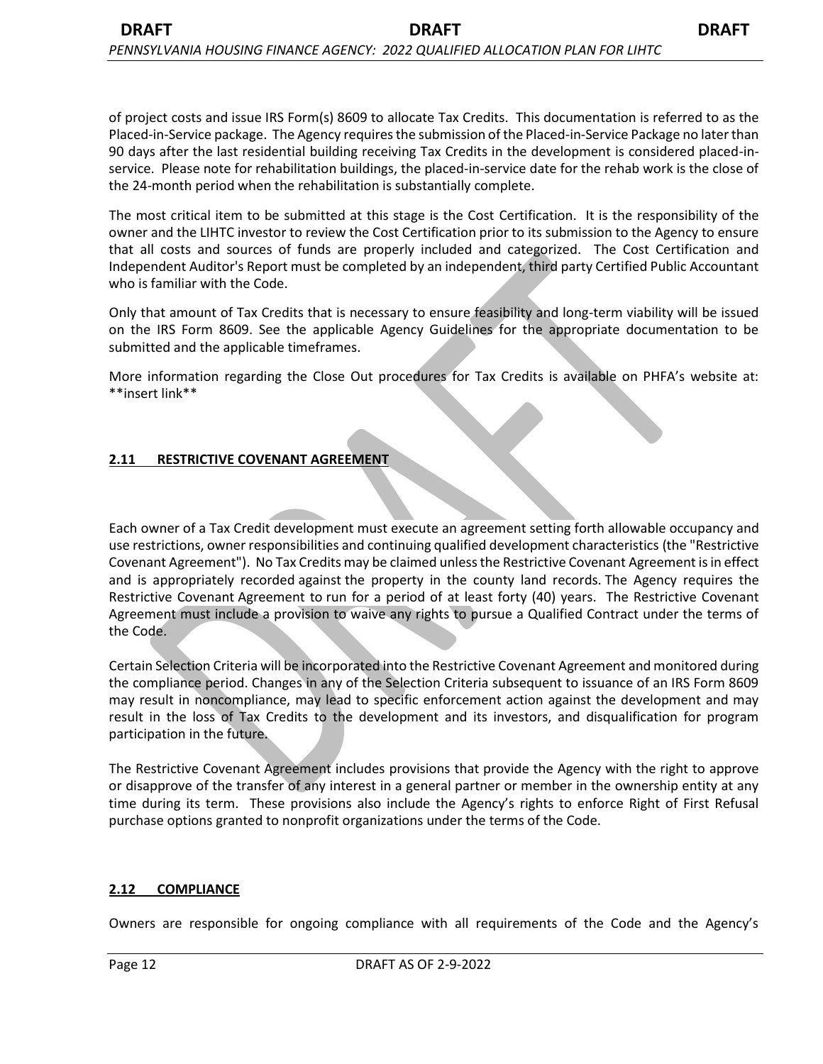of project costs and issue IRS Form(s) 8609 to allocate Tax Credits. This documentation is referred to as the Placed-in-Service package. The Agency requires the submission of the Placed-in-Service Package no later than 90 days after the last residential building receiving Tax Credits in the development is considered placed-in-service. Please note for rehabilitation buildings, the placed-in-service date for the rehab work is the close of the 24-month period when the rehabilitation is substantially complete.

The most critical item to be submitted at this stage is the Cost Certification. It is the responsibility of the owner and the LIHTC investor to review the Cost Certification prior to its submission to the Agency to ensure that all costs and sources of funds are properly included and categorized. The Cost Certification and Independent Auditor's Report must be completed by an independent, third party Certified Public Accountant who is familiar with the Code.

Only that amount of Tax Credits that is necessary to ensure feasibility and long-term viability will be issued on the IRS Form 8609. See the applicable Agency Guidelines for the appropriate documentation to be submitted and the applicable timeframes.

More information regarding the Close Out procedures for Tax Credits is available on PHFA's website at: **insert link**

## 2.11 RESTRICTIVE COVENANT AGREEMENT

Each owner of a Tax Credit development must execute an agreement setting forth allowable occupancy and use restrictions, owner responsibilities and continuing qualified development characteristics (the "Restrictive Covenant Agreement"). No Tax Credits may be claimed unless the Restrictive Covenant Agreement is in effect and is appropriately recorded against the property in the county land records. The Agency requires the Restrictive Covenant Agreement to run for a period of at least forty (40) years. The Restrictive Covenant Agreement must include a provision to waive any rights to pursue a Qualified Contract under the terms of the Code.

Certain Selection Criteria will be incorporated into the Restrictive Covenant Agreement and monitored during the compliance period. Changes in any of the Selection Criteria subsequent to issuance of an IRS Form 8609 may result in noncompliance, may lead to specific enforcement action against the development and may result in the loss of Tax Credits to the development and its investors, and disqualification for program participation in the future.

The Restrictive Covenant Agreement includes provisions that provide the Agency with the right to approve or disapprove of the transfer of any interest in a general partner or member in the ownership entity at any time during its term. These provisions also include the Agency's rights to enforce Right of First Refusal purchase options granted to nonprofit organizations under the terms of the Code.

## 2.12 COMPLIANCE

Owners are responsible for ongoing compliance with all requirements of the Code and the Agency's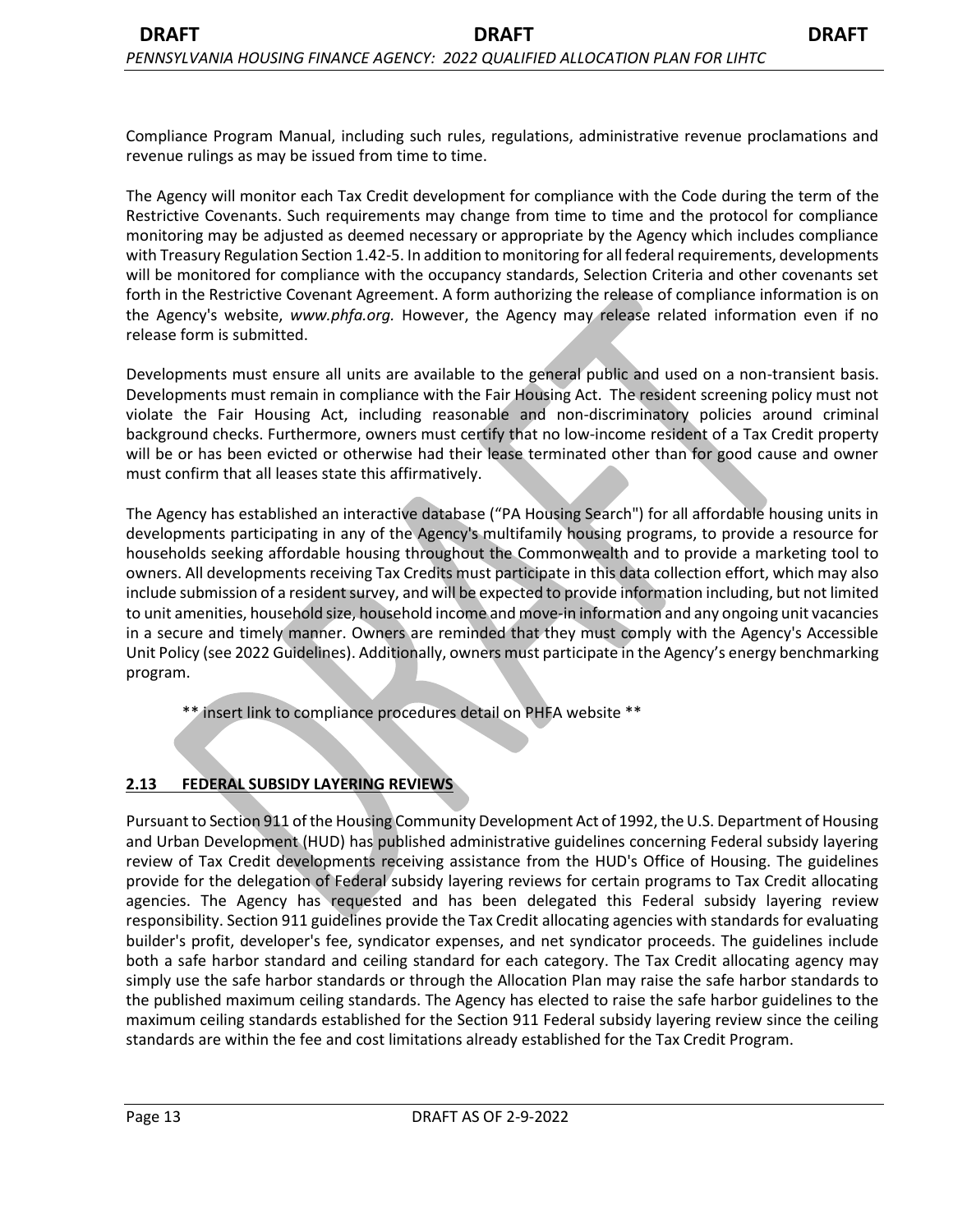Compliance Program Manual, including such rules, regulations, administrative revenue proclamations and revenue rulings as may be issued from time to time.

The Agency will monitor each Tax Credit development for compliance with the Code during the term of the Restrictive Covenants. Such requirements may change from time to time and the protocol for compliance monitoring may be adjusted as deemed necessary or appropriate by the Agency which includes compliance with Treasury Regulation Section 1.42-5. In addition to monitoring for all federal requirements, developments will be monitored for compliance with the occupancy standards, Selection Criteria and other covenants set forth in the Restrictive Covenant Agreement. A form authorizing the release of compliance information is on the Agency's website, *www.phfa.org.* However, the Agency may release related information even if no release form is submitted.

Developments must ensure all units are available to the general public and used on a non-transient basis. Developments must remain in compliance with the Fair Housing Act. The resident screening policy must not violate the Fair Housing Act, including reasonable and non-discriminatory policies around criminal background checks. Furthermore, owners must certify that no low-income resident of a Tax Credit property will be or has been evicted or otherwise had their lease terminated other than for good cause and owner must confirm that all leases state this affirmatively.

The Agency has established an interactive database ("PA Housing Search") for all affordable housing units in developments participating in any of the Agency's multifamily housing programs, to provide a resource for households seeking affordable housing throughout the Commonwealth and to provide a marketing tool to owners. All developments receiving Tax Credits must participate in this data collection effort, which may also include submission of a resident survey, and will be expected to provide information including, but not limited to unit amenities, household size, household income and move-in information and any ongoing unit vacancies in a secure and timely manner. Owners are reminded that they must comply with the Agency's Accessible Unit Policy (see 2022 Guidelines). Additionally, owners must participate in the Agency's energy benchmarking program.

** insert link to compliance procedures detail on PHFA website **

## 2.13 FEDERAL SUBSIDY LAYERING REVIEWS

Pursuant to Section 911 of the Housing Community Development Act of 1992, the U.S. Department of Housing and Urban Development (HUD) has published administrative guidelines concerning Federal subsidy layering review of Tax Credit developments receiving assistance from the HUD's Office of Housing. The guidelines provide for the delegation of Federal subsidy layering reviews for certain programs to Tax Credit allocating agencies. The Agency has requested and has been delegated this Federal subsidy layering review responsibility. Section 911 guidelines provide the Tax Credit allocating agencies with standards for evaluating builder's profit, developer's fee, syndicator expenses, and net syndicator proceeds. The guidelines include both a safe harbor standard and ceiling standard for each category. The Tax Credit allocating agency may simply use the safe harbor standards or through the Allocation Plan may raise the safe harbor standards to the published maximum ceiling standards. The Agency has elected to raise the safe harbor guidelines to the maximum ceiling standards established for the Section 911 Federal subsidy layering review since the ceiling standards are within the fee and cost limitations already established for the Tax Credit Program.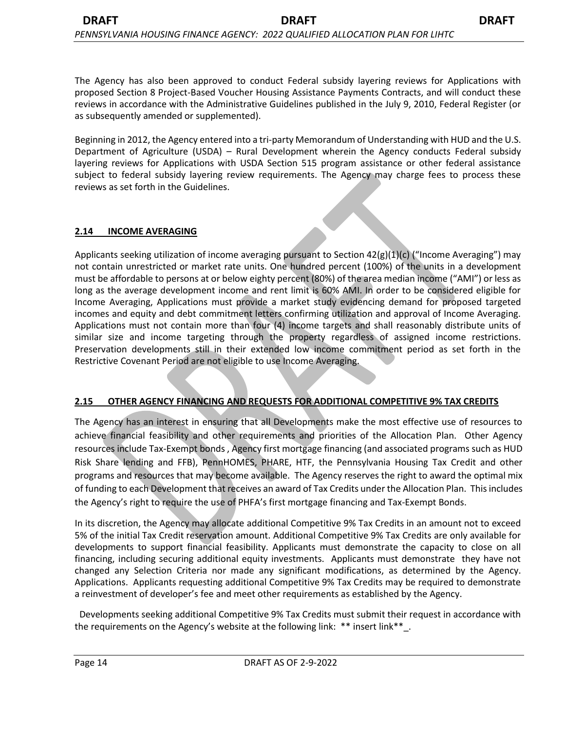The Agency has also been approved to conduct Federal subsidy layering reviews for Applications with proposed Section 8 Project-Based Voucher Housing Assistance Payments Contracts, and will conduct these reviews in accordance with the Administrative Guidelines published in the July 9, 2010, Federal Register (or as subsequently amended or supplemented).

Beginning in 2012, the Agency entered into a tri-party Memorandum of Understanding with HUD and the U.S. Department of Agriculture (USDA) – Rural Development wherein the Agency conducts Federal subsidy layering reviews for Applications with USDA Section 515 program assistance or other federal assistance subject to federal subsidy layering review requirements. The Agency may charge fees to process these reviews as set forth in the Guidelines.

## 2.14 INCOME AVERAGING

Applicants seeking utilization of income averaging pursuant to Section 42(g)(1)(c) ("Income Averaging") may not contain unrestricted or market rate units. One hundred percent (100%) of the units in a development must be affordable to persons at or below eighty percent (80%) of the area median income ("AMI") or less as long as the average development income and rent limit is 60% AMI. In order to be considered eligible for Income Averaging, Applications must provide a market study evidencing demand for proposed targeted incomes and equity and debt commitment letters confirming utilization and approval of Income Averaging. Applications must not contain more than four (4) income targets and shall reasonably distribute units of similar size and income targeting through the property regardless of assigned income restrictions. Preservation developments still in their extended low income commitment period as set forth in the Restrictive Covenant Period are not eligible to use Income Averaging.

## 2.15 OTHER AGENCY FINANCING AND REQUESTS FOR ADDITIONAL COMPETITIVE 9% TAX CREDITS

The Agency has an interest in ensuring that all Developments make the most effective use of resources to achieve financial feasibility and other requirements and priorities of the Allocation Plan. Other Agency resources include Tax-Exempt bonds , Agency first mortgage financing (and associated programs such as HUD Risk Share lending and FFB), PennHOMES, PHARE, HTF, the Pennsylvania Housing Tax Credit and other programs and resources that may become available. The Agency reserves the right to award the optimal mix of funding to each Development that receives an award of Tax Credits under the Allocation Plan. This includes the Agency's right to require the use of PHFA's first mortgage financing and Tax-Exempt Bonds.

In its discretion, the Agency may allocate additional Competitive 9% Tax Credits in an amount not to exceed 5% of the initial Tax Credit reservation amount. Additional Competitive 9% Tax Credits are only available for developments to support financial feasibility. Applicants must demonstrate the capacity to close on all financing, including securing additional equity investments. Applicants must demonstrate they have not changed any Selection Criteria nor made any significant modifications, as determined by the Agency. Applications. Applicants requesting additional Competitive 9% Tax Credits may be required to demonstrate a reinvestment of developer's fee and meet other requirements as established by the Agency.

Developments seeking additional Competitive 9% Tax Credits must submit their request in accordance with the requirements on the Agency's website at the following link: ** insert link**_.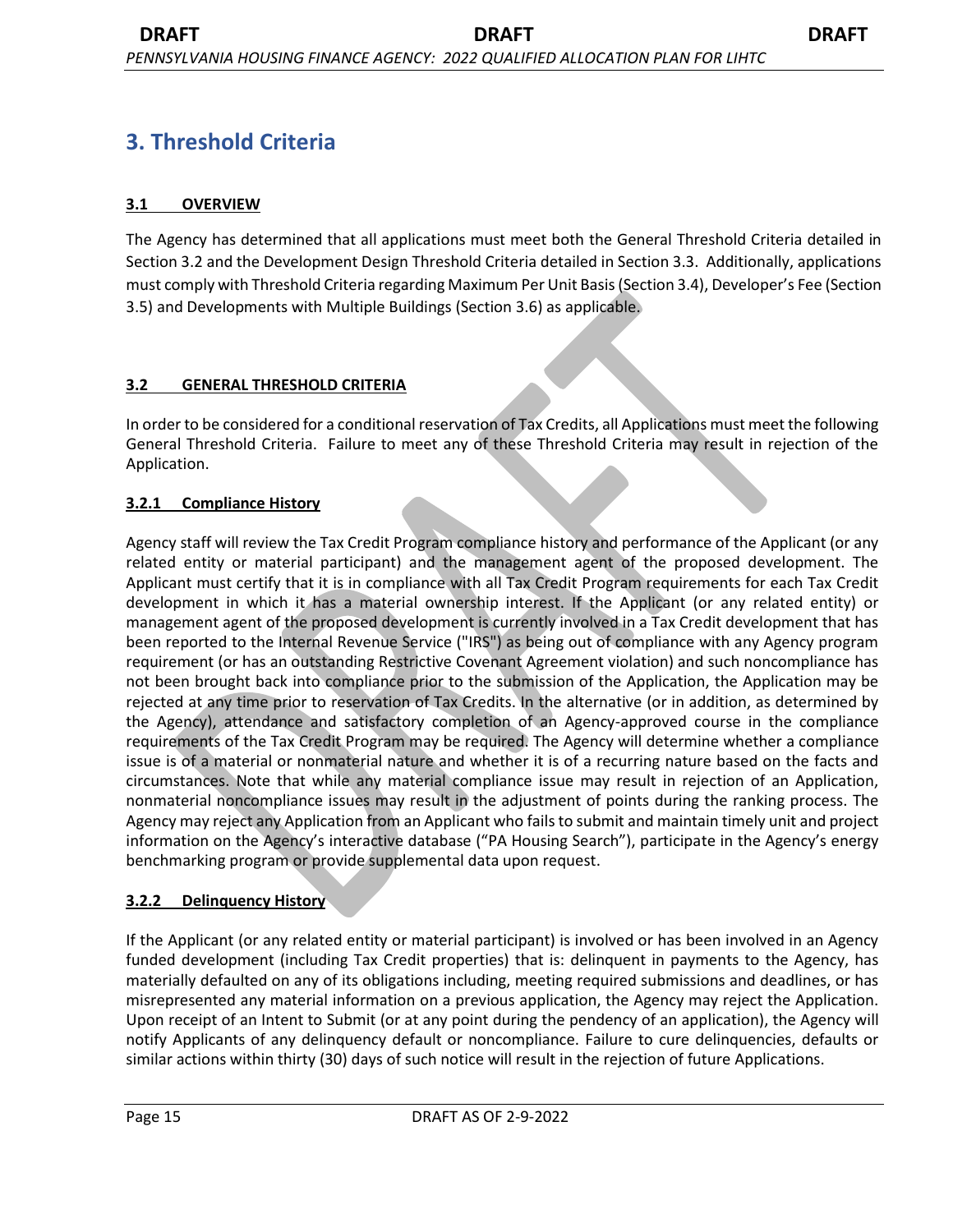# 3. Threshold Criteria

## 3.1 OVERVIEW

The Agency has determined that all applications must meet both the General Threshold Criteria detailed in Section 3.2 and the Development Design Threshold Criteria detailed in Section 3.3. Additionally, applications must comply with Threshold Criteria regarding Maximum Per Unit Basis (Section 3.4), Developer's Fee (Section 3.5) and Developments with Multiple Buildings (Section 3.6) as applicable.

## 3.2 GENERAL THRESHOLD CRITERIA

In order to be considered for a conditional reservation of Tax Credits, all Applications must meet the following General Threshold Criteria. Failure to meet any of these Threshold Criteria may result in rejection of the Application.

### 3.2.1 Compliance History

Agency staff will review the Tax Credit Program compliance history and performance of the Applicant (or any related entity or material participant) and the management agent of the proposed development. The Applicant must certify that it is in compliance with all Tax Credit Program requirements for each Tax Credit development in which it has a material ownership interest. If the Applicant (or any related entity) or management agent of the proposed development is currently involved in a Tax Credit development that has been reported to the Internal Revenue Service ("IRS") as being out of compliance with any Agency program requirement (or has an outstanding Restrictive Covenant Agreement violation) and such noncompliance has not been brought back into compliance prior to the submission of the Application, the Application may be rejected at any time prior to reservation of Tax Credits. In the alternative (or in addition, as determined by the Agency), attendance and satisfactory completion of an Agency-approved course in the compliance requirements of the Tax Credit Program may be required. The Agency will determine whether a compliance issue is of a material or nonmaterial nature and whether it is of a recurring nature based on the facts and circumstances. Note that while any material compliance issue may result in rejection of an Application, nonmaterial noncompliance issues may result in the adjustment of points during the ranking process. The Agency may reject any Application from an Applicant who fails to submit and maintain timely unit and project information on the Agency's interactive database ("PA Housing Search"), participate in the Agency's energy benchmarking program or provide supplemental data upon request.

### 3.2.2 Delinquency History

If the Applicant (or any related entity or material participant) is involved or has been involved in an Agency funded development (including Tax Credit properties) that is: delinquent in payments to the Agency, has materially defaulted on any of its obligations including, meeting required submissions and deadlines, or has misrepresented any material information on a previous application, the Agency may reject the Application. Upon receipt of an Intent to Submit (or at any point during the pendency of an application), the Agency will notify Applicants of any delinquency default or noncompliance. Failure to cure delinquencies, defaults or similar actions within thirty (30) days of such notice will result in the rejection of future Applications.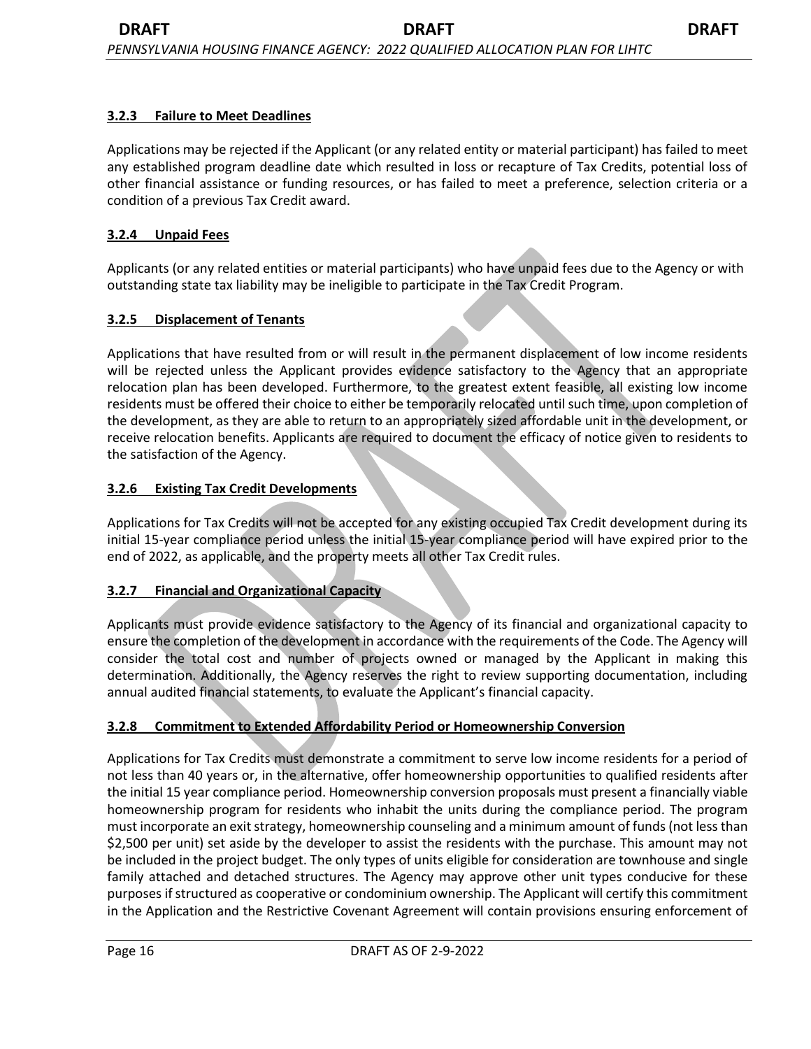### 3.2.3 Failure to Meet Deadlines

Applications may be rejected if the Applicant (or any related entity or material participant) has failed to meet any established program deadline date which resulted in loss or recapture of Tax Credits, potential loss of other financial assistance or funding resources, or has failed to meet a preference, selection criteria or a condition of a previous Tax Credit award.

### 3.2.4 Unpaid Fees

Applicants (or any related entities or material participants) who have unpaid fees due to the Agency or with outstanding state tax liability may be ineligible to participate in the Tax Credit Program.

### 3.2.5 Displacement of Tenants

Applications that have resulted from or will result in the permanent displacement of low income residents will be rejected unless the Applicant provides evidence satisfactory to the Agency that an appropriate relocation plan has been developed. Furthermore, to the greatest extent feasible, all existing low income residents must be offered their choice to either be temporarily relocated until such time, upon completion of the development, as they are able to return to an appropriately sized affordable unit in the development, or receive relocation benefits. Applicants are required to document the efficacy of notice given to residents to the satisfaction of the Agency.

### 3.2.6 Existing Tax Credit Developments

Applications for Tax Credits will not be accepted for any existing occupied Tax Credit development during its initial 15-year compliance period unless the initial 15-year compliance period will have expired prior to the end of 2022, as applicable, and the property meets all other Tax Credit rules.

### 3.2.7 Financial and Organizational Capacity

Applicants must provide evidence satisfactory to the Agency of its financial and organizational capacity to ensure the completion of the development in accordance with the requirements of the Code. The Agency will consider the total cost and number of projects owned or managed by the Applicant in making this determination. Additionally, the Agency reserves the right to review supporting documentation, including annual audited financial statements, to evaluate the Applicant's financial capacity.

### 3.2.8 Commitment to Extended Affordability Period or Homeownership Conversion

Applications for Tax Credits must demonstrate a commitment to serve low income residents for a period of not less than 40 years or, in the alternative, offer homeownership opportunities to qualified residents after the initial 15 year compliance period. Homeownership conversion proposals must present a financially viable homeownership program for residents who inhabit the units during the compliance period. The program must incorporate an exit strategy, homeownership counseling and a minimum amount of funds (not less than $2,500 per unit) set aside by the developer to assist the residents with the purchase. This amount may not be included in the project budget. The only types of units eligible for consideration are townhouse and single family attached and detached structures. The Agency may approve other unit types conducive for these purposes if structured as cooperative or condominium ownership. The Applicant will certify this commitment in the Application and the Restrictive Covenant Agreement will contain provisions ensuring enforcement of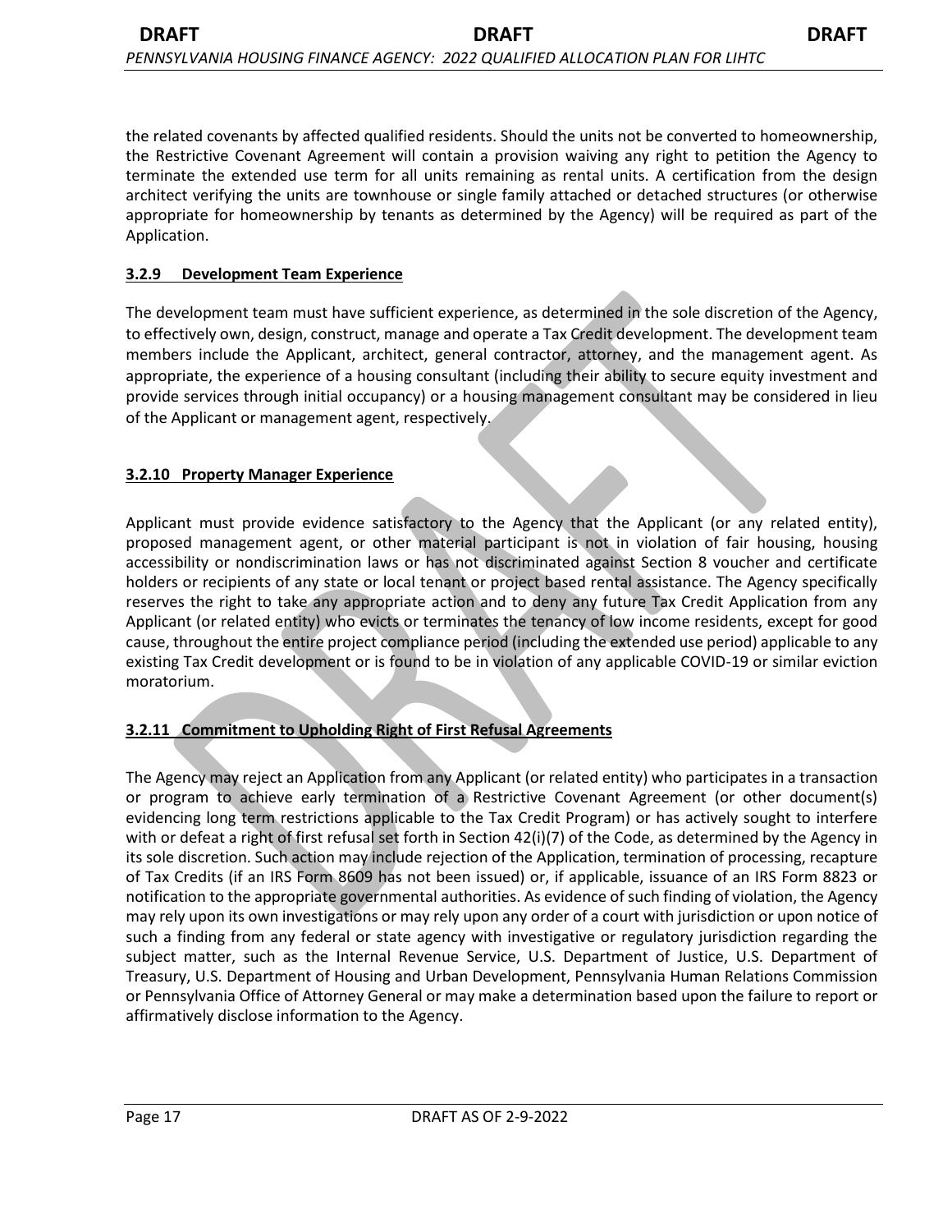the related covenants by affected qualified residents. Should the units not be converted to homeownership, the Restrictive Covenant Agreement will contain a provision waiving any right to petition the Agency to terminate the extended use term for all units remaining as rental units. A certification from the design architect verifying the units are townhouse or single family attached or detached structures (or otherwise appropriate for homeownership by tenants as determined by the Agency) will be required as part of the Application.

### 3.2.9 Development Team Experience

The development team must have sufficient experience, as determined in the sole discretion of the Agency, to effectively own, design, construct, manage and operate a Tax Credit development. The development team members include the Applicant, architect, general contractor, attorney, and the management agent. As appropriate, the experience of a housing consultant (including their ability to secure equity investment and provide services through initial occupancy) or a housing management consultant may be considered in lieu of the Applicant or management agent, respectively.

### 3.2.10 Property Manager Experience

Applicant must provide evidence satisfactory to the Agency that the Applicant (or any related entity), proposed management agent, or other material participant is not in violation of fair housing, housing accessibility or nondiscrimination laws or has not discriminated against Section 8 voucher and certificate holders or recipients of any state or local tenant or project based rental assistance. The Agency specifically reserves the right to take any appropriate action and to deny any future Tax Credit Application from any Applicant (or related entity) who evicts or terminates the tenancy of low income residents, except for good cause, throughout the entire project compliance period (including the extended use period) applicable to any existing Tax Credit development or is found to be in violation of any applicable COVID-19 or similar eviction moratorium.

### 3.2.11 Commitment to Upholding Right of First Refusal Agreements

The Agency may reject an Application from any Applicant (or related entity) who participates in a transaction or program to achieve early termination of a Restrictive Covenant Agreement (or other document(s) evidencing long term restrictions applicable to the Tax Credit Program) or has actively sought to interfere with or defeat a right of first refusal set forth in Section 42(i)(7) of the Code, as determined by the Agency in its sole discretion. Such action may include rejection of the Application, termination of processing, recapture of Tax Credits (if an IRS Form 8609 has not been issued) or, if applicable, issuance of an IRS Form 8823 or notification to the appropriate governmental authorities. As evidence of such finding of violation, the Agency may rely upon its own investigations or may rely upon any order of a court with jurisdiction or upon notice of such a finding from any federal or state agency with investigative or regulatory jurisdiction regarding the subject matter, such as the Internal Revenue Service, U.S. Department of Justice, U.S. Department of Treasury, U.S. Department of Housing and Urban Development, Pennsylvania Human Relations Commission or Pennsylvania Office of Attorney General or may make a determination based upon the failure to report or affirmatively disclose information to the Agency.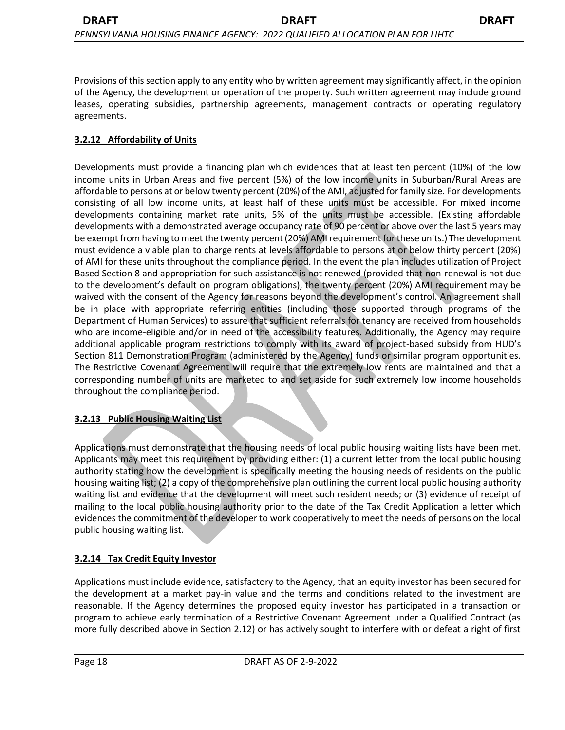Provisions of this section apply to any entity who by written agreement may significantly affect, in the opinion of the Agency, the development or operation of the property. Such written agreement may include ground leases, operating subsidies, partnership agreements, management contracts or operating regulatory agreements.

### 3.2.12 Affordability of Units

Developments must provide a financing plan which evidences that at least ten percent (10%) of the low income units in Urban Areas and five percent (5%) of the low income units in Suburban/Rural Areas are affordable to persons at or below twenty percent (20%) of the AMI, adjusted for family size. For developments consisting of all low income units, at least half of these units must be accessible. For mixed income developments containing market rate units, 5% of the units must be accessible. (Existing affordable developments with a demonstrated average occupancy rate of 90 percent or above over the last 5 years may be exempt from having to meet the twenty percent (20%) AMI requirement for these units.) The development must evidence a viable plan to charge rents at levels affordable to persons at or below thirty percent (20%) of AMI for these units throughout the compliance period. In the event the plan includes utilization of Project Based Section 8 and appropriation for such assistance is not renewed (provided that non-renewal is not due to the development's default on program obligations), the twenty percent (20%) AMI requirement may be waived with the consent of the Agency for reasons beyond the development's control. An agreement shall be in place with appropriate referring entities (including those supported through programs of the Department of Human Services) to assure that sufficient referrals for tenancy are received from households who are income-eligible and/or in need of the accessibility features. Additionally, the Agency may require additional applicable program restrictions to comply with its award of project-based subsidy from HUD's Section 811 Demonstration Program (administered by the Agency) funds or similar program opportunities. The Restrictive Covenant Agreement will require that the extremely low rents are maintained and that a corresponding number of units are marketed to and set aside for such extremely low income households throughout the compliance period.

### 3.2.13 Public Housing Waiting List

Applications must demonstrate that the housing needs of local public housing waiting lists have been met. Applicants may meet this requirement by providing either: (1) a current letter from the local public housing authority stating how the development is specifically meeting the housing needs of residents on the public housing waiting list; (2) a copy of the comprehensive plan outlining the current local public housing authority waiting list and evidence that the development will meet such resident needs; or (3) evidence of receipt of mailing to the local public housing authority prior to the date of the Tax Credit Application a letter which evidences the commitment of the developer to work cooperatively to meet the needs of persons on the local public housing waiting list.

### 3.2.14 Tax Credit Equity Investor

Applications must include evidence, satisfactory to the Agency, that an equity investor has been secured for the development at a market pay-in value and the terms and conditions related to the investment are reasonable. If the Agency determines the proposed equity investor has participated in a transaction or program to achieve early termination of a Restrictive Covenant Agreement under a Qualified Contract (as more fully described above in Section 2.12) or has actively sought to interfere with or defeat a right of first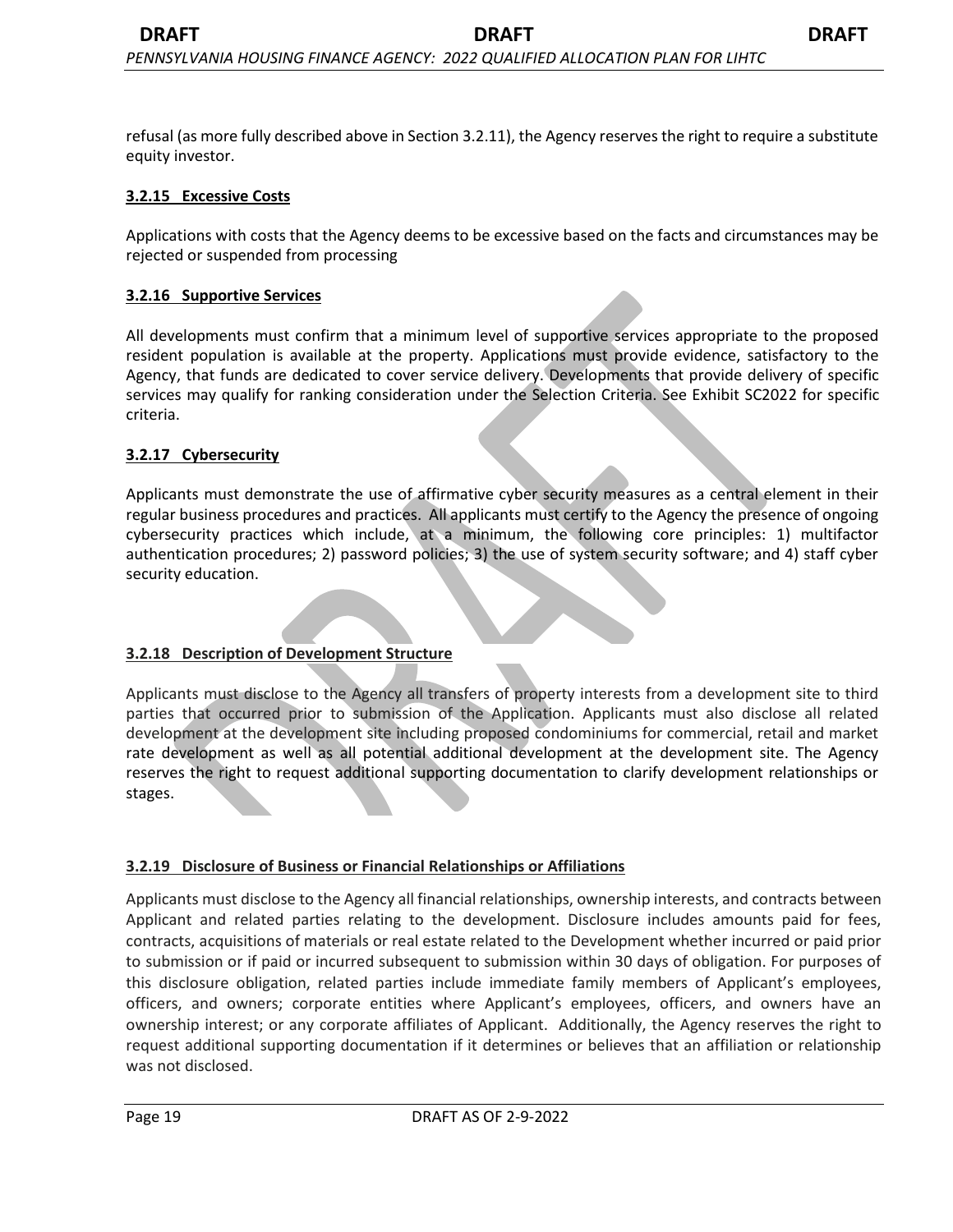refusal (as more fully described above in Section 3.2.11), the Agency reserves the right to require a substitute equity investor.

### 3.2.15 Excessive Costs

Applications with costs that the Agency deems to be excessive based on the facts and circumstances may be rejected or suspended from processing

### 3.2.16 Supportive Services

All developments must confirm that a minimum level of supportive services appropriate to the proposed resident population is available at the property. Applications must provide evidence, satisfactory to the Agency, that funds are dedicated to cover service delivery. Developments that provide delivery of specific services may qualify for ranking consideration under the Selection Criteria. See Exhibit SC2022 for specific criteria.

### 3.2.17 Cybersecurity

Applicants must demonstrate the use of affirmative cyber security measures as a central element in their regular business procedures and practices. All applicants must certify to the Agency the presence of ongoing cybersecurity practices which include, at a minimum, the following core principles: 1) multifactor authentication procedures; 2) password policies; 3) the use of system security software; and 4) staff cyber security education.

### 3.2.18 Description of Development Structure

Applicants must disclose to the Agency all transfers of property interests from a development site to third parties that occurred prior to submission of the Application. Applicants must also disclose all related development at the development site including proposed condominiums for commercial, retail and market rate development as well as all potential additional development at the development site. The Agency reserves the right to request additional supporting documentation to clarify development relationships or stages.

### 3.2.19 Disclosure of Business or Financial Relationships or Affiliations

Applicants must disclose to the Agency all financial relationships, ownership interests, and contracts between Applicant and related parties relating to the development. Disclosure includes amounts paid for fees, contracts, acquisitions of materials or real estate related to the Development whether incurred or paid prior to submission or if paid or incurred subsequent to submission within 30 days of obligation. For purposes of this disclosure obligation, related parties include immediate family members of Applicant's employees, officers, and owners; corporate entities where Applicant's employees, officers, and owners have an ownership interest; or any corporate affiliates of Applicant. Additionally, the Agency reserves the right to request additional supporting documentation if it determines or believes that an affiliation or relationship was not disclosed.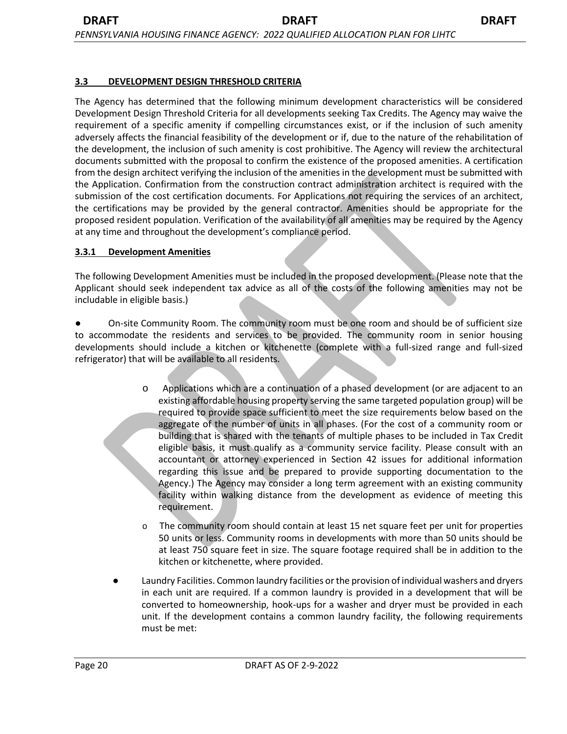## 3.3 DEVELOPMENT DESIGN THRESHOLD CRITERIA

The Agency has determined that the following minimum development characteristics will be considered Development Design Threshold Criteria for all developments seeking Tax Credits. The Agency may waive the requirement of a specific amenity if compelling circumstances exist, or if the inclusion of such amenity adversely affects the financial feasibility of the development or if, due to the nature of the rehabilitation of the development, the inclusion of such amenity is cost prohibitive. The Agency will review the architectural documents submitted with the proposal to confirm the existence of the proposed amenities. A certification from the design architect verifying the inclusion of the amenities in the development must be submitted with the Application. Confirmation from the construction contract administration architect is required with the submission of the cost certification documents. For Applications not requiring the services of an architect, the certifications may be provided by the general contractor. Amenities should be appropriate for the proposed resident population. Verification of the availability of all amenities may be required by the Agency at any time and throughout the development's compliance period.

### 3.3.1 Development Amenities

The following Development Amenities must be included in the proposed development. (Please note that the Applicant should seek independent tax advice as all of the costs of the following amenities may not be includable in eligible basis.)

- On-site Community Room. The community room must be one room and should be of sufficient size to accommodate the residents and services to be provided. The community room in senior housing developments should include a kitchen or kitchenette (complete with a full-sized range and full-sized refrigerator) that will be available to all residents.
  - Applications which are a continuation of a phased development (or are adjacent to an existing affordable housing property serving the same targeted population group) will be required to provide space sufficient to meet the size requirements below based on the aggregate of the number of units in all phases. (For the cost of a community room or building that is shared with the tenants of multiple phases to be included in Tax Credit eligible basis, it must qualify as a community service facility. Please consult with an accountant or attorney experienced in Section 42 issues for additional information regarding this issue and be prepared to provide supporting documentation to the Agency.) The Agency may consider a long term agreement with an existing community facility within walking distance from the development as evidence of meeting this requirement.
  - The community room should contain at least 15 net square feet per unit for properties 50 units or less. Community rooms in developments with more than 50 units should be at least 750 square feet in size. The square footage required shall be in addition to the kitchen or kitchenette, where provided.
- Laundry Facilities. Common laundry facilities or the provision of individual washers and dryers in each unit are required. If a community laundry is provided in a development that will be converted to homeownership, hook-ups for a washer and dryer must be provided in each unit. If the development contains a common laundry facility, the following requirements must be met: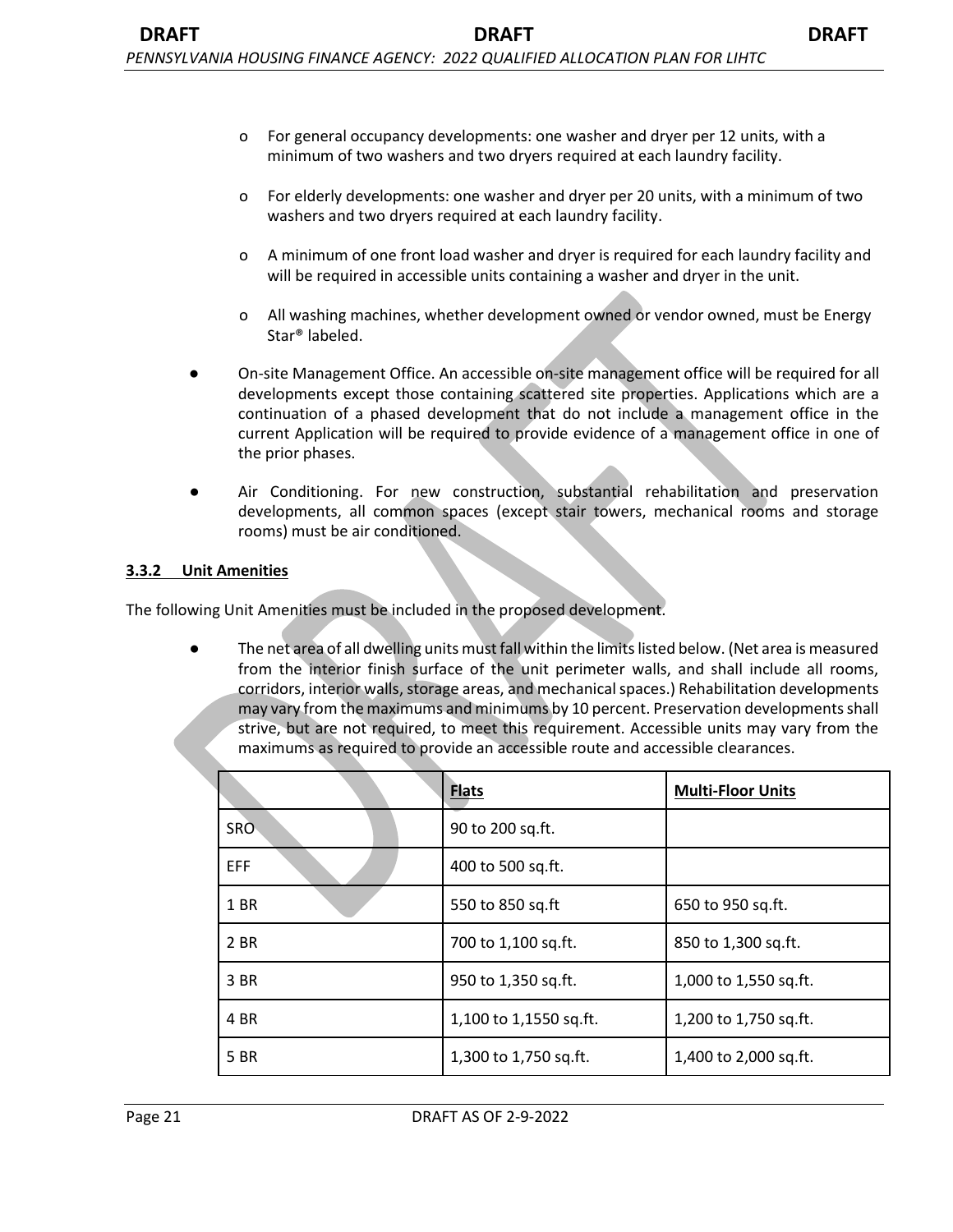- For general occupancy developments: one washer and dryer per 12 units, with a minimum of two washers and two dryers required at each laundry facility.

- For elderly developments: one washer and dryer per 20 units, with a minimum of two washers and two dryers required at each laundry facility.

- A minimum of one front load washer and dryer is required for each laundry facility and will be required in accessible units containing a washer and dryer in the unit.

- All washing machines, whether development owned or vendor owned, must be Energy Star® labeled.

- On-site Management Office. An accessible on-site management office will be required for all developments except those containing scattered site properties. Applications which are a continuation of a phased development that do not include a management office in the current Application will be required to provide evidence of a management office in one of the prior phases.

- Air Conditioning. For new construction, substantial rehabilitation and preservation developments, all common spaces (except stair towers, mechanical rooms and storage rooms) must be air conditioned.

### 3.3.2 Unit Amenities

The following Unit Amenities must be included in the proposed development.

- The net area of all dwelling units must fall within the limits listed below. (Net area is measured from the interior finish surface of the unit perimeter walls, and shall include all rooms, corridors, interior walls, storage areas, and mechanical spaces.) Rehabilitation developments may vary from the maximums and minimums by 10 percent. Preservation developments shall strive, but are not required, to meet this requirement. Accessible units may vary from the maximums as required to provide an accessible route and accessible clearances.

| | **Flats** | **Multi-Floor Units** |
|---|---|---|
| SRO | 90 to 200 sq.ft. | |
| EFF | 400 to 500 sq.ft. | |
| 1 BR | 550 to 850 sq.ft | 650 to 950 sq.ft. |
| 2 BR | 700 to 1,100 sq.ft. | 850 to 1,300 sq.ft. |
| 3 BR | 950 to 1,350 sq.ft. | 1,000 to 1,550 sq.ft. |
| 4 BR | 1,100 to 1,1550 sq.ft. | 1,200 to 1,750 sq.ft. |
| 5 BR | 1,300 to 1,750 sq.ft. | 1,400 to 2,000 sq.ft. |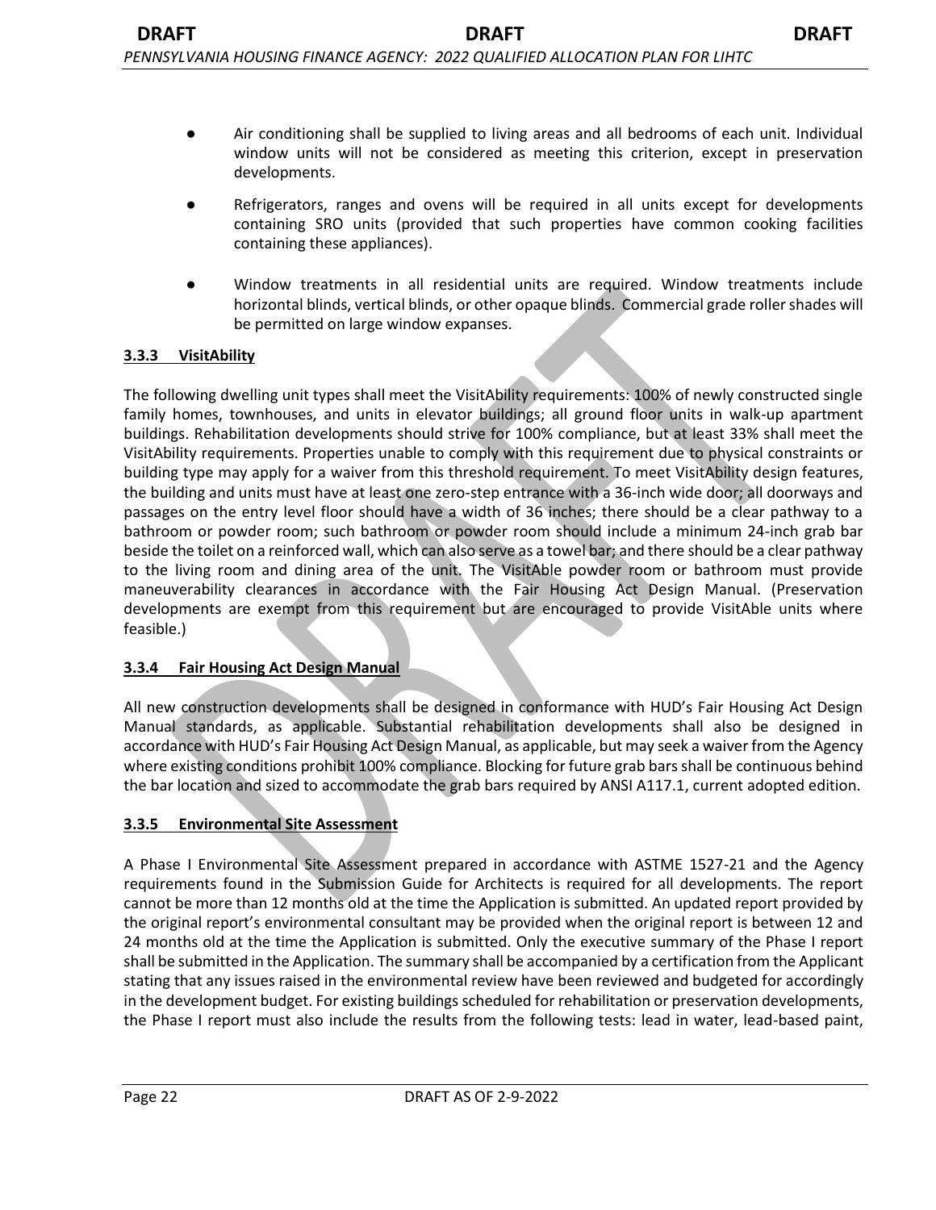- Air conditioning shall be supplied to living areas and all bedrooms of each unit. Individual window units will not be considered as meeting this criterion, except in preservation developments.

- Refrigerators, ranges and ovens will be required in all units except for developments containing SRO units (provided that such properties have common cooking facilities containing these appliances).

- Window treatments in all residential units are required. Window treatments include horizontal blinds, vertical blinds, or other opaque blinds. Commercial grade roller shades will be permitted on large window expanses.

### 3.3.3 VisitAbility

The following dwelling unit types shall meet the VisitAbility requirements: 100% of newly constructed single family homes, townhouses, and units in elevator buildings; all ground floor units in walk-up apartment buildings. Rehabilitation developments should strive for 100% compliance, but at least 33% shall meet the VisitAbility requirements. Properties unable to comply with this requirement due to physical constraints or building type may apply for a waiver from this threshold requirement. To meet VisitAbility design features, the building and units must have at least one zero-step entrance with a 36-inch wide door; all doorways and passages on the entry level floor should have a width of 36 inches; there should be a clear pathway to a bathroom or powder room; such bathroom or powder room should include a minimum 24-inch grab bar beside the toilet on a reinforced wall, which can also serve as a towel bar; and there should be a clear pathway to the living room and dining area of the unit. The VisitAble powder room or bathroom must provide maneuverability clearances in accordance with the Fair Housing Act Design Manual. (Preservation developments are exempt from this requirement but are encouraged to provide VisitAble units where feasible.)

### 3.3.4 Fair Housing Act Design Manual

All new construction developments shall be designed in conformance with HUD's Fair Housing Act Design Manual standards, as applicable. Substantial rehabilitation developments shall also be designed in accordance with HUD's Fair Housing Act Design Manual, as applicable, but may seek a waiver from the Agency where existing conditions prohibit 100% compliance. Blocking for future grab bars shall be continuous behind the bar location and sized to accommodate the grab bars required by ANSI A117.1, current adopted edition.

### 3.3.5 Environmental Site Assessment

A Phase I Environmental Site Assessment prepared in accordance with ASTME 1527-21 and the Agency requirements found in the Submission Guide for Architects is required for all developments. The report cannot be more than 12 months old at the time the Application is submitted. An updated report provided by the original report's environmental consultant may be provided when the original report is between 12 and 24 months old at the time the Application is submitted. Only the executive summary of the Phase I report shall be submitted in the Application. The summary shall be accompanied by a certification from the Applicant stating that any issues raised in the environmental review have been reviewed and budgeted for accordingly in the development budget. For existing buildings scheduled for rehabilitation or preservation developments, the Phase I report must also include the results from the following tests: lead in water, lead-based paint,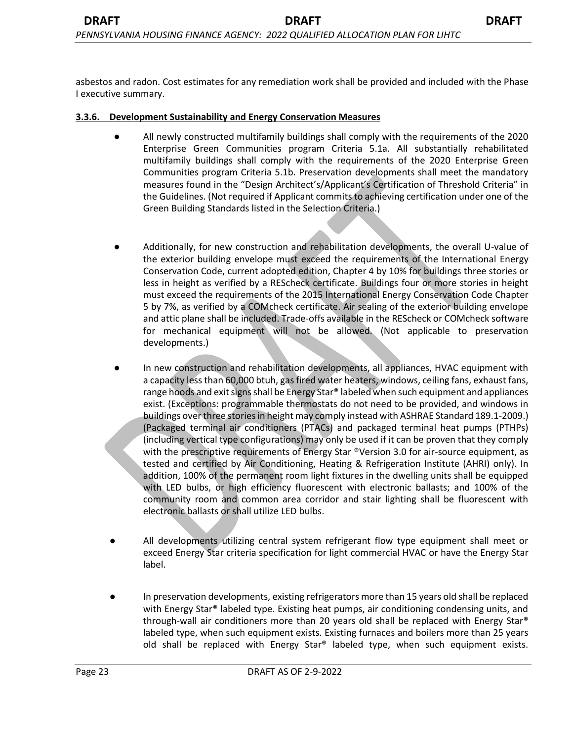asbestos and radon. Cost estimates for any remediation work shall be provided and included with the Phase I executive summary.

**3.3.6. Development Sustainability and Energy Conservation Measures**

- All newly constructed multifamily buildings shall comply with the requirements of the 2020 Enterprise Green Communities program Criteria 5.1a. All substantially rehabilitated multifamily buildings shall comply with the requirements of the 2020 Enterprise Green Communities program Criteria 5.1b. Preservation developments shall meet the mandatory measures found in the "Design Architect's/Applicant's Certification of Threshold Criteria" in the Guidelines. (Not required if Applicant commits to achieving certification under one of the Green Building Standards listed in the Selection Criteria.)

- Additionally, for new construction and rehabilitation developments, the overall U-value of the exterior building envelope must exceed the requirements of the International Energy Conservation Code, current adopted edition, Chapter 4 by 10% for buildings three stories or less in height as verified by a REScheck certificate. Buildings four or more stories in height must exceed the requirements of the 2015 International Energy Conservation Code Chapter 5 by 7%, as verified by a COMcheck certificate. Air sealing of the exterior building envelope and attic plane shall be included. Trade-offs available in the REScheck or COMcheck software for mechanical equipment will not be allowed. (Not applicable to preservation developments.)

- In new construction and rehabilitation developments, all appliances, HVAC equipment with a capacity less than 60,000 btuh, gas fired water heaters, windows, ceiling fans, exhaust fans, range hoods and exit signs shall be Energy Star® labeled when such equipment and appliances exist. (Exceptions: programmable thermostats do not need to be provided, and windows in buildings over three stories in height may comply instead with ASHRAE Standard 189.1-2009.) (Packaged terminal air conditioners (PTACs) and packaged terminal heat pumps (PTHPs) (including vertical type configurations) may only be used if it can be proven that they comply with the prescriptive requirements of Energy Star ®Version 3.0 for air-source equipment, as tested and certified by Air Conditioning, Heating & Refrigeration Institute (AHRI) only). In addition, 100% of the permanent room light fixtures in the dwelling units shall be equipped with LED bulbs, or high efficiency fluorescent with electronic ballasts; and 100% of the community room and common area corridor and stair lighting shall be fluorescent with electronic ballasts or shall utilize LED bulbs.

- All developments utilizing central system refrigerant flow type equipment shall meet or exceed Energy Star criteria specification for light commercial HVAC or have the Energy Star label.

- In preservation developments, existing refrigerators more than 15 years old shall be replaced with Energy Star® labeled type. Existing heat pumps, air conditioning condensing units, and through-wall air conditioners more than 20 years old shall be replaced with Energy Star® labeled type, when such equipment exists. Existing furnaces and boilers more than 25 years old shall be replaced with Energy Star® labeled type, when such equipment exists.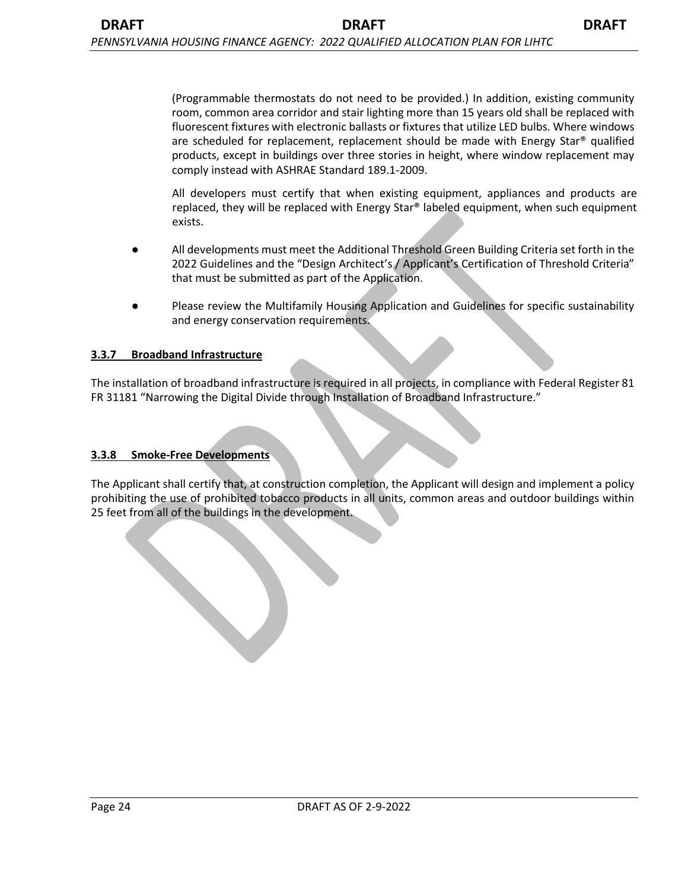(Programmable thermostats do not need to be provided.) In addition, existing community room, common area corridor and stair lighting more than 15 years old shall be replaced with fluorescent fixtures with electronic ballasts or fixtures that utilize LED bulbs. Where windows are scheduled for replacement, replacement should be made with Energy Star® qualified products, except in buildings over three stories in height, where window replacement may comply instead with ASHRAE Standard 189.1-2009.

All developers must certify that when existing equipment, appliances and products are replaced, they will be replaced with Energy Star® labeled equipment, when such equipment exists.

- All developments must meet the Additional Threshold Green Building Criteria set forth in the 2022 Guidelines and the "Design Architect's / Applicant's Certification of Threshold Criteria" that must be submitted as part of the Application.
- Please review the Multifamily Housing Application and Guidelines for specific sustainability and energy conservation requirements.

### 3.3.7 Broadband Infrastructure

The installation of broadband infrastructure is required in all projects, in compliance with Federal Register 81 FR 31181 "Narrowing the Digital Divide through Installation of Broadband Infrastructure."

### 3.3.8 Smoke-Free Developments

The Applicant shall certify that, at construction completion, the Applicant will design and implement a policy prohibiting the use of prohibited tobacco products in all units, common areas and outdoor buildings within 25 feet from all of the buildings in the development.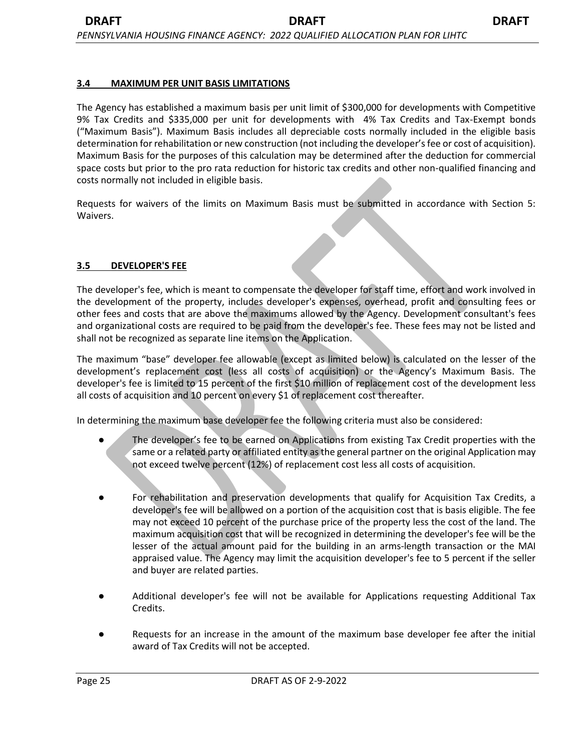### 3.4 MAXIMUM PER UNIT BASIS LIMITATIONS

The Agency has established a maximum basis per unit limit of $300,000 for developments with Competitive 9% Tax Credits and $335,000 per unit for developments with 4% Tax Credits and Tax-Exempt bonds ("Maximum Basis"). Maximum Basis includes all depreciable costs normally included in the eligible basis determination for rehabilitation or new construction (not including the developer's fee or cost of acquisition). Maximum Basis for the purposes of this calculation may be determined after the deduction for commercial space costs but prior to the pro rata reduction for historic tax credits and other non-qualified financing and costs normally not included in eligible basis.

Requests for waivers of the limits on Maximum Basis must be submitted in accordance with Section 5: Waivers.

### 3.5 DEVELOPER'S FEE

The developer's fee, which is meant to compensate the developer for staff time, effort and work involved in the development of the property, includes developer's expenses, overhead, profit and consulting fees or other fees and costs that are above the maximums allowed by the Agency. Development consultant's fees and organizational costs are required to be paid from the developer's fee. These fees may not be listed and shall not be recognized as separate line items on the Application.

The maximum "base" developer fee allowable (except as limited below) is calculated on the lesser of the development's replacement cost (less all costs of acquisition) or the Agency's Maximum Basis. The developer's fee is limited to 15 percent of the first $10 million of replacement cost of the development less all costs of acquisition and 10 percent on every $1 of replacement cost thereafter.

In determining the maximum base developer fee the following criteria must also be considered:

- The developer's fee to be earned on Applications from existing Tax Credit properties with the same or a related party or affiliated entity as the general partner on the original Application may not exceed twelve percent (12%) of replacement cost less all costs of acquisition.
- For rehabilitation and preservation developments that qualify for Acquisition Tax Credits, a developer's fee will be allowed on a portion of the acquisition cost that is basis eligible. The fee may not exceed 10 percent of the purchase price of the property less the cost of the land. The maximum acquisition cost that will be recognized in determining the developer's fee will be the lesser of the actual amount paid for the building in an arms-length transaction or the MAI appraised value. The Agency may limit the acquisition developer's fee to 5 percent if the seller and buyer are related parties.
- Additional developer's fee will not be available for Applications requesting Additional Tax Credits.
- Requests for an increase in the amount of the maximum base developer fee after the initial award of Tax Credits will not be accepted.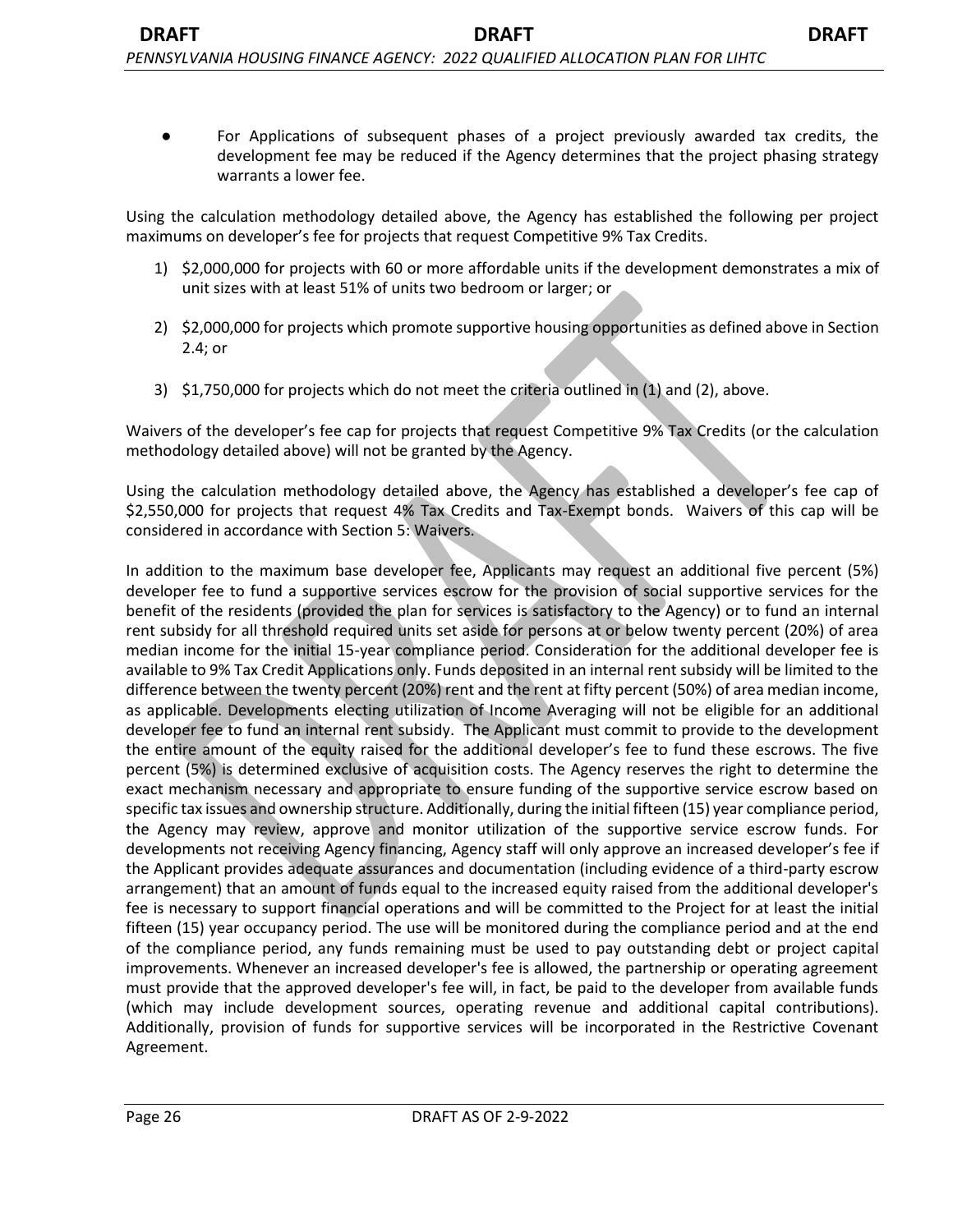- For Applications of subsequent phases of a project previously awarded tax credits, the development fee may be reduced if the Agency determines that the project phasing strategy warrants a lower fee.

Using the calculation methodology detailed above, the Agency has established the following per project maximums on developer's fee for projects that request Competitive 9% Tax Credits.

1) $2,000,000 for projects with 60 or more affordable units if the development demonstrates a mix of unit sizes with at least 51% of units two bedroom or larger; or

2) $2,000,000 for projects which promote supportive housing opportunities as defined above in Section 2.4; or

3) $1,750,000 for projects which do not meet the criteria outlined in (1) and (2), above.

Waivers of the developer's fee cap for projects that request Competitive 9% Tax Credits (or the calculation methodology detailed above) will not be granted by the Agency.

Using the calculation methodology detailed above, the Agency has established a developer's fee cap of $2,550,000 for projects that request 4% Tax Credits and Tax-Exempt bonds. Waivers of this cap will be considered in accordance with Section 5: Waivers.

In addition to the maximum base developer fee, Applicants may request an additional five percent (5%) developer fee to fund a supportive services escrow for the provision of social supportive services for the benefit of the residents (provided the plan for services is satisfactory to the Agency) or to fund an internal rent subsidy for all threshold required units set aside for persons at or below twenty percent (20%) of area median income for the initial 15-year compliance period. Consideration for the additional developer fee is available to 9% Tax Credit Applications only. Funds deposited in an internal rent subsidy will be limited to the difference between the twenty percent (20%) rent and the rent at fifty percent (50%) of area median income, as applicable. Developments electing utilization of Income Averaging will not be eligible for an additional developer fee to fund an internal rent subsidy. The Applicant must commit to provide to the development the entire amount of the equity raised for the additional developer's fee to fund these escrows. The five percent (5%) is determined exclusive of acquisition costs. The Agency reserves the right to determine the exact mechanism necessary and appropriate to ensure funding of the supportive service escrow based on specific tax issues and ownership structure. Additionally, during the initial fifteen (15) year compliance period, the Agency may review, approve and monitor utilization of the supportive service escrow funds. For developments not receiving Agency financing, Agency staff will only approve an increased developer's fee if the Applicant provides adequate assurances and documentation (including evidence of a third-party escrow arrangement) that an amount of funds equal to the increased equity raised from the additional developer's fee is necessary to support financial operations and will be committed to the Project for at least the initial fifteen (15) year occupancy period. The use will be monitored during the compliance period and at the end of the compliance period, any funds remaining must be used to pay outstanding debt or project capital improvements. Whenever an increased developer's fee is allowed, the partnership or operating agreement must provide that the approved developer's fee will, in fact, be paid to the developer from available funds (which may include development sources, operating revenue and additional capital contributions). Additionally, provision of funds for supportive services will be incorporated in the Restrictive Covenant Agreement.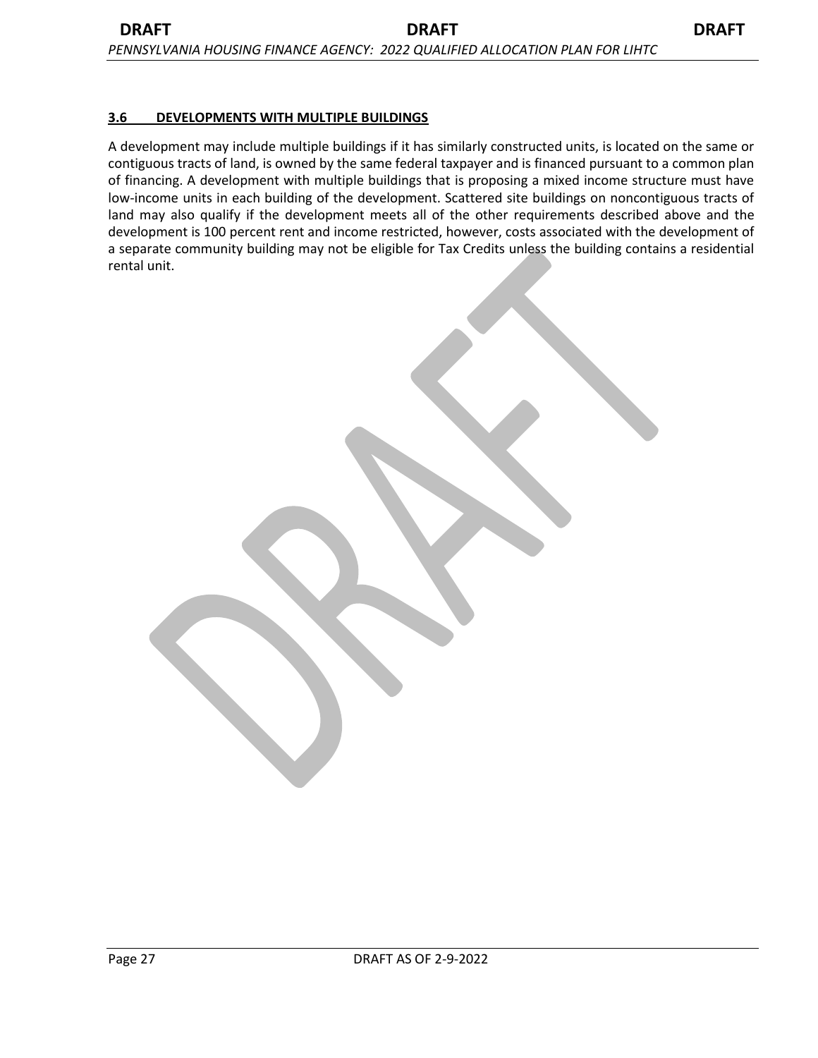### 3.6 DEVELOPMENTS WITH MULTIPLE BUILDINGS

A development may include multiple buildings if it has similarly constructed units, is located on the same or contiguous tracts of land, is owned by the same federal taxpayer and is financed pursuant to a common plan of financing. A development with multiple buildings that is proposing a mixed income structure must have low-income units in each building of the development. Scattered site buildings on noncontiguous tracts of land may also qualify if the development meets all of the other requirements described above and the development is 100 percent rent and income restricted, however, costs associated with the development of a separate community building may not be eligible for Tax Credits unless the building contains a residential rental unit.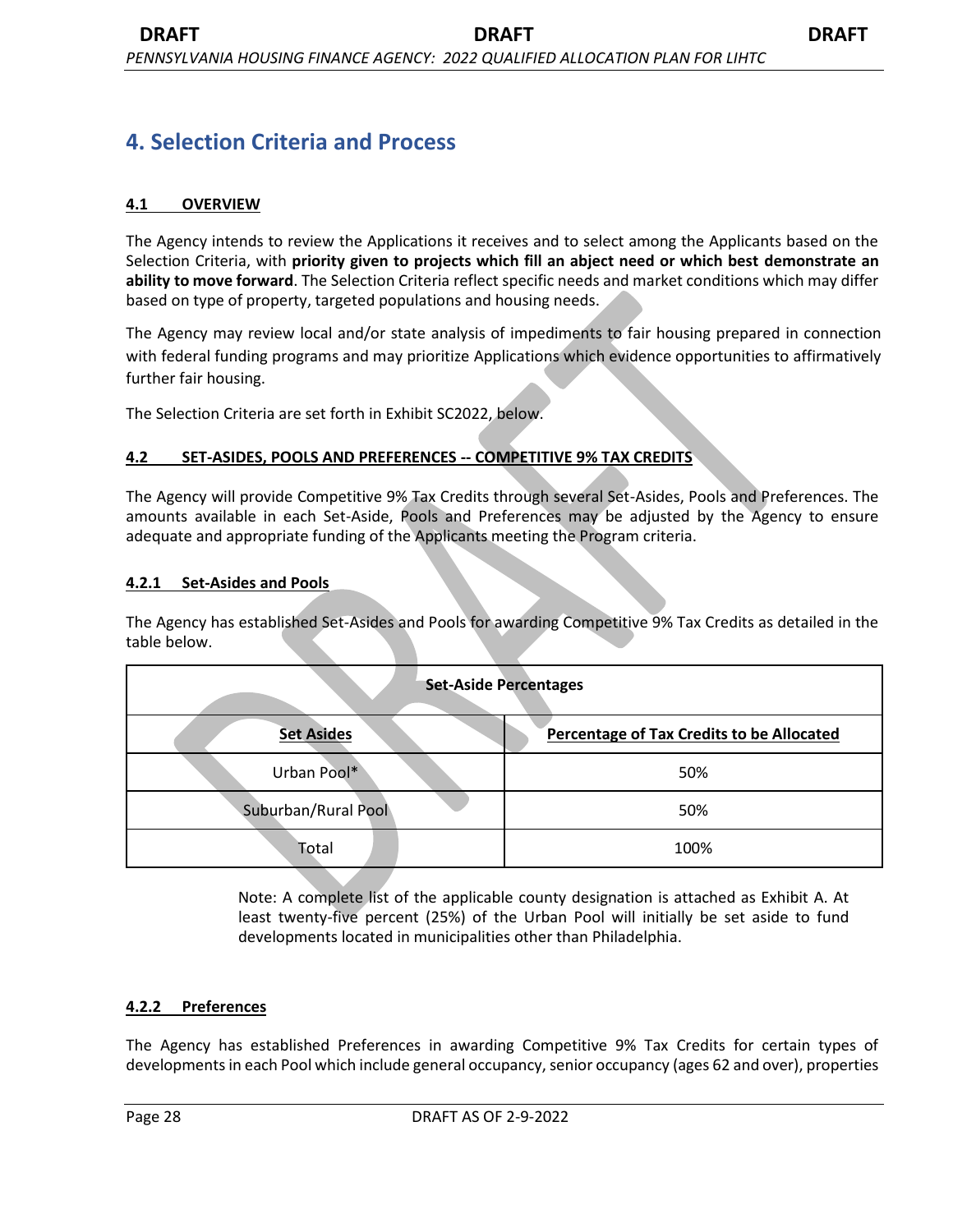# 4. Selection Criteria and Process

## 4.1 OVERVIEW

The Agency intends to review the Applications it receives and to select among the Applicants based on the Selection Criteria, with **priority given to projects which fill an abject need or which best demonstrate an ability to move forward**. The Selection Criteria reflect specific needs and market conditions which may differ based on type of property, targeted populations and housing needs.

The Agency may review local and/or state analysis of impediments to fair housing prepared in connection with federal funding programs and may prioritize Applications which evidence opportunities to affirmatively further fair housing.

The Selection Criteria are set forth in Exhibit SC2022, below.

## 4.2 SET-ASIDES, POOLS AND PREFERENCES -- COMPETITIVE 9% TAX CREDITS

The Agency will provide Competitive 9% Tax Credits through several Set-Asides, Pools and Preferences. The amounts available in each Set-Aside, Pools and Preferences may be adjusted by the Agency to ensure adequate and appropriate funding of the Applicants meeting the Program criteria.

### 4.2.1 Set-Asides and Pools

The Agency has established Set-Asides and Pools for awarding Competitive 9% Tax Credits as detailed in the table below.

| Set-Aside Percentages | |
|---|---|
| **Set Asides** | **Percentage of Tax Credits to be Allocated** |
| Urban Pool* | 50% |
| Suburban/Rural Pool | 50% |
| Total | 100% |

Note: A complete list of the applicable county designation is attached as Exhibit A. At least twenty-five percent (25%) of the Urban Pool will initially be set aside to fund developments located in municipalities other than Philadelphia.

### 4.2.2 Preferences

The Agency has established Preferences in awarding Competitive 9% Tax Credits for certain types of developments in each Pool which include general occupancy, senior occupancy (ages 62 and over), properties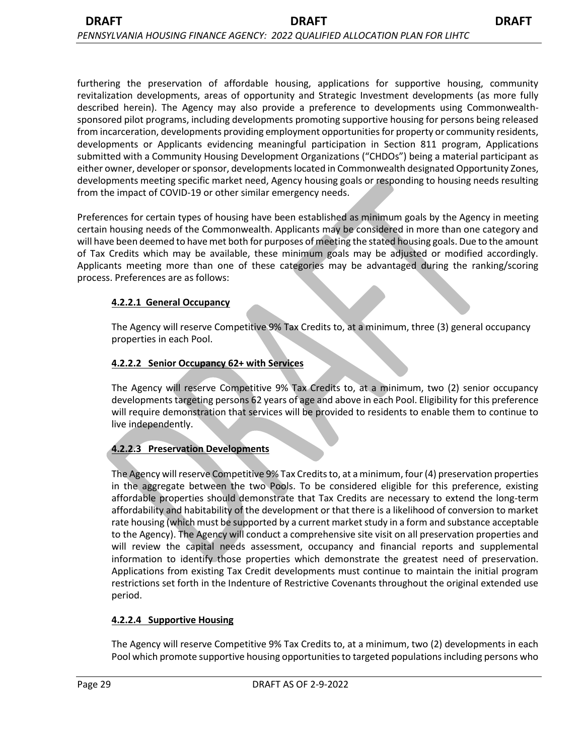furthering the preservation of affordable housing, applications for supportive housing, community revitalization developments, areas of opportunity and Strategic Investment developments (as more fully described herein). The Agency may also provide a preference to developments using Commonwealth-sponsored pilot programs, including developments promoting supportive housing for persons being released from incarceration, developments providing employment opportunities for property or community residents, developments or Applicants evidencing meaningful participation in Section 811 program, Applications submitted with a Community Housing Development Organizations ("CHDOs") being a material participant as either owner, developer or sponsor, developments located in Commonwealth designated Opportunity Zones, developments meeting specific market need, Agency housing goals or responding to housing needs resulting from the impact of COVID-19 or other similar emergency needs.

Preferences for certain types of housing have been established as minimum goals by the Agency in meeting certain housing needs of the Commonwealth. Applicants may be considered in more than one category and will have been deemed to have met both for purposes of meeting the stated housing goals. Due to the amount of Tax Credits which may be available, these minimum goals may be adjusted or modified accordingly. Applicants meeting more than one of these categories may be advantaged during the ranking/scoring process. Preferences are as follows:

#### 4.2.2.1 General Occupancy

The Agency will reserve Competitive 9% Tax Credits to, at a minimum, three (3) general occupancy properties in each Pool.

#### 4.2.2.2 Senior Occupancy 62+ with Services

The Agency will reserve Competitive 9% Tax Credits to, at a minimum, two (2) senior occupancy developments targeting persons 62 years of age and above in each Pool. Eligibility for this preference will require demonstration that services will be provided to residents to enable them to continue to live independently.

#### 4.2.2.3 Preservation Developments

The Agency will reserve Competitive 9% Tax Credits to, at a minimum, four (4) preservation properties in the aggregate between the two Pools. To be considered eligible for this preference, existing affordable properties should demonstrate that Tax Credits are necessary to extend the long-term affordability and habitability of the development or that there is a likelihood of conversion to market rate housing (which must be supported by a current market study in a form and substance acceptable to the Agency). The Agency will conduct a comprehensive site visit on all preservation properties and will review the capital needs assessment, occupancy and financial reports and supplemental information to identify those properties which demonstrate the greatest need of preservation. Applications from existing Tax Credit developments must continue to maintain the initial program restrictions set forth in the Indenture of Restrictive Covenants throughout the original extended use period.

#### 4.2.2.4 Supportive Housing

The Agency will reserve Competitive 9% Tax Credits to, at a minimum, two (2) developments in each Pool which promote supportive housing opportunities to targeted populations including persons who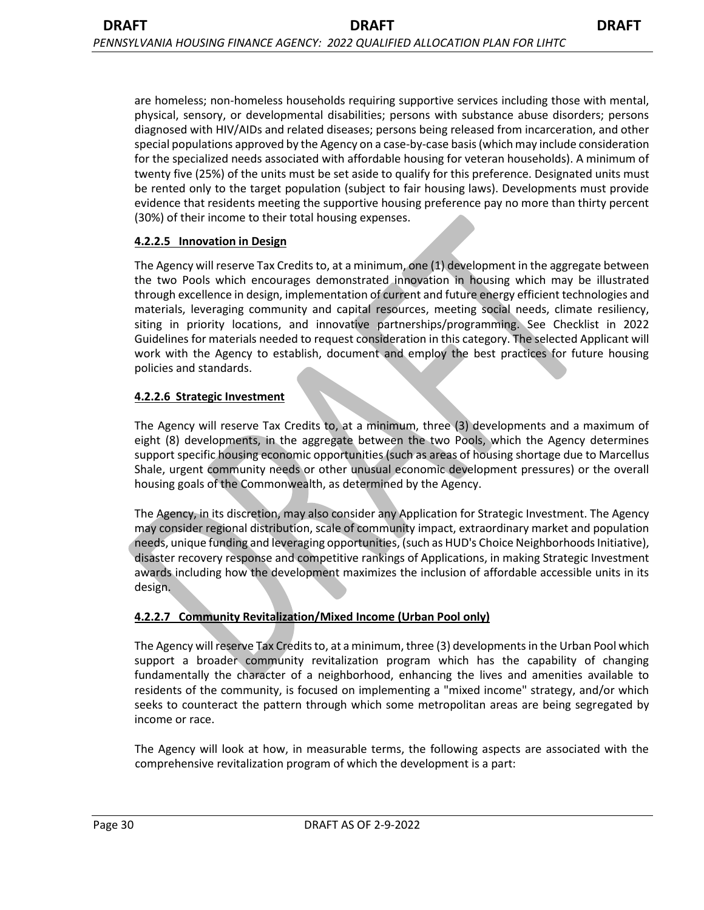are homeless; non-homeless households requiring supportive services including those with mental, physical, sensory, or developmental disabilities; persons with substance abuse disorders; persons diagnosed with HIV/AIDs and related diseases; persons being released from incarceration, and other special populations approved by the Agency on a case-by-case basis (which may include consideration for the specialized needs associated with affordable housing for veteran households). A minimum of twenty five (25%) of the units must be set aside to qualify for this preference. Designated units must be rented only to the target population (subject to fair housing laws). Developments must provide evidence that residents meeting the supportive housing preference pay no more than thirty percent (30%) of their income to their total housing expenses.

#### 4.2.2.5 Innovation in Design

The Agency will reserve Tax Credits to, at a minimum, one (1) development in the aggregate between the two Pools which encourages demonstrated innovation in housing which may be illustrated through excellence in design, implementation of current and future energy efficient technologies and materials, leveraging community and capital resources, meeting social needs, climate resiliency, siting in priority locations, and innovative partnerships/programming. See Checklist in 2022 Guidelines for materials needed to request consideration in this category. The selected Applicant will work with the Agency to establish, document and employ the best practices for future housing policies and standards.

#### 4.2.2.6 Strategic Investment

The Agency will reserve Tax Credits to, at a minimum, three (3) developments and a maximum of eight (8) developments, in the aggregate between the two Pools, which the Agency determines support specific housing economic opportunities (such as areas of housing shortage due to Marcellus Shale, urgent community needs or other unusual economic development pressures) or the overall housing goals of the Commonwealth, as determined by the Agency.

The Agency, in its discretion, may also consider any Application for Strategic Investment. The Agency may consider regional distribution, scale of community impact, extraordinary market and population needs, unique funding and leveraging opportunities, (such as HUD's Choice Neighborhoods Initiative), disaster recovery response and competitive rankings of Applications, in making Strategic Investment awards including how the development maximizes the inclusion of affordable accessible units in its design.

#### 4.2.2.7 Community Revitalization/Mixed Income (Urban Pool only)

The Agency will reserve Tax Credits to, at a minimum, three (3) developments in the Urban Pool which support a broader community revitalization program which has the capability of changing fundamentally the character of a neighborhood, enhancing the lives and amenities available to residents of the community, is focused on implementing a "mixed income" strategy, and/or which seeks to counteract the pattern through which some metropolitan areas are being segregated by income or race.

The Agency will look at how, in measurable terms, the following aspects are associated with the comprehensive revitalization program of which the development is a part: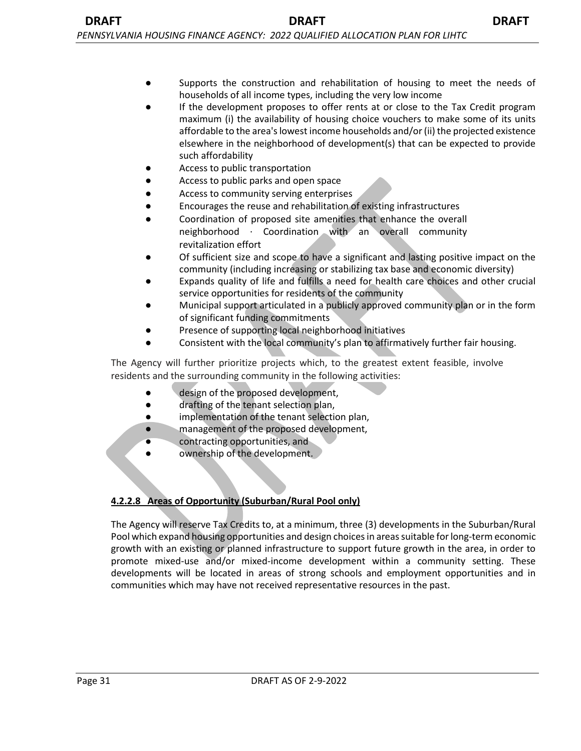- Supports the construction and rehabilitation of housing to meet the needs of households of all income types, including the very low income
- If the development proposes to offer rents at or close to the Tax Credit program maximum (i) the availability of housing choice vouchers to make some of its units affordable to the area's lowest income households and/or (ii) the projected existence elsewhere in the neighborhood of development(s) that can be expected to provide such affordability
- Access to public transportation
- Access to public parks and open space
- Access to community serving enterprises
- Encourages the reuse and rehabilitation of existing infrastructures
- Coordination of proposed site amenities that enhance the overall neighborhood · Coordination with an overall community revitalization effort
- Of sufficient size and scope to have a significant and lasting positive impact on the community (including increasing or stabilizing tax base and economic diversity)
- Expands quality of life and fulfills a need for health care choices and other crucial service opportunities for residents of the community
- Municipal support articulated in a publicly approved community plan or in the form of significant funding commitments
- Presence of supporting local neighborhood initiatives
- Consistent with the local community's plan to affirmatively further fair housing.

The Agency will further prioritize projects which, to the greatest extent feasible, involve residents and the surrounding community in the following activities:

- design of the proposed development,
- drafting of the tenant selection plan,
- implementation of the tenant selection plan,
- management of the proposed development,
- contracting opportunities, and
- ownership of the development.

#### **4.2.2.8 Areas of Opportunity (Suburban/Rural Pool only)**

The Agency will reserve Tax Credits to, at a minimum, three (3) developments in the Suburban/Rural Pool which expand housing opportunities and design choices in areas suitable for long-term economic growth with an existing or planned infrastructure to support future growth in the area, in order to promote mixed-use and/or mixed-income development within a community setting. These developments will be located in areas of strong schools and employment opportunities and in communities which may have not received representative resources in the past.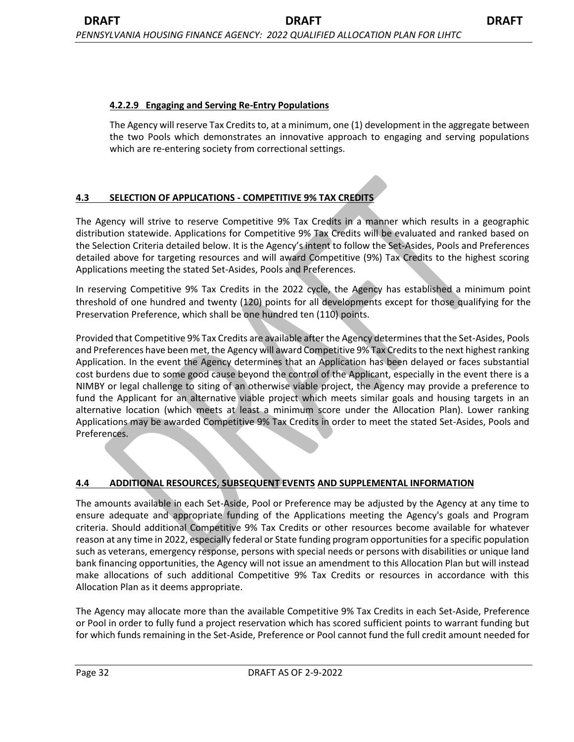#### 4.2.2.9 Engaging and Serving Re-Entry Populations

The Agency will reserve Tax Credits to, at a minimum, one (1) development in the aggregate between the two Pools which demonstrates an innovative approach to engaging and serving populations which are re-entering society from correctional settings.

## 4.3 SELECTION OF APPLICATIONS - COMPETITIVE 9% TAX CREDITS

The Agency will strive to reserve Competitive 9% Tax Credits in a manner which results in a geographic distribution statewide. Applications for Competitive 9% Tax Credits will be evaluated and ranked based on the Selection Criteria detailed below. It is the Agency's intent to follow the Set-Asides, Pools and Preferences detailed above for targeting resources and will award Competitive (9%) Tax Credits to the highest scoring Applications meeting the stated Set-Asides, Pools and Preferences.

In reserving Competitive 9% Tax Credits in the 2022 cycle, the Agency has established a minimum point threshold of one hundred and twenty (120) points for all developments except for those qualifying for the Preservation Preference, which shall be one hundred ten (110) points.

Provided that Competitive 9% Tax Credits are available after the Agency determines that the Set-Asides, Pools and Preferences have been met, the Agency will award Competitive 9% Tax Credits to the next highest ranking Application. In the event the Agency determines that an Application has been delayed or faces substantial cost burdens due to some good cause beyond the control of the Applicant, especially in the event there is a NIMBY or legal challenge to siting of an otherwise viable project, the Agency may provide a preference to fund the Applicant for an alternative viable project which meets similar goals and housing targets in an alternative location (which meets at least a minimum score under the Allocation Plan). Lower ranking Applications may be awarded Competitive 9% Tax Credits in order to meet the stated Set-Asides, Pools and Preferences.

## 4.4 ADDITIONAL RESOURCES, SUBSEQUENT EVENTS AND SUPPLEMENTAL INFORMATION

The amounts available in each Set-Aside, Pool or Preference may be adjusted by the Agency at any time to ensure adequate and appropriate funding of the Applications meeting the Agency's goals and Program criteria. Should additional Competitive 9% Tax Credits or other resources become available for whatever reason at any time in 2022, especially federal or State funding program opportunities for a specific population such as veterans, emergency response, persons with special needs or persons with disabilities or unique land bank financing opportunities, the Agency will not issue an amendment to this Allocation Plan but will instead make allocations of such additional Competitive 9% Tax Credits or resources in accordance with this Allocation Plan as it deems appropriate.

The Agency may allocate more than the available Competitive 9% Tax Credits in each Set-Aside, Preference or Pool in order to fully fund a project reservation which has scored sufficient points to warrant funding but for which funds remaining in the Set-Aside, Preference or Pool cannot fund the full credit amount needed for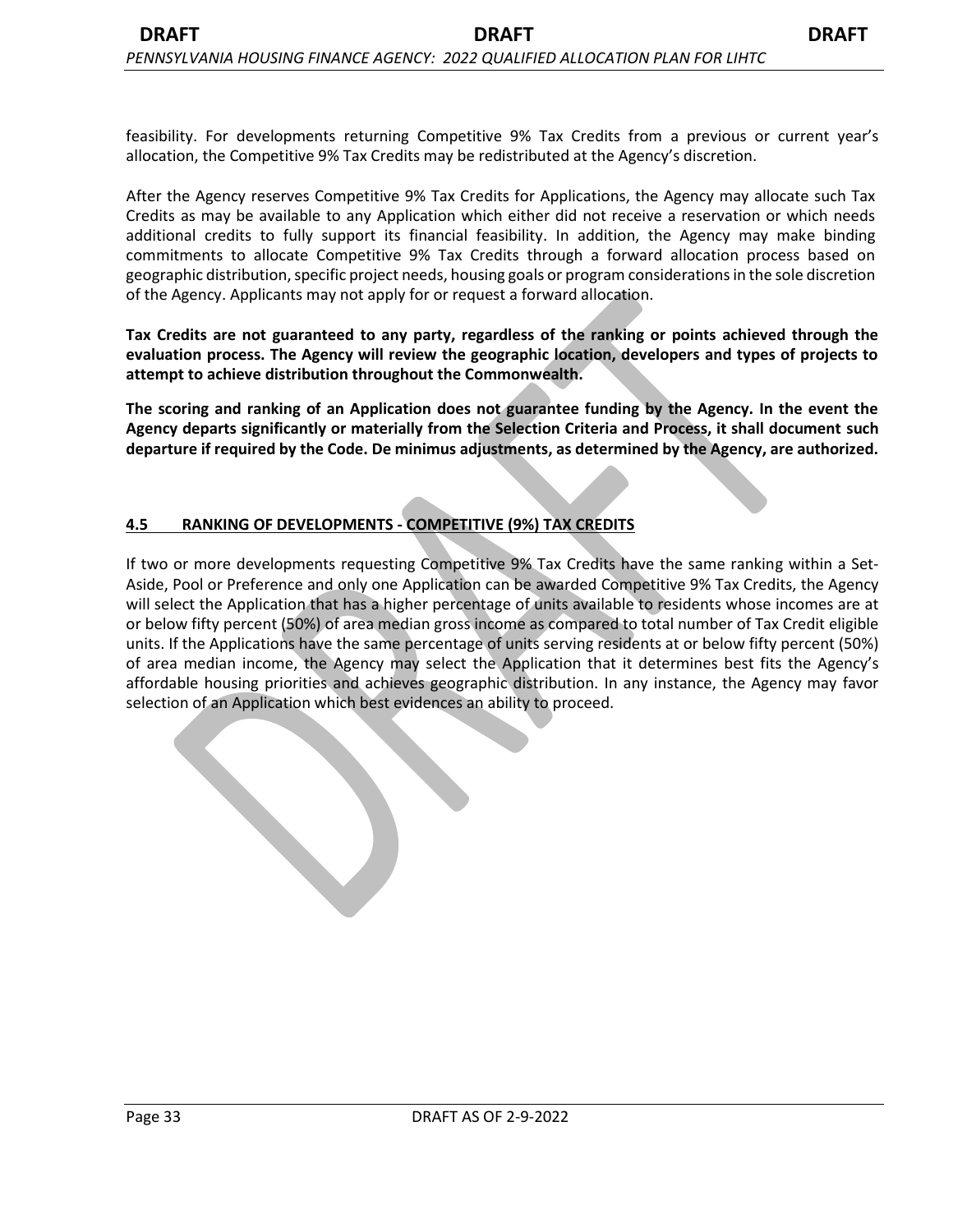feasibility. For developments returning Competitive 9% Tax Credits from a previous or current year's allocation, the Competitive 9% Tax Credits may be redistributed at the Agency's discretion.

After the Agency reserves Competitive 9% Tax Credits for Applications, the Agency may allocate such Tax Credits as may be available to any Application which either did not receive a reservation or which needs additional credits to fully support its financial feasibility. In addition, the Agency may make binding commitments to allocate Competitive 9% Tax Credits through a forward allocation process based on geographic distribution, specific project needs, housing goals or program considerations in the sole discretion of the Agency. Applicants may not apply for or request a forward allocation.

**Tax Credits are not guaranteed to any party, regardless of the ranking or points achieved through the evaluation process. The Agency will review the geographic location, developers and types of projects to attempt to achieve distribution throughout the Commonwealth.**

**The scoring and ranking of an Application does not guarantee funding by the Agency. In the event the Agency departs significantly or materially from the Selection Criteria and Process, it shall document such departure if required by the Code. De minimus adjustments, as determined by the Agency, are authorized.**

## 4.5 RANKING OF DEVELOPMENTS - COMPETITIVE (9%) TAX CREDITS

If two or more developments requesting Competitive 9% Tax Credits have the same ranking within a Set-Aside, Pool or Preference and only one Application can be awarded Competitive 9% Tax Credits, the Agency will select the Application that has a higher percentage of units available to residents whose incomes are at or below fifty percent (50%) of area median gross income as compared to total number of Tax Credit eligible units. If the Applications have the same percentage of units serving residents at or below fifty percent (50%) of area median income, the Agency may select the Application that it determines best fits the Agency's affordable housing priorities and achieves geographic distribution. In any instance, the Agency may favor selection of an Application which best evidences an ability to proceed.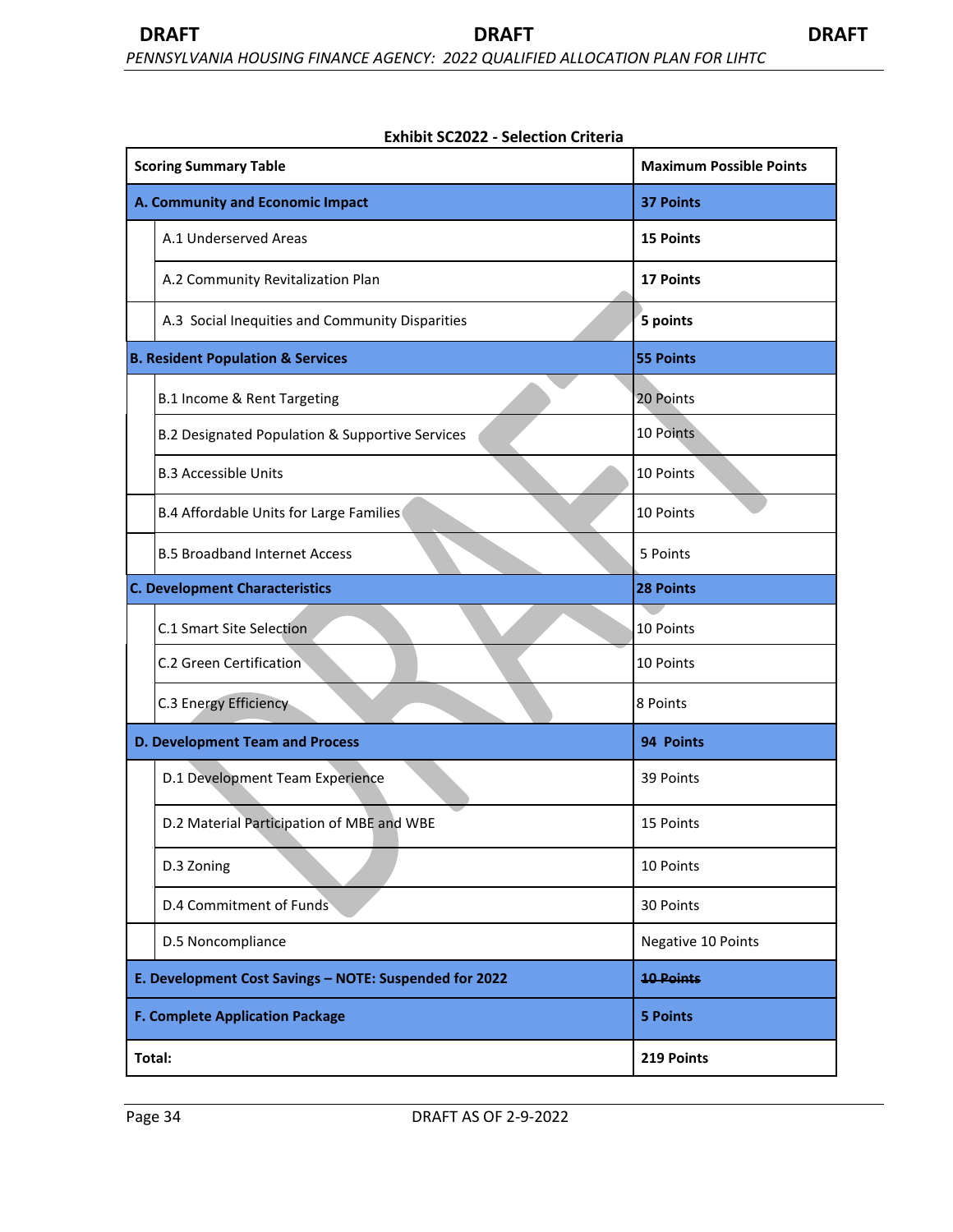**Exhibit SC2022 - Selection Criteria**

| Scoring Summary Table | Maximum Possible Points |
|---|---|
| **A. Community and Economic Impact** | **37 Points** |
| A.1 Underserved Areas | **15 Points** |
| A.2 Community Revitalization Plan | **17 Points** |
| A.3 Social Inequities and Community Disparities | **5 points** |
| **B. Resident Population & Services** | **55 Points** |
| B.1 Income & Rent Targeting | 20 Points |
| B.2 Designated Population & Supportive Services | 10 Points |
| B.3 Accessible Units | 10 Points |
| B.4 Affordable Units for Large Families | 10 Points |
| B.5 Broadband Internet Access | 5 Points |
| **C. Development Characteristics** | **28 Points** |
| C.1 Smart Site Selection | 10 Points |
| C.2 Green Certification | 10 Points |
| C.3 Energy Efficiency | 8 Points |
| **D. Development Team and Process** | **94 Points** |
| D.1 Development Team Experience | 39 Points |
| D.2 Material Participation of MBE and WBE | 15 Points |
| D.3 Zoning | 10 Points |
| D.4 Commitment of Funds | 30 Points |
| D.5 Noncompliance | Negative 10 Points |
| **E. Development Cost Savings – NOTE: Suspended for 2022** | ~~**10 Points**~~ |
| **F. Complete Application Package** | **5 Points** |
| **Total:** | **219 Points** |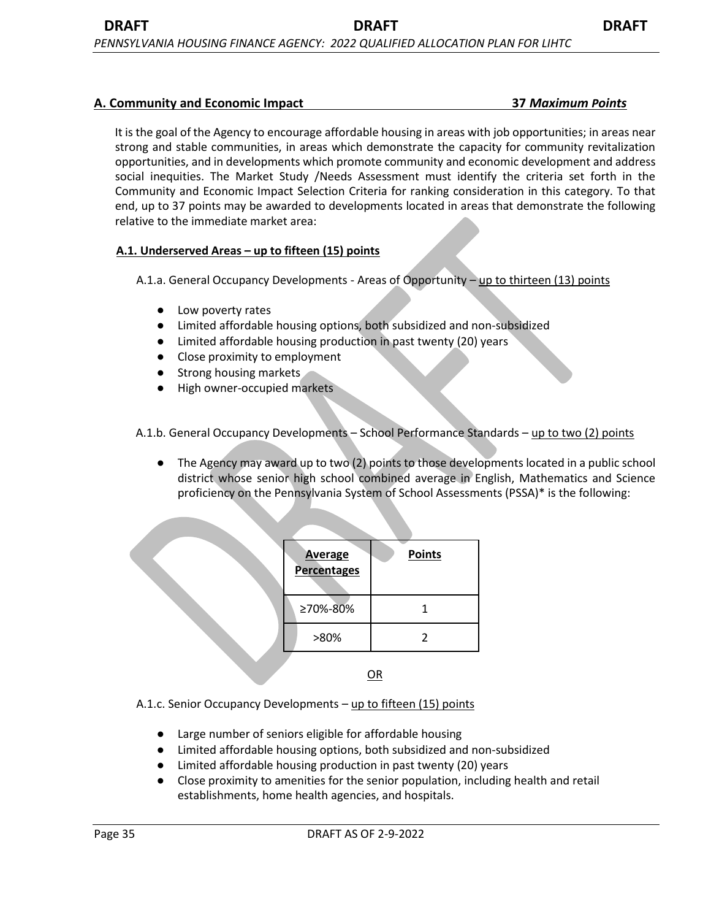## A. Community and Economic Impact — 37 *Maximum Points*

It is the goal of the Agency to encourage affordable housing in areas with job opportunities; in areas near strong and stable communities, in areas which demonstrate the capacity for community revitalization opportunities, and in developments which promote community and economic development and address social inequities. The Market Study /Needs Assessment must identify the criteria set forth in the Community and Economic Impact Selection Criteria for ranking consideration in this category. To that end, up to 37 points may be awarded to developments located in areas that demonstrate the following relative to the immediate market area:

### A.1. Underserved Areas – up to fifteen (15) points

A.1.a. General Occupancy Developments - Areas of Opportunity – up to thirteen (13) points

- Low poverty rates
- Limited affordable housing options, both subsidized and non-subsidized
- Limited affordable housing production in past twenty (20) years
- Close proximity to employment
- Strong housing markets
- High owner-occupied markets

A.1.b. General Occupancy Developments – School Performance Standards – up to two (2) points

- The Agency may award up to two (2) points to those developments located in a public school district whose senior high school combined average in English, Mathematics and Science proficiency on the Pennsylvania System of School Assessments (PSSA)* is the following:

| Average Percentages | Points |
|---|---|
| ≥70%-80% | 1 |
| >80% | 2 |

OR

A.1.c. Senior Occupancy Developments – up to fifteen (15) points

- Large number of seniors eligible for affordable housing
- Limited affordable housing options, both subsidized and non-subsidized
- Limited affordable housing production in past twenty (20) years
- Close proximity to amenities for the senior population, including health and retail establishments, home health agencies, and hospitals.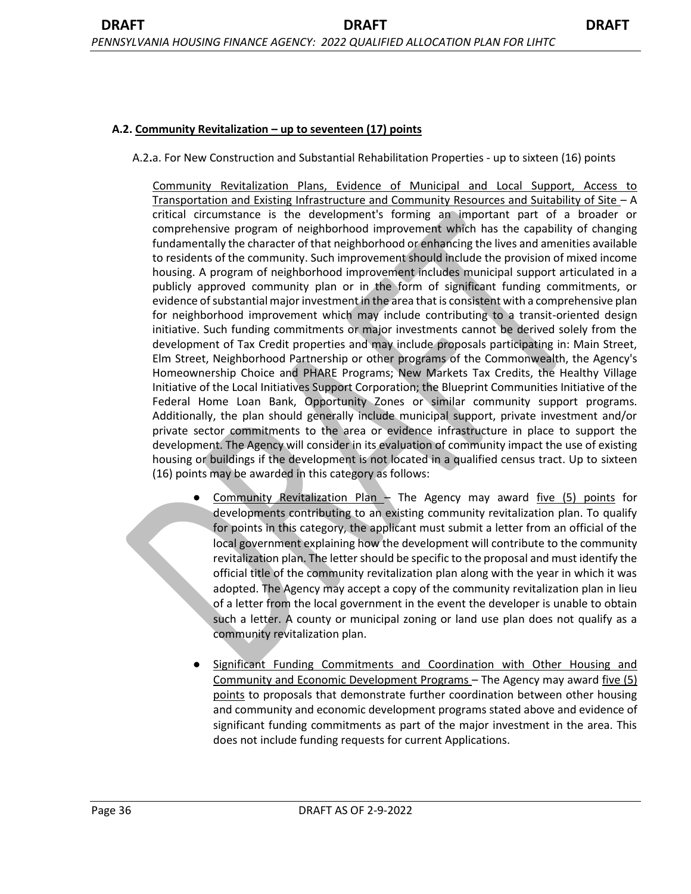### A.2. Community Revitalization – up to seventeen (17) points

A.2.a. For New Construction and Substantial Rehabilitation Properties - up to sixteen (16) points

Community Revitalization Plans, Evidence of Municipal and Local Support, Access to Transportation and Existing Infrastructure and Community Resources and Suitability of Site – A critical circumstance is the development's forming an important part of a broader or comprehensive program of neighborhood improvement which has the capability of changing fundamentally the character of that neighborhood or enhancing the lives and amenities available to residents of the community. Such improvement should include the provision of mixed income housing. A program of neighborhood improvement includes municipal support articulated in a publicly approved community plan or in the form of significant funding commitments, or evidence of substantial major investment in the area that is consistent with a comprehensive plan for neighborhood improvement which may include contributing to a transit-oriented design initiative. Such funding commitments or major investments cannot be derived solely from the development of Tax Credit properties and may include proposals participating in: Main Street, Elm Street, Neighborhood Partnership or other programs of the Commonwealth, the Agency's Homeownership Choice and PHARE Programs; New Markets Tax Credits, the Healthy Village Initiative of the Local Initiatives Support Corporation; the Blueprint Communities Initiative of the Federal Home Loan Bank, Opportunity Zones or similar community support programs. Additionally, the plan should generally include municipal support, private investment and/or private sector commitments to the area or evidence infrastructure in place to support the development. The Agency will consider in its evaluation of community impact the use of existing housing or buildings if the development is not located in a qualified census tract. Up to sixteen (16) points may be awarded in this category as follows:

- Community Revitalization Plan – The Agency may award five (5) points for developments contributing to an existing community revitalization plan. To qualify for points in this category, the applicant must submit a letter from an official of the local government explaining how the development will contribute to the community revitalization plan. The letter should be specific to the proposal and must identify the official title of the community revitalization plan along with the year in which it was adopted. The Agency may accept a copy of the community revitalization plan in lieu of a letter from the local government in the event the developer is unable to obtain such a letter. A county or municipal zoning or land use plan does not qualify as a community revitalization plan.

- Significant Funding Commitments and Coordination with Other Housing and Community and Economic Development Programs – The Agency may award five (5) points to proposals that demonstrate further coordination between other housing and community and economic development programs stated above and evidence of significant funding commitments as part of the major investment in the area. This does not include funding requests for current Applications.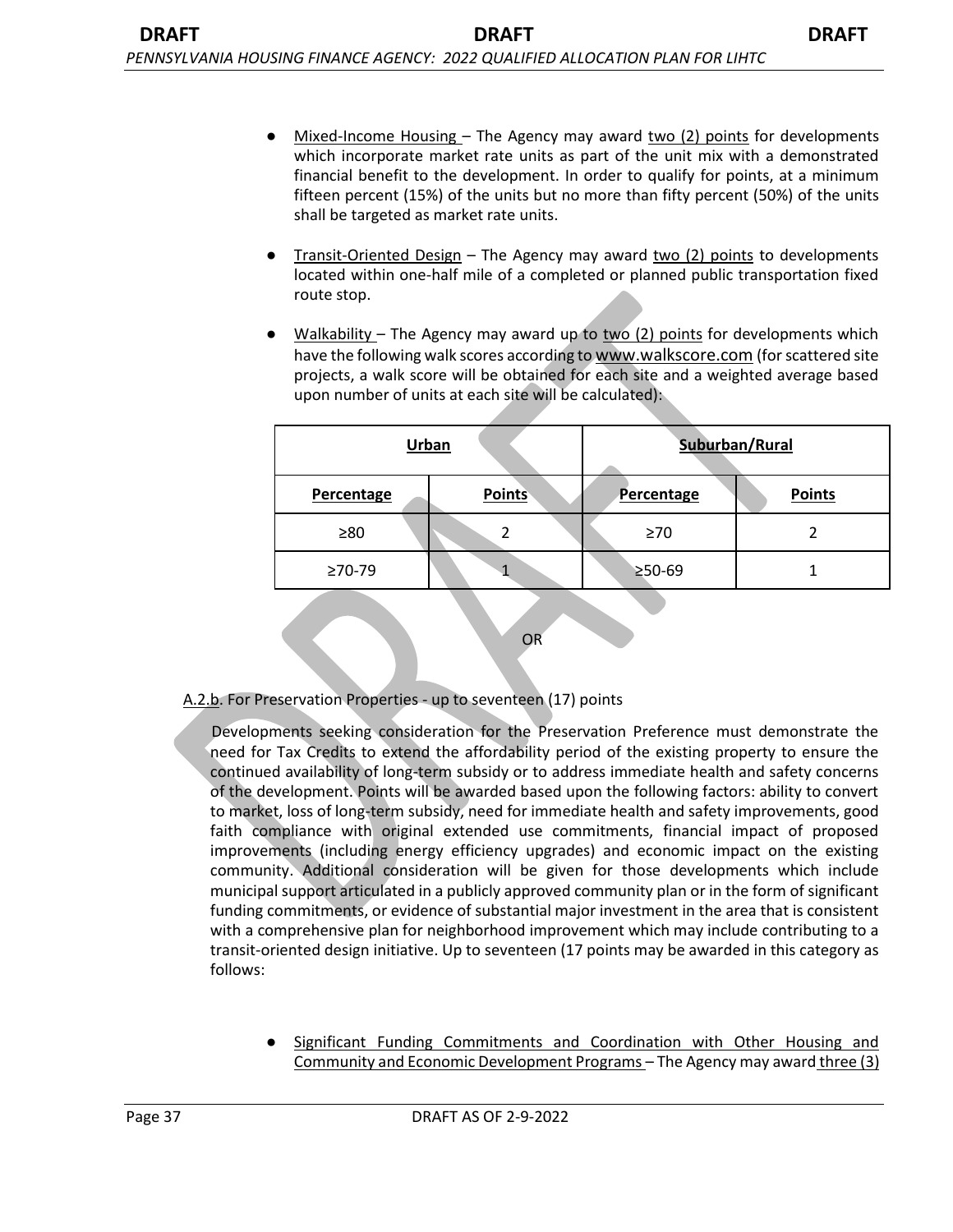- Mixed-Income Housing – The Agency may award two (2) points for developments which incorporate market rate units as part of the unit mix with a demonstrated financial benefit to the development. In order to qualify for points, at a minimum fifteen percent (15%) of the units but no more than fifty percent (50%) of the units shall be targeted as market rate units.

- Transit-Oriented Design – The Agency may award two (2) points to developments located within one-half mile of a completed or planned public transportation fixed route stop.

- Walkability – The Agency may award up to two (2) points for developments which have the following walk scores according to www.walkscore.com (for scattered site projects, a walk score will be obtained for each site and a weighted average based upon number of units at each site will be calculated):

| Urban | | Suburban/Rural | |
|---|---|---|---|
| **Percentage** | **Points** | **Percentage** | **Points** |
| ≥80 | 2 | ≥70 | 2 |
| ≥70-79 | 1 | ≥50-69 | 1 |

OR

A.2.b. For Preservation Properties - up to seventeen (17) points

Developments seeking consideration for the Preservation Preference must demonstrate the need for Tax Credits to extend the affordability period of the existing property to ensure the continued availability of long-term subsidy or to address immediate health and safety concerns of the development. Points will be awarded based upon the following factors: ability to convert to market, loss of long-term subsidy, need for immediate health and safety improvements, good faith compliance with original extended use commitments, financial impact of proposed improvements (including energy efficiency upgrades) and economic impact on the existing community. Additional consideration will be given for those developments which include municipal support articulated in a publicly approved community plan or in the form of significant funding commitments, or evidence of substantial major investment in the area that is consistent with a comprehensive plan for neighborhood improvement which may include contributing to a transit-oriented design initiative. Up to seventeen (17 points may be awarded in this category as follows:

- Significant Funding Commitments and Coordination with Other Housing and Community and Economic Development Programs – The Agency may award three (3)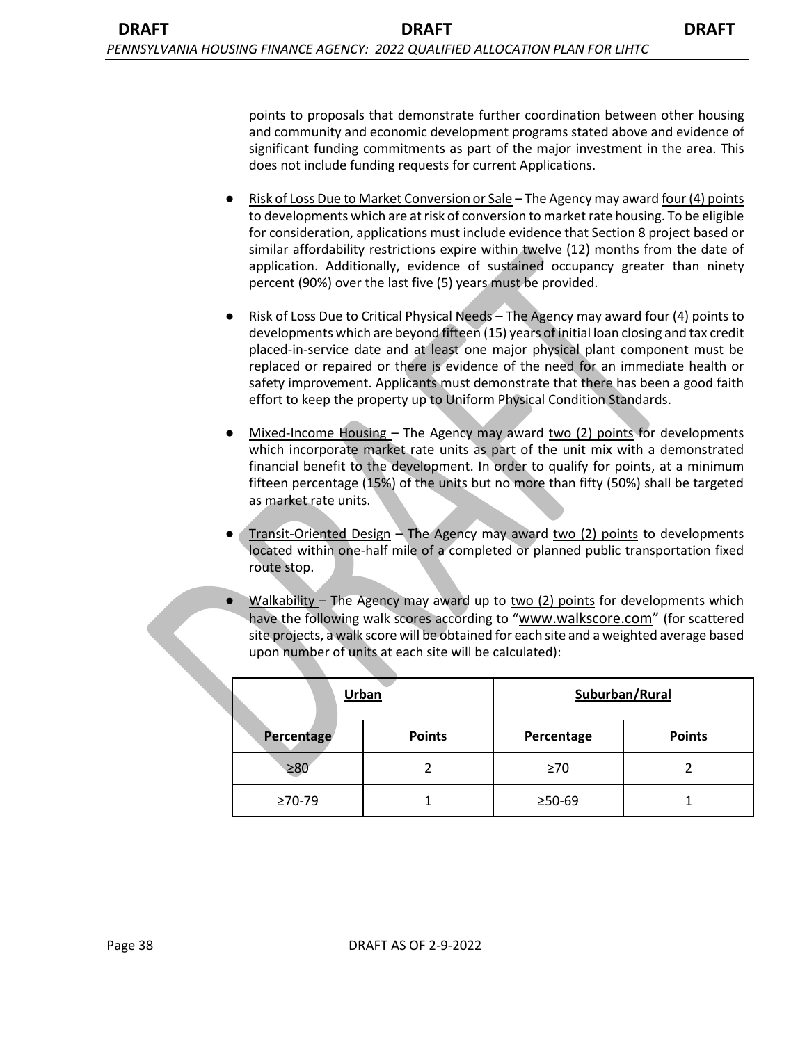points to proposals that demonstrate further coordination between other housing and community and economic development programs stated above and evidence of significant funding commitments as part of the major investment in the area. This does not include funding requests for current Applications.

- Risk of Loss Due to Market Conversion or Sale – The Agency may award four (4) points to developments which are at risk of conversion to market rate housing. To be eligible for consideration, applications must include evidence that Section 8 project based or similar affordability restrictions expire within twelve (12) months from the date of application. Additionally, evidence of sustained occupancy greater than ninety percent (90%) over the last five (5) years must be provided.

- Risk of Loss Due to Critical Physical Needs – The Agency may award four (4) points to developments which are beyond fifteen (15) years of initial loan closing and tax credit placed-in-service date and at least one major physical plant component must be replaced or repaired or there is evidence of the need for an immediate health or safety improvement. Applicants must demonstrate that there has been a good faith effort to keep the property up to Uniform Physical Condition Standards.

- Mixed-Income Housing – The Agency may award two (2) points for developments which incorporate market rate units as part of the unit mix with a demonstrated financial benefit to the development. In order to qualify for points, at a minimum fifteen percentage (15%) of the units but no more than fifty (50%) shall be targeted as market rate units.

- Transit-Oriented Design – The Agency may award two (2) points to developments located within one-half mile of a completed or planned public transportation fixed route stop.

- Walkability – The Agency may award up to two (2) points for developments which have the following walk scores according to "www.walkscore.com" (for scattered site projects, a walk score will be obtained for each site and a weighted average based upon number of units at each site will be calculated):

| Urban | | Suburban/Rural | |
|---|---|---|---|
| **Percentage** | **Points** | **Percentage** | **Points** |
| ≥80 | 2 | ≥70 | 2 |
| ≥70-79 | 1 | ≥50-69 | 1 |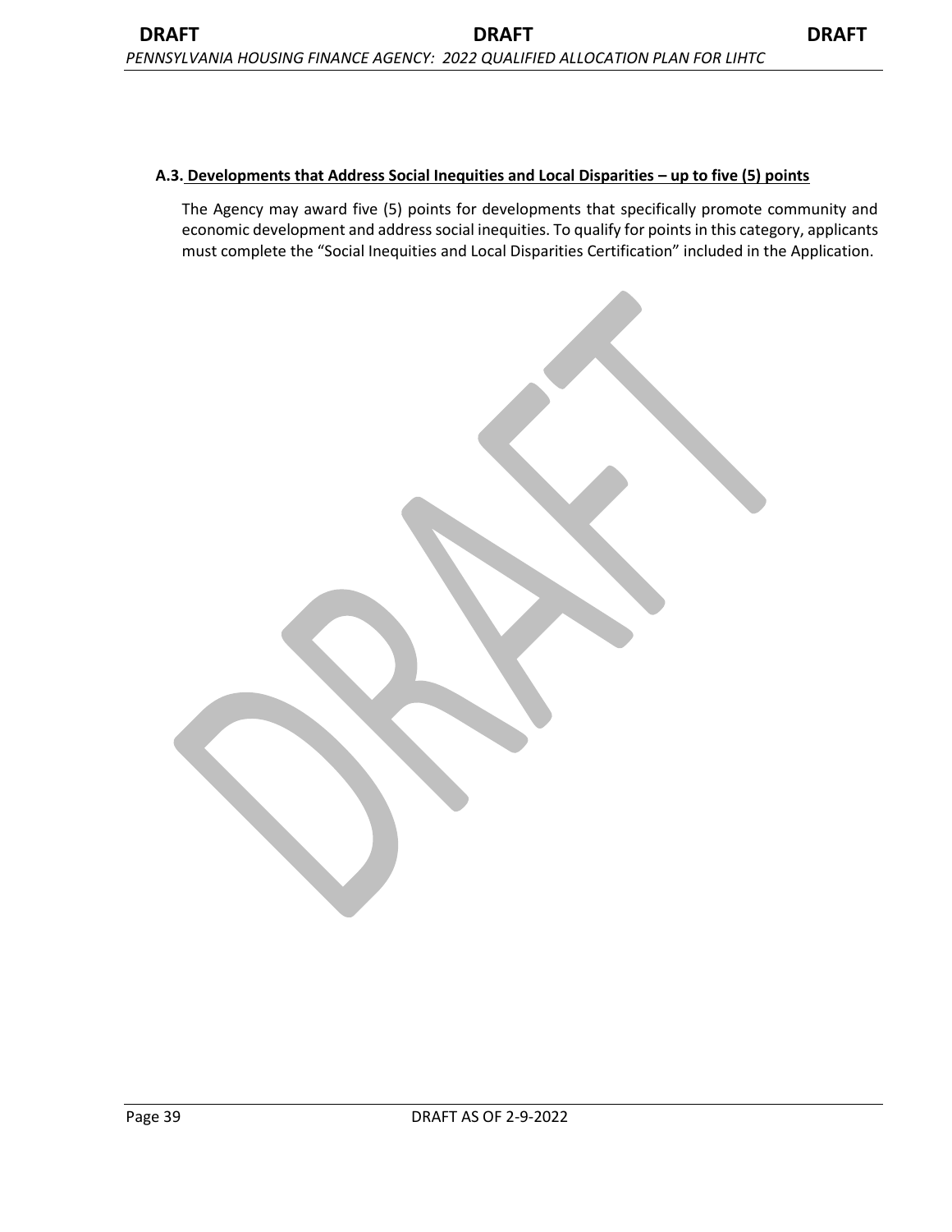**A.3. Developments that Address Social Inequities and Local Disparities – up to five (5) points**

The Agency may award five (5) points for developments that specifically promote community and economic development and address social inequities. To qualify for points in this category, applicants must complete the "Social Inequities and Local Disparities Certification" included in the Application.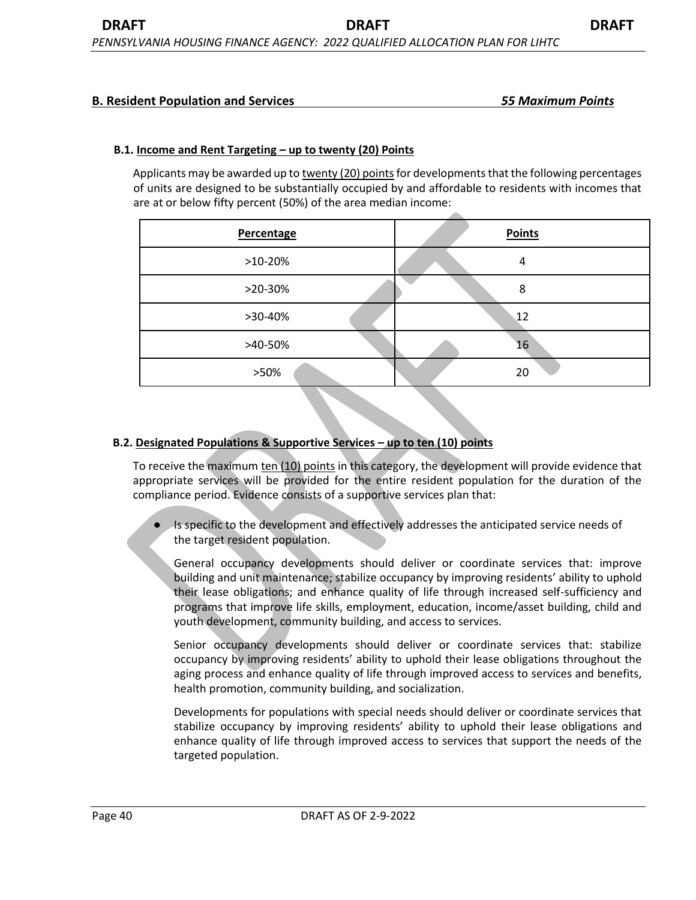## B. Resident Population and Services *55 Maximum Points*

### B.1. Income and Rent Targeting – up to twenty (20) Points

Applicants may be awarded up to twenty (20) points for developments that the following percentages of units are designed to be substantially occupied by and affordable to residents with incomes that are at or below fifty percent (50%) of the area median income:

| Percentage | Points |
|---|---|
| >10-20% | 4 |
| >20-30% | 8 |
| >30-40% | 12 |
| >40-50% | 16 |
| >50% | 20 |

### B.2. Designated Populations & Supportive Services – up to ten (10) points

To receive the maximum ten (10) points in this category, the development will provide evidence that appropriate services will be provided for the entire resident population for the duration of the compliance period. Evidence consists of a supportive services plan that:

- Is specific to the development and effectively addresses the anticipated service needs of the target resident population.

  General occupancy developments should deliver or coordinate services that: improve building and unit maintenance; stabilize occupancy by improving residents' ability to uphold their lease obligations; and enhance quality of life through increased self-sufficiency and programs that improve life skills, employment, education, income/asset building, child and youth development, community building, and access to services.

  Senior occupancy developments should deliver or coordinate services that: stabilize occupancy by improving residents' ability to uphold their lease obligations throughout the aging process and enhance quality of life through improved access to services and benefits, health promotion, community building, and socialization.

  Developments for populations with special needs should deliver or coordinate services that stabilize occupancy by improving residents' ability to uphold their lease obligations and enhance quality of life through improved access to services that support the needs of the targeted population.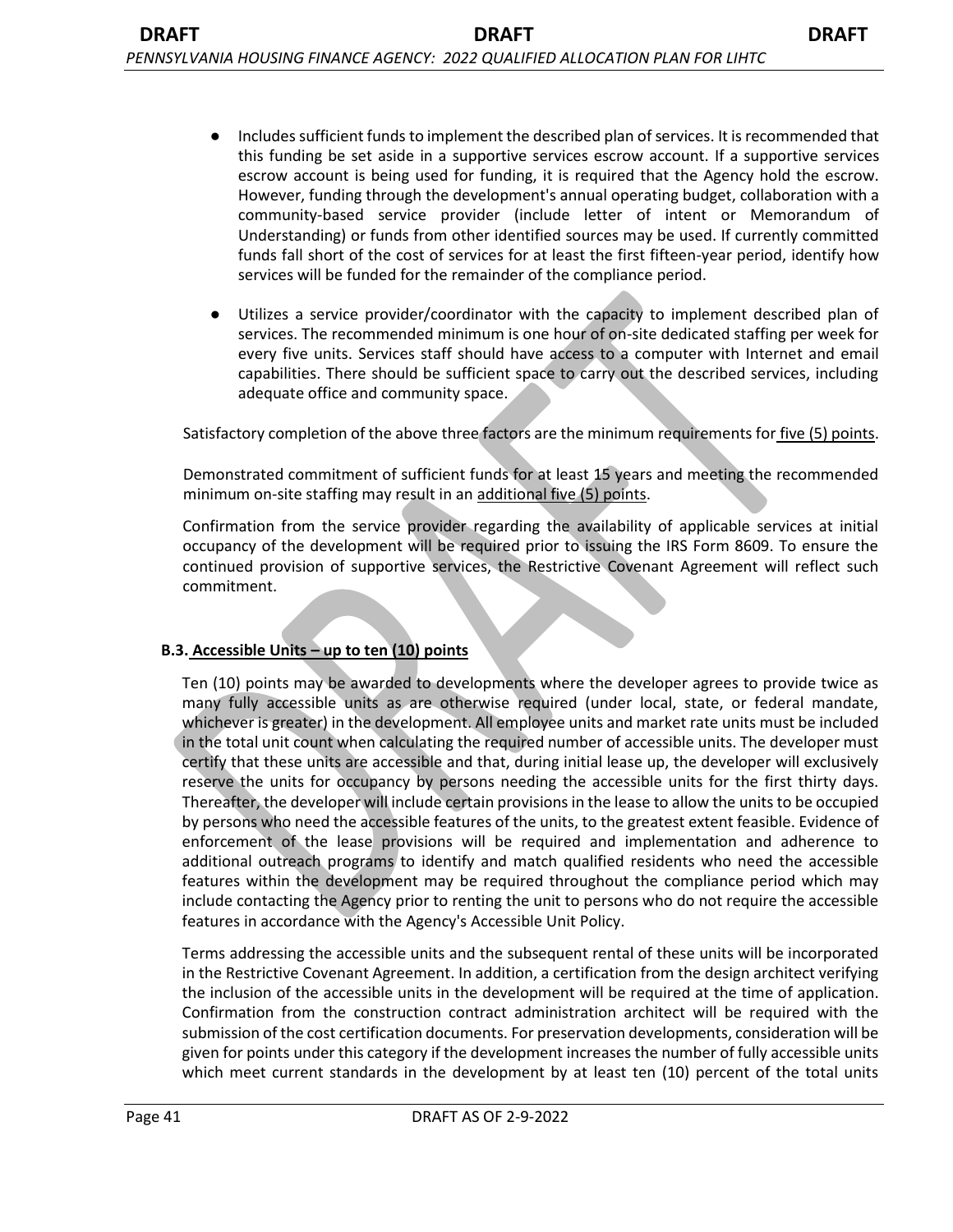- Includes sufficient funds to implement the described plan of services. It is recommended that this funding be set aside in a supportive services escrow account. If a supportive services escrow account is being used for funding, it is required that the Agency hold the escrow. However, funding through the development's annual operating budget, collaboration with a community-based service provider (include letter of intent or Memorandum of Understanding) or funds from other identified sources may be used. If currently committed funds fall short of the cost of services for at least the first fifteen-year period, identify how services will be funded for the remainder of the compliance period.

- Utilizes a service provider/coordinator with the capacity to implement described plan of services. The recommended minimum is one hour of on-site dedicated staffing per week for every five units. Services staff should have access to a computer with Internet and email capabilities. There should be sufficient space to carry out the described services, including adequate office and community space.

Satisfactory completion of the above three factors are the minimum requirements for five (5) points.

Demonstrated commitment of sufficient funds for at least 15 years and meeting the recommended minimum on-site staffing may result in an additional five (5) points.

Confirmation from the service provider regarding the availability of applicable services at initial occupancy of the development will be required prior to issuing the IRS Form 8609. To ensure the continued provision of supportive services, the Restrictive Covenant Agreement will reflect such commitment.

### B.3. Accessible Units – up to ten (10) points

Ten (10) points may be awarded to developments where the developer agrees to provide twice as many fully accessible units as are otherwise required (under local, state, or federal mandate, whichever is greater) in the development. All employee units and market rate units must be included in the total unit count when calculating the required number of accessible units. The developer must certify that these units are accessible and that, during initial lease up, the developer will exclusively reserve the units for occupancy by persons needing the accessible units for the first thirty days. Thereafter, the developer will include certain provisions in the lease to allow the units to be occupied by persons who need the accessible features of the units, to the greatest extent feasible. Evidence of enforcement of the lease provisions will be required and implementation and adherence to additional outreach programs to identify and match qualified residents who need the accessible features within the development may be required throughout the compliance period which may include contacting the Agency prior to renting the unit to persons who do not require the accessible features in accordance with the Agency's Accessible Unit Policy.

Terms addressing the accessible units and the subsequent rental of these units will be incorporated in the Restrictive Covenant Agreement. In addition, a certification from the design architect verifying the inclusion of the accessible units in the development will be required at the time of application. Confirmation from the construction contract administration architect will be required with the submission of the cost certification documents. For preservation developments, consideration will be given for points under this category if the development increases the number of fully accessible units which meet current standards in the development by at least ten (10) percent of the total units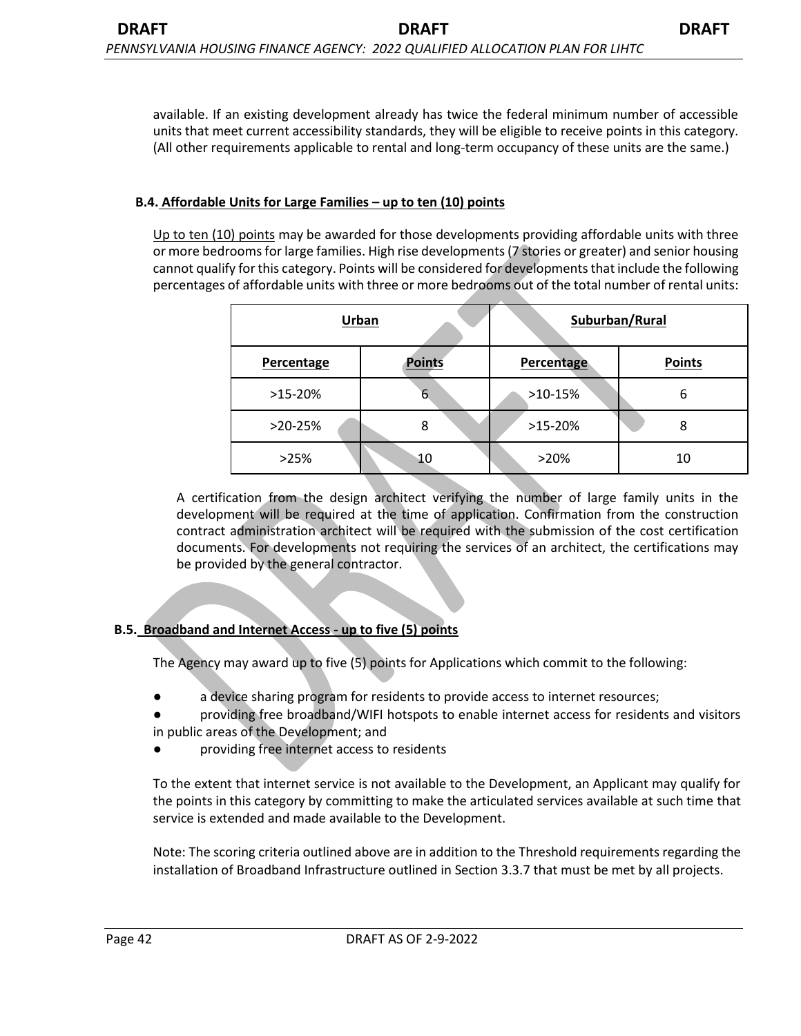available. If an existing development already has twice the federal minimum number of accessible units that meet current accessibility standards, they will be eligible to receive points in this category. (All other requirements applicable to rental and long-term occupancy of these units are the same.)

### B.4. Affordable Units for Large Families – up to ten (10) points

Up to ten (10) points may be awarded for those developments providing affordable units with three or more bedrooms for large families. High rise developments (7 stories or greater) and senior housing cannot qualify for this category. Points will be considered for developments that include the following percentages of affordable units with three or more bedrooms out of the total number of rental units:

| Urban | | Suburban/Rural | |
|---|---|---|---|
| **Percentage** | **Points** | **Percentage** | **Points** |
| >15-20% | 6 | >10-15% | 6 |
| >20-25% | 8 | >15-20% | 8 |
| >25% | 10 | >20% | 10 |

A certification from the design architect verifying the number of large family units in the development will be required at the time of application. Confirmation from the construction contract administration architect will be required with the submission of the cost certification documents. For developments not requiring the services of an architect, the certifications may be provided by the general contractor.

### B.5. Broadband and Internet Access - up to five (5) points

The Agency may award up to five (5) points for Applications which commit to the following:

- a device sharing program for residents to provide access to internet resources;
- providing free broadband/WIFI hotspots to enable internet access for residents and visitors in public areas of the Development; and
- providing free internet access to residents

To the extent that internet service is not available to the Development, an Applicant may qualify for the points in this category by committing to make the articulated services available at such time that service is extended and made available to the Development.

Note: The scoring criteria outlined above are in addition to the Threshold requirements regarding the installation of Broadband Infrastructure outlined in Section 3.3.7 that must be met by all projects.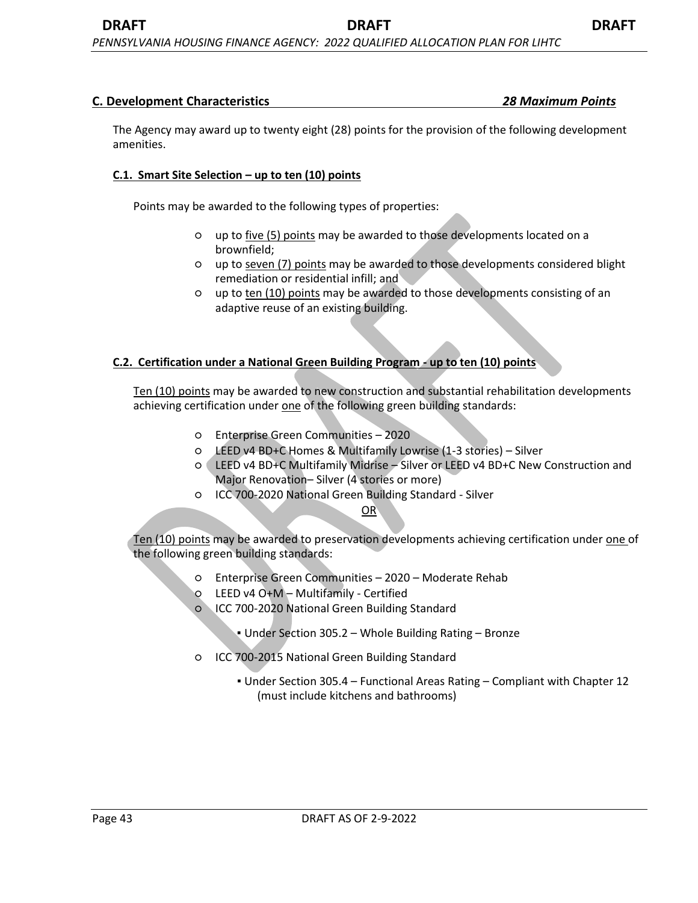## C. Development Characteristics *28 Maximum Points*

The Agency may award up to twenty eight (28) points for the provision of the following development amenities.

### C.1. Smart Site Selection – up to ten (10) points

Points may be awarded to the following types of properties:

- up to five (5) points may be awarded to those developments located on a brownfield;
- up to seven (7) points may be awarded to those developments considered blight remediation or residential infill; and
- up to ten (10) points may be awarded to those developments consisting of an adaptive reuse of an existing building.

### C.2. Certification under a National Green Building Program - up to ten (10) points

Ten (10) points may be awarded to new construction and substantial rehabilitation developments achieving certification under one of the following green building standards:

- Enterprise Green Communities – 2020
- LEED v4 BD+C Homes & Multifamily Lowrise (1-3 stories) – Silver
- LEED v4 BD+C Multifamily Midrise – Silver or LEED v4 BD+C New Construction and Major Renovation– Silver (4 stories or more)
- ICC 700-2020 National Green Building Standard - Silver

OR

Ten (10) points may be awarded to preservation developments achieving certification under one of the following green building standards:

- Enterprise Green Communities – 2020 – Moderate Rehab
- LEED v4 O+M – Multifamily - Certified
- ICC 700-2020 National Green Building Standard
  - Under Section 305.2 – Whole Building Rating – Bronze
- ICC 700-2015 National Green Building Standard
  - Under Section 305.4 – Functional Areas Rating – Compliant with Chapter 12 (must include kitchens and bathrooms)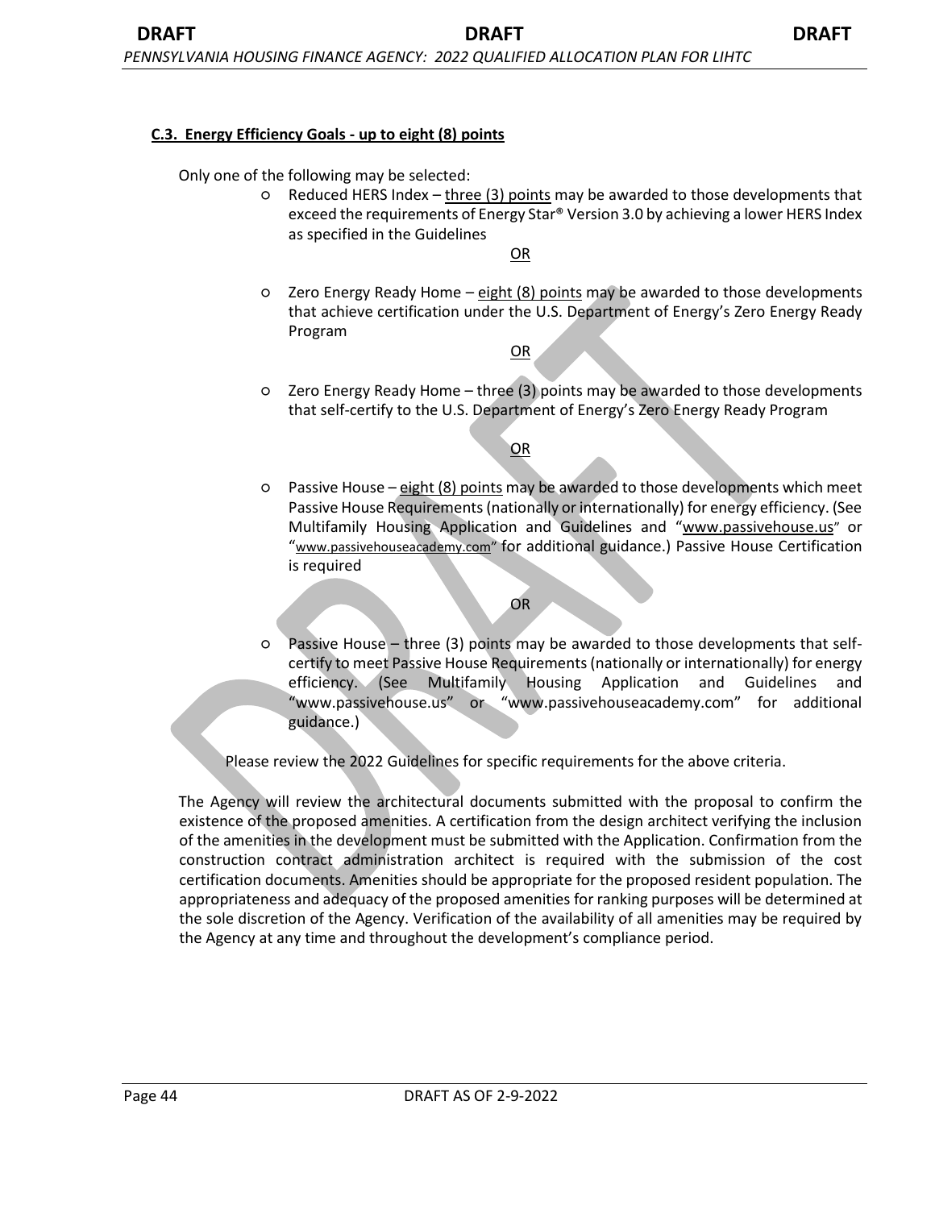### C.3. Energy Efficiency Goals - up to eight (8) points

Only one of the following may be selected:

- Reduced HERS Index – three (3) points may be awarded to those developments that exceed the requirements of Energy Star® Version 3.0 by achieving a lower HERS Index as specified in the Guidelines

  OR

- Zero Energy Ready Home – eight (8) points may be awarded to those developments that achieve certification under the U.S. Department of Energy's Zero Energy Ready Program

  OR

- Zero Energy Ready Home – three (3) points may be awarded to those developments that self-certify to the U.S. Department of Energy's Zero Energy Ready Program

  OR

- Passive House – eight (8) points may be awarded to those developments which meet Passive House Requirements (nationally or internationally) for energy efficiency. (See Multifamily Housing Application and Guidelines and "www.passivehouse.us" or "www.passivehouseacademy.com" for additional guidance.) Passive House Certification is required

  OR

- Passive House – three (3) points may be awarded to those developments that self-certify to meet Passive House Requirements (nationally or internationally) for energy efficiency. (See Multifamily Housing Application and Guidelines and "www.passivehouse.us" or "www.passivehouseacademy.com" for additional guidance.)

Please review the 2022 Guidelines for specific requirements for the above criteria.

The Agency will review the architectural documents submitted with the proposal to confirm the existence of the proposed amenities. A certification from the design architect verifying the inclusion of the amenities in the development must be submitted with the Application. Confirmation from the construction contract administration architect is required with the submission of the cost certification documents. Amenities should be appropriate for the proposed resident population. The appropriateness and adequacy of the proposed amenities for ranking purposes will be determined at the sole discretion of the Agency. Verification of the availability of all amenities may be required by the Agency at any time and throughout the development's compliance period.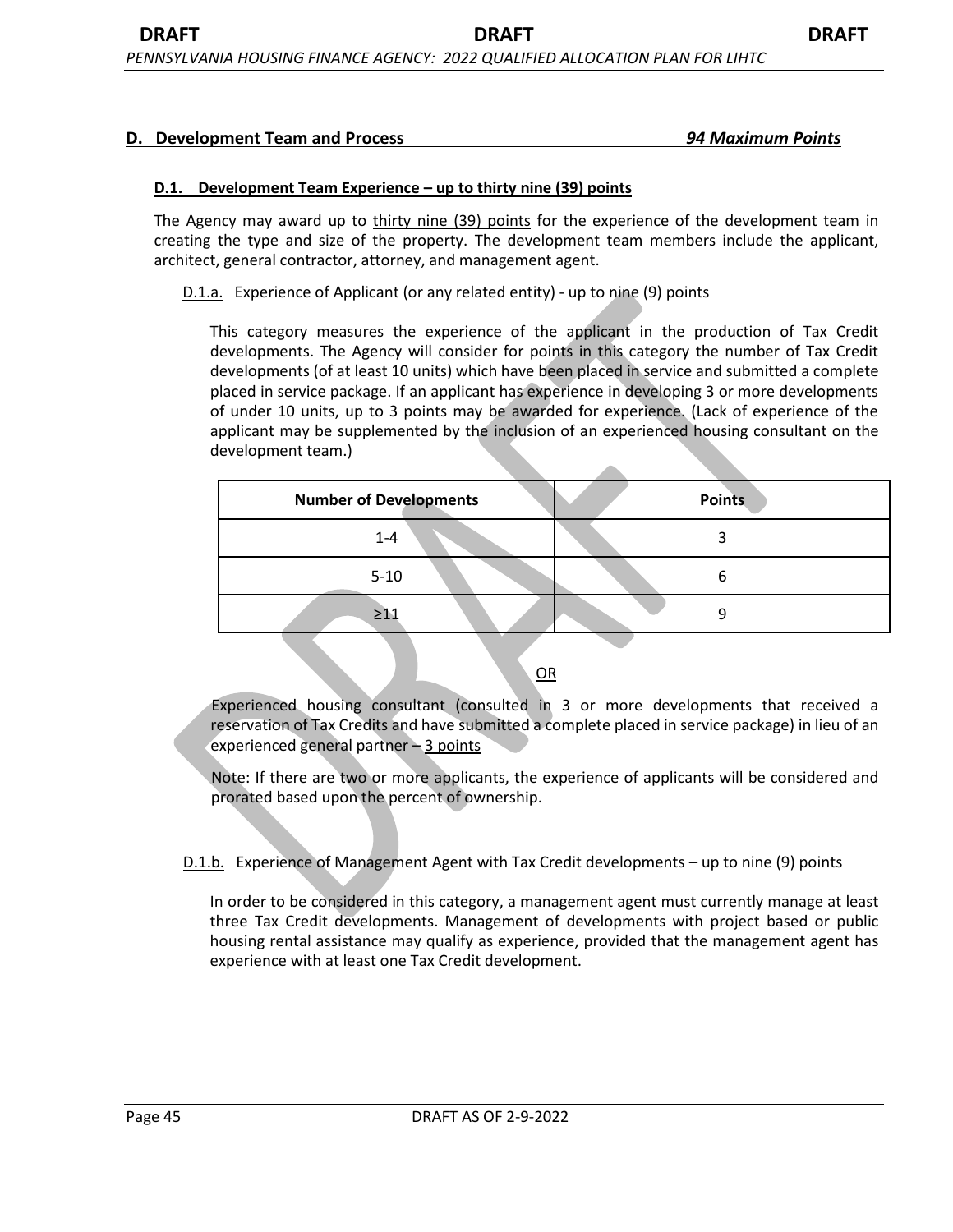## D. Development Team and Process *94 Maximum Points*

### D.1. Development Team Experience – up to thirty nine (39) points

The Agency may award up to thirty nine (39) points for the experience of the development team in creating the type and size of the property. The development team members include the applicant, architect, general contractor, attorney, and management agent.

D.1.a. Experience of Applicant (or any related entity) - up to nine (9) points

This category measures the experience of the applicant in the production of Tax Credit developments. The Agency will consider for points in this category the number of Tax Credit developments (of at least 10 units) which have been placed in service and submitted a complete placed in service package. If an applicant has experience in developing 3 or more developments of under 10 units, up to 3 points may be awarded for experience. (Lack of experience of the applicant may be supplemented by the inclusion of an experienced housing consultant on the development team.)

| Number of Developments | Points |
|---|---|
| 1-4 | 3 |
| 5-10 | 6 |
| ≥11 | 9 |

OR

Experienced housing consultant (consulted in 3 or more developments that received a reservation of Tax Credits and have submitted a complete placed in service package) in lieu of an experienced general partner – 3 points

Note: If there are two or more applicants, the experience of applicants will be considered and prorated based upon the percent of ownership.

D.1.b. Experience of Management Agent with Tax Credit developments – up to nine (9) points

In order to be considered in this category, a management agent must currently manage at least three Tax Credit developments. Management of developments with project based or public housing rental assistance may qualify as experience, provided that the management agent has experience with at least one Tax Credit development.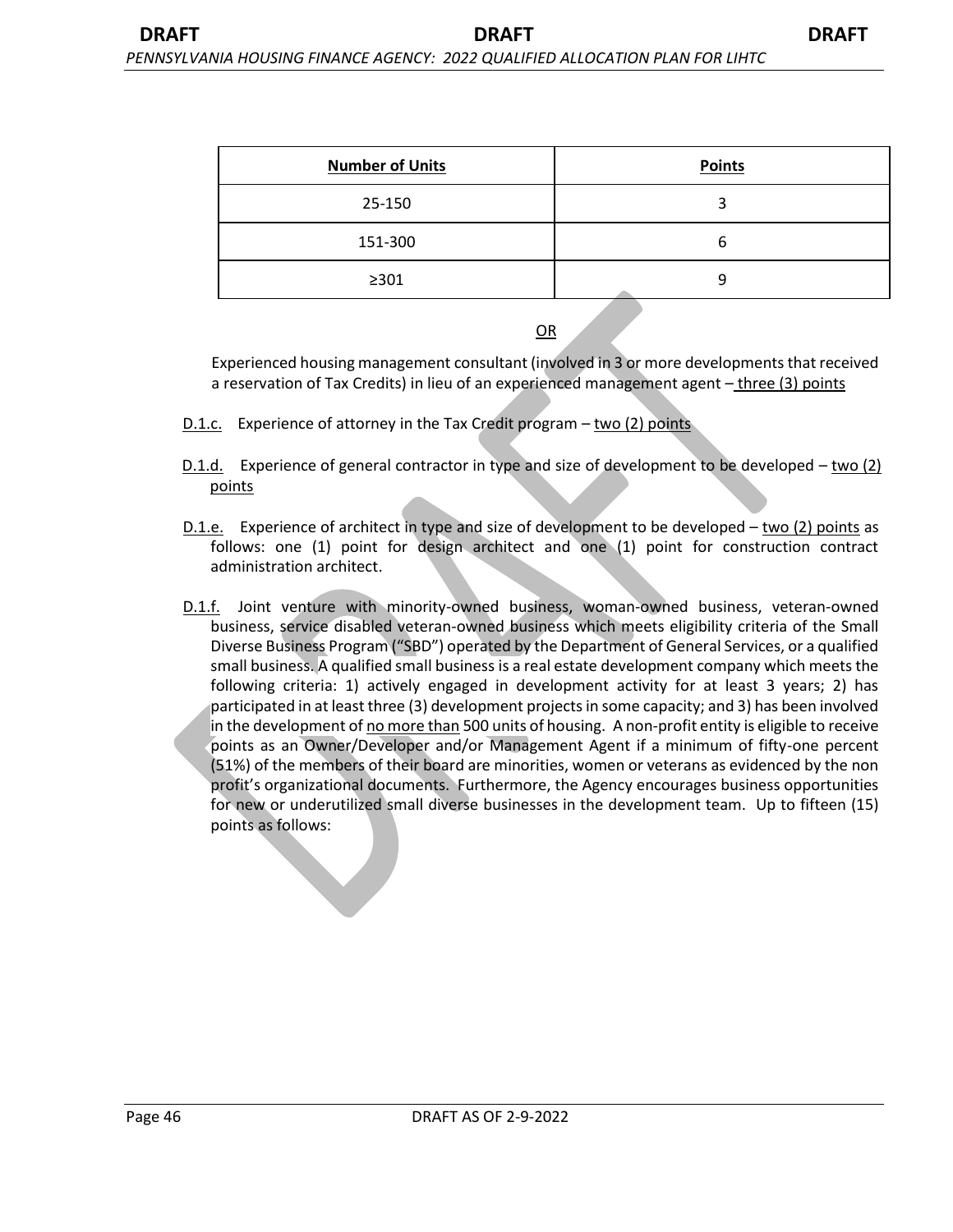| **Number of Units** | **Points** |
|---|---|
| 25-150 | 3 |
| 151-300 | 6 |
| ≥301 | 9 |

OR

Experienced housing management consultant (involved in 3 or more developments that received a reservation of Tax Credits) in lieu of an experienced management agent – three (3) points

D.1.c. Experience of attorney in the Tax Credit program – two (2) points

D.1.d. Experience of general contractor in type and size of development to be developed – two (2) points

D.1.e. Experience of architect in type and size of development to be developed – two (2) points as follows: one (1) point for design architect and one (1) point for construction contract administration architect.

D.1.f. Joint venture with minority-owned business, woman-owned business, veteran-owned business, service disabled veteran-owned business which meets eligibility criteria of the Small Diverse Business Program ("SBD") operated by the Department of General Services, or a qualified small business. A qualified small business is a real estate development company which meets the following criteria: 1) actively engaged in development activity for at least 3 years; 2) has participated in at least three (3) development projects in some capacity; and 3) has been involved in the development of no more than 500 units of housing. A non-profit entity is eligible to receive points as an Owner/Developer and/or Management Agent if a minimum of fifty-one percent (51%) of the members of their board are minorities, women or veterans as evidenced by the non profit's organizational documents. Furthermore, the Agency encourages business opportunities for new or underutilized small diverse businesses in the development team. Up to fifteen (15) points as follows: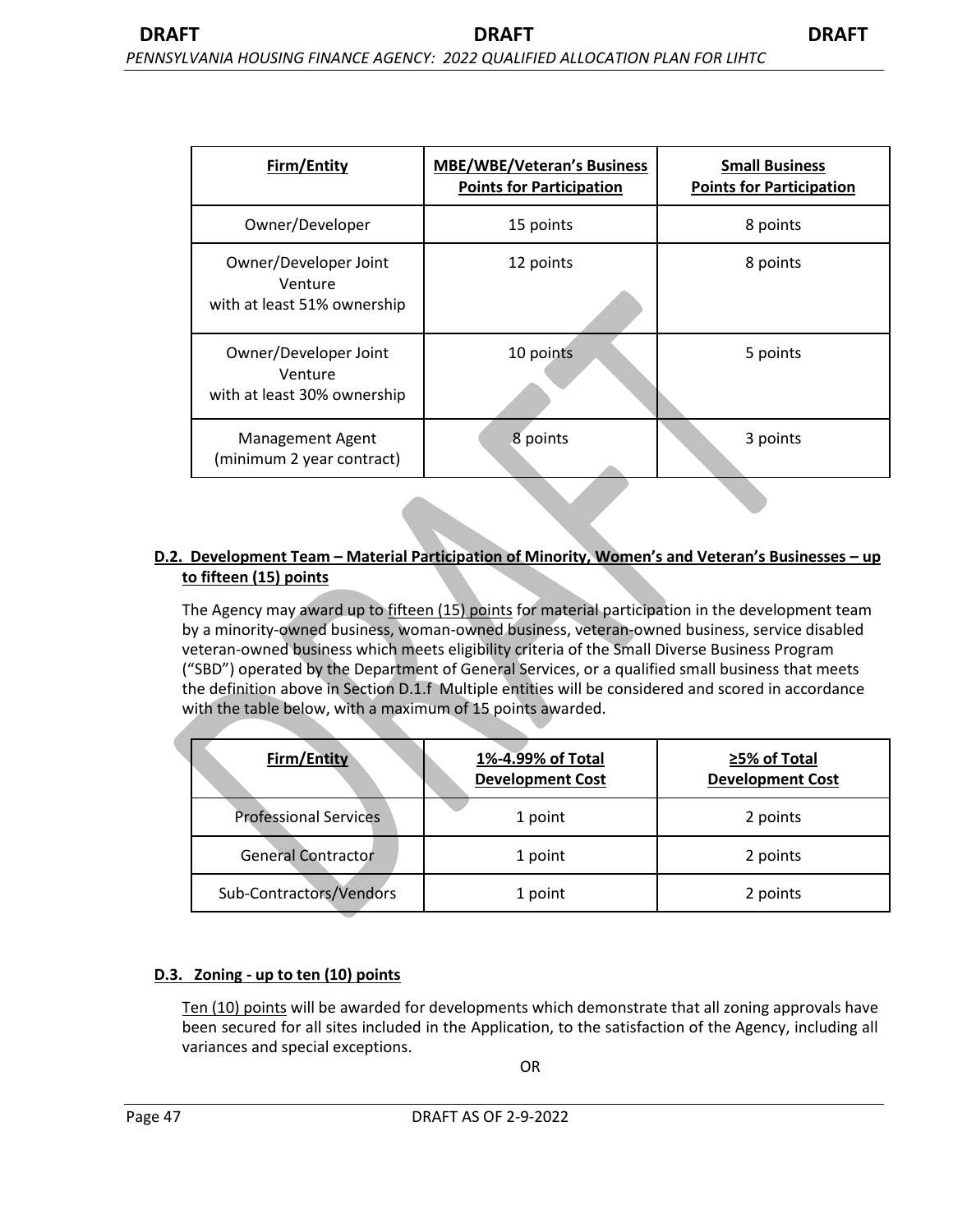| Firm/Entity | MBE/WBE/Veteran's Business Points for Participation | Small Business Points for Participation |
|---|---|---|
| Owner/Developer | 15 points | 8 points |
| Owner/Developer Joint Venture with at least 51% ownership | 12 points | 8 points |
| Owner/Developer Joint Venture with at least 30% ownership | 10 points | 5 points |
| Management Agent (minimum 2 year contract) | 8 points | 3 points |

**D.2. Development Team – Material Participation of Minority, Women's and Veteran's Businesses – up to fifteen (15) points**

The Agency may award up to fifteen (15) points for material participation in the development team by a minority-owned business, woman-owned business, veteran-owned business, service disabled veteran-owned business which meets eligibility criteria of the Small Diverse Business Program ("SBD") operated by the Department of General Services, or a qualified small business that meets the definition above in Section D.1.f Multiple entities will be considered and scored in accordance with the table below, with a maximum of 15 points awarded.

| Firm/Entity | 1%-4.99% of Total Development Cost | ≥5% of Total Development Cost |
|---|---|---|
| Professional Services | 1 point | 2 points |
| General Contractor | 1 point | 2 points |
| Sub-Contractors/Vendors | 1 point | 2 points |

**D.3. Zoning - up to ten (10) points**

Ten (10) points will be awarded for developments which demonstrate that all zoning approvals have been secured for all sites included in the Application, to the satisfaction of the Agency, including all variances and special exceptions.

OR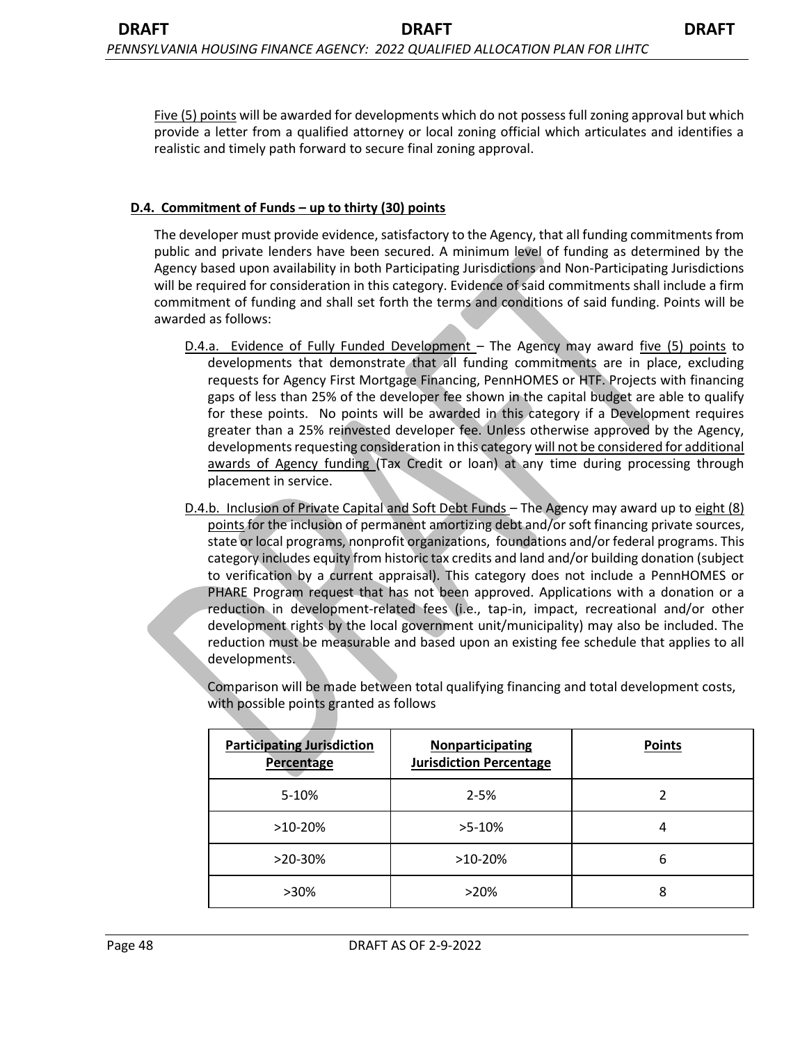Five (5) points will be awarded for developments which do not possess full zoning approval but which provide a letter from a qualified attorney or local zoning official which articulates and identifies a realistic and timely path forward to secure final zoning approval.

### D.4. Commitment of Funds – up to thirty (30) points

The developer must provide evidence, satisfactory to the Agency, that all funding commitments from public and private lenders have been secured. A minimum level of funding as determined by the Agency based upon availability in both Participating Jurisdictions and Non-Participating Jurisdictions will be required for consideration in this category. Evidence of said commitments shall include a firm commitment of funding and shall set forth the terms and conditions of said funding. Points will be awarded as follows:

D.4.a. Evidence of Fully Funded Development – The Agency may award five (5) points to developments that demonstrate that all funding commitments are in place, excluding requests for Agency First Mortgage Financing, PennHOMES or HTF. Projects with financing gaps of less than 25% of the developer fee shown in the capital budget are able to qualify for these points. No points will be awarded in this category if a Development requires greater than a 25% reinvested developer fee. Unless otherwise approved by the Agency, developments requesting consideration in this category will not be considered for additional awards of Agency funding (Tax Credit or loan) at any time during processing through placement in service.

D.4.b. Inclusion of Private Capital and Soft Debt Funds – The Agency may award up to eight (8) points for the inclusion of permanent amortizing debt and/or soft financing private sources, state or local programs, nonprofit organizations, foundations and/or federal programs. This category includes equity from historic tax credits and land and/or building donation (subject to verification by a current appraisal). This category does not include a PennHOMES or PHARE Program request that has not been approved. Applications with a donation or a reduction in development-related fees (i.e., tap-in, impact, recreational and/or other development rights by the local government unit/municipality) may also be included. The reduction must be measurable and based upon an existing fee schedule that applies to all developments.

Comparison will be made between total qualifying financing and total development costs, with possible points granted as follows

| Participating Jurisdiction Percentage | Nonparticipating Jurisdiction Percentage | Points |
|---|---|---|
| 5-10% | 2-5% | 2 |
| >10-20% | >5-10% | 4 |
| >20-30% | >10-20% | 6 |
| >30% | >20% | 8 |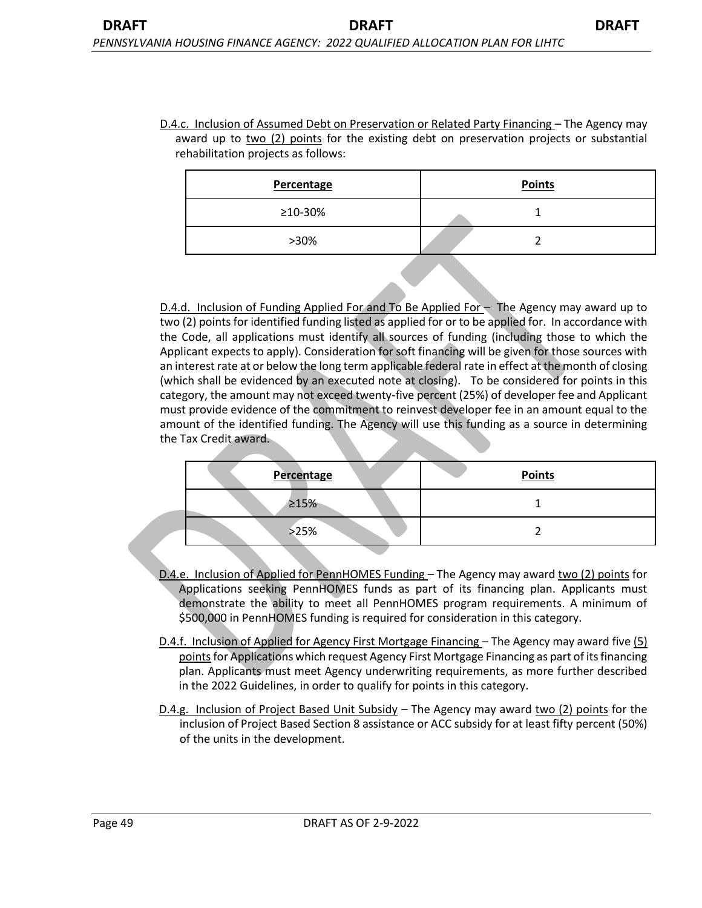D.4.c. Inclusion of Assumed Debt on Preservation or Related Party Financing – The Agency may award up to two (2) points for the existing debt on preservation projects or substantial rehabilitation projects as follows:

| Percentage | Points |
| --- | --- |
| ≥10-30% | 1 |
| >30% | 2 |

D.4.d. Inclusion of Funding Applied For and To Be Applied For – The Agency may award up to two (2) points for identified funding listed as applied for or to be applied for. In accordance with the Code, all applications must identify all sources of funding (including those to which the Applicant expects to apply). Consideration for soft financing will be given for those sources with an interest rate at or below the long term applicable federal rate in effect at the month of closing (which shall be evidenced by an executed note at closing). To be considered for points in this category, the amount may not exceed twenty-five percent (25%) of developer fee and Applicant must provide evidence of the commitment to reinvest developer fee in an amount equal to the amount of the identified funding. The Agency will use this funding as a source in determining the Tax Credit award.

| Percentage | Points |
| --- | --- |
| ≥15% | 1 |
| >25% | 2 |

D.4.e. Inclusion of Applied for PennHOMES Funding – The Agency may award two (2) points for Applications seeking PennHOMES funds as part of its financing plan. Applicants must demonstrate the ability to meet all PennHOMES program requirements. A minimum of $500,000 in PennHOMES funding is required for consideration in this category.

D.4.f. Inclusion of Applied for Agency First Mortgage Financing – The Agency may award five (5) points for Applications which request Agency First Mortgage Financing as part of its financing plan. Applicants must meet Agency underwriting requirements, as more further described in the 2022 Guidelines, in order to qualify for points in this category.

D.4.g. Inclusion of Project Based Unit Subsidy – The Agency may award two (2) points for the inclusion of Project Based Section 8 assistance or ACC subsidy for at least fifty percent (50%) of the units in the development.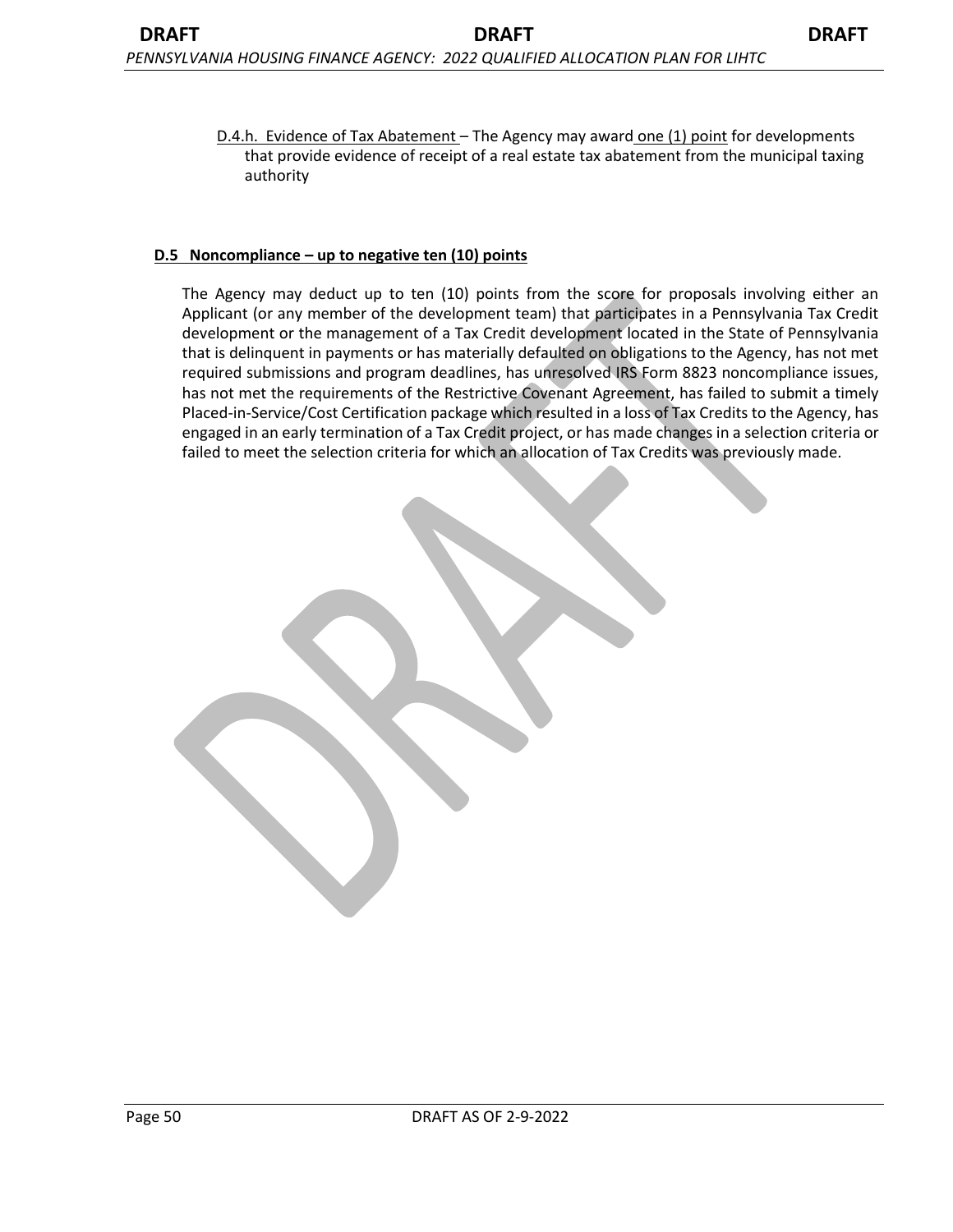D.4.h. Evidence of Tax Abatement – The Agency may award one (1) point for developments that provide evidence of receipt of a real estate tax abatement from the municipal taxing authority

**D.5 Noncompliance – up to negative ten (10) points**

The Agency may deduct up to ten (10) points from the score for proposals involving either an Applicant (or any member of the development team) that participates in a Pennsylvania Tax Credit development or the management of a Tax Credit development located in the State of Pennsylvania that is delinquent in payments or has materially defaulted on obligations to the Agency, has not met required submissions and program deadlines, has unresolved IRS Form 8823 noncompliance issues, has not met the requirements of the Restrictive Covenant Agreement, has failed to submit a timely Placed-in-Service/Cost Certification package which resulted in a loss of Tax Credits to the Agency, has engaged in an early termination of a Tax Credit project, or has made changes in a selection criteria or failed to meet the selection criteria for which an allocation of Tax Credits was previously made.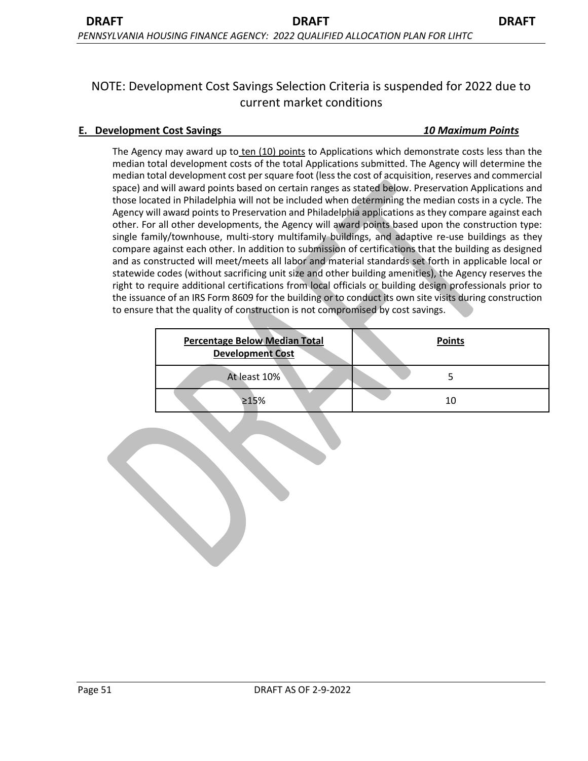NOTE: Development Cost Savings Selection Criteria is suspended for 2022 due to current market conditions

**E. Development Cost Savings** ***10 Maximum Points***

The Agency may award up to ten (10) points to Applications which demonstrate costs less than the median total development costs of the total Applications submitted. The Agency will determine the median total development cost per square foot (less the cost of acquisition, reserves and commercial space) and will award points based on certain ranges as stated below. Preservation Applications and those located in Philadelphia will not be included when determining the median costs in a cycle. The Agency will award points to Preservation and Philadelphia applications as they compare against each other. For all other developments, the Agency will award points based upon the construction type: single family/townhouse, multi-story multifamily buildings, and adaptive re-use buildings as they compare against each other. In addition to submission of certifications that the building as designed and as constructed will meet/meets all labor and material standards set forth in applicable local or statewide codes (without sacrificing unit size and other building amenities), the Agency reserves the right to require additional certifications from local officials or building design professionals prior to the issuance of an IRS Form 8609 for the building or to conduct its own site visits during construction to ensure that the quality of construction is not compromised by cost savings.

| Percentage Below Median Total Development Cost | Points |
|---|---|
| At least 10% | 5 |
| ≥15% | 10 |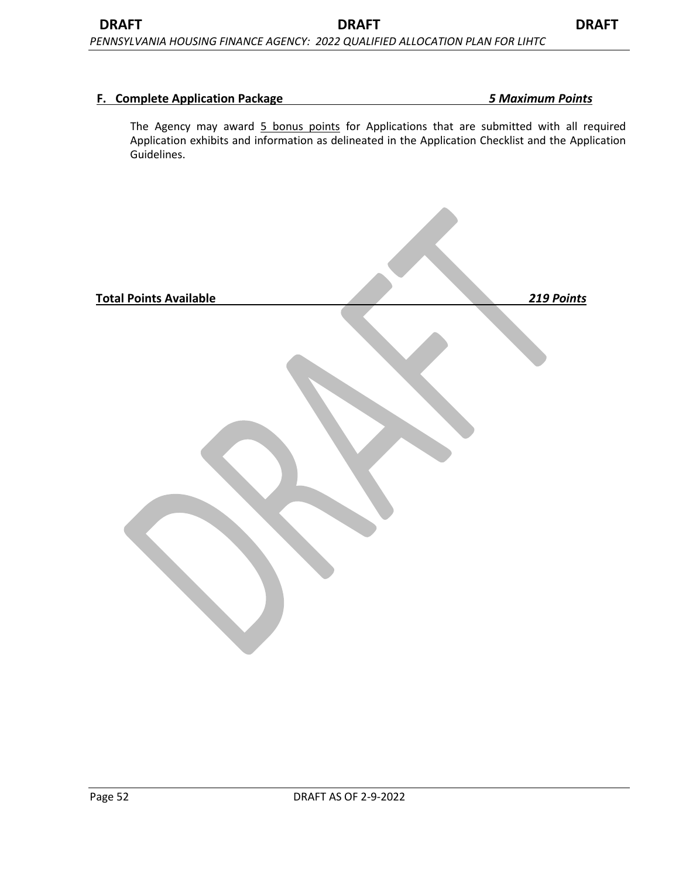### F. Complete Application Package *5 Maximum Points*

The Agency may award 5 bonus points for Applications that are submitted with all required Application exhibits and information as delineated in the Application Checklist and the Application Guidelines.

**Total Points Available** ***219 Points***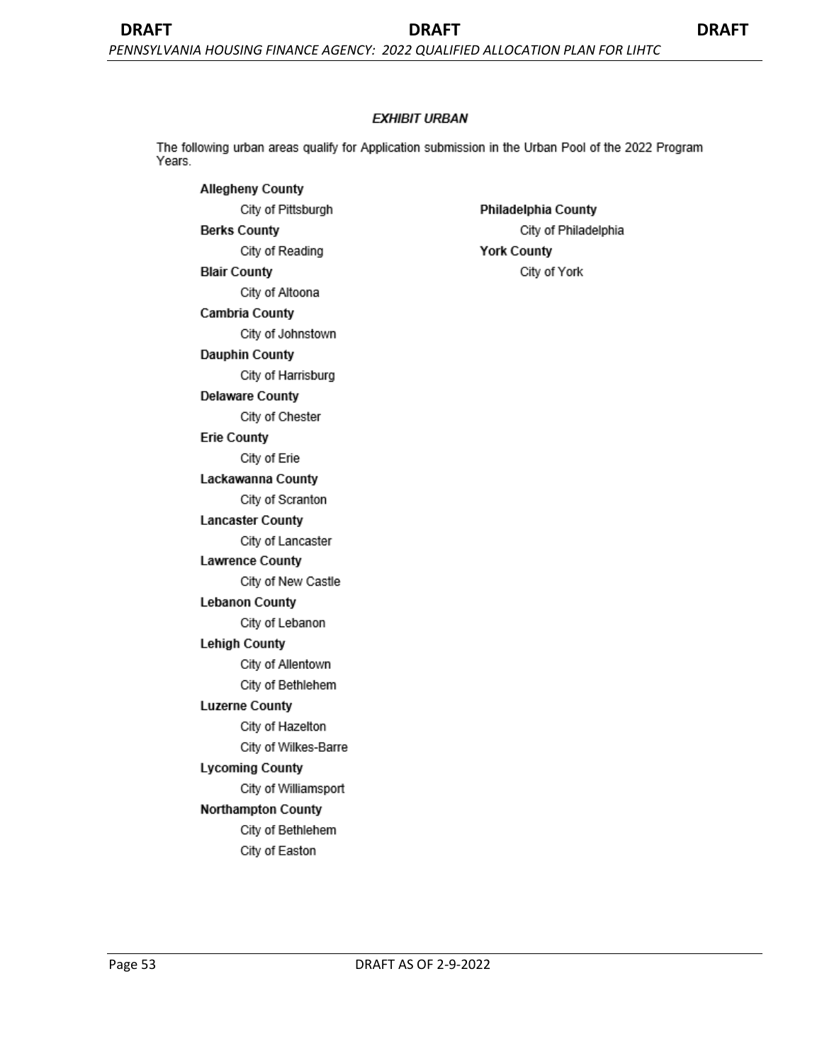### *EXHIBIT URBAN*

The following urban areas qualify for Application submission in the Urban Pool of the 2022 Program Years.

**Allegheny County**
- City of Pittsburgh

**Berks County**
- City of Reading

**Blair County**
- City of Altoona

**Cambria County**
- City of Johnstown

**Dauphin County**
- City of Harrisburg

**Delaware County**
- City of Chester

**Erie County**
- City of Erie

**Lackawanna County**
- City of Scranton

**Lancaster County**
- City of Lancaster

**Lawrence County**
- City of New Castle

**Lebanon County**
- City of Lebanon

**Lehigh County**
- City of Allentown
- City of Bethlehem

**Luzerne County**
- City of Hazelton
- City of Wilkes-Barre

**Lycoming County**
- City of Williamsport

**Northampton County**
- City of Bethlehem
- City of Easton

**Philadelphia County**
- City of Philadelphia

**York County**
- City of York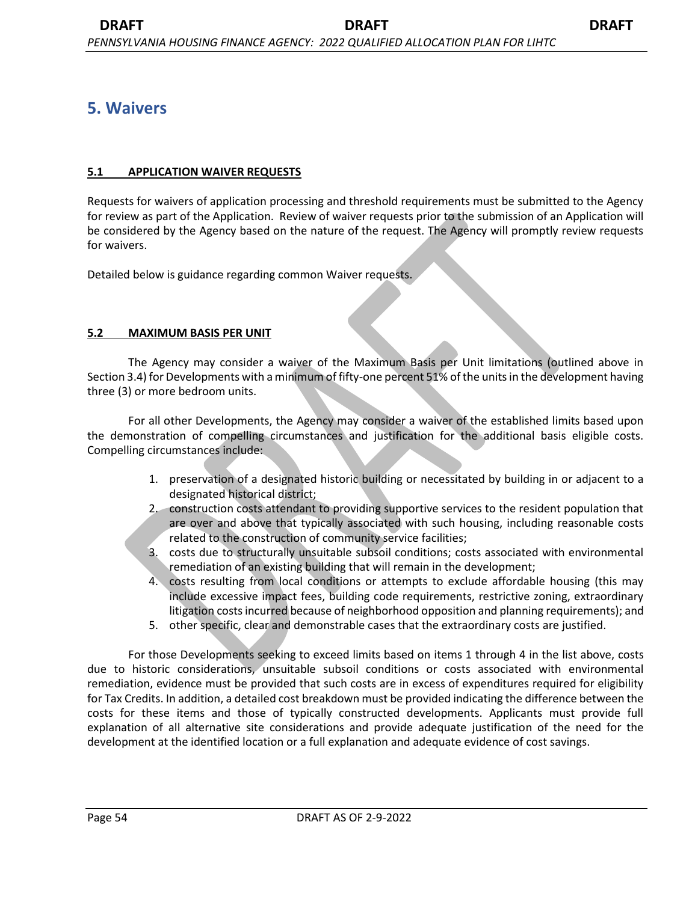# 5. Waivers

## 5.1 APPLICATION WAIVER REQUESTS

Requests for waivers of application processing and threshold requirements must be submitted to the Agency for review as part of the Application. Review of waiver requests prior to the submission of an Application will be considered by the Agency based on the nature of the request. The Agency will promptly review requests for waivers.

Detailed below is guidance regarding common Waiver requests.

## 5.2 MAXIMUM BASIS PER UNIT

The Agency may consider a waiver of the Maximum Basis per Unit limitations (outlined above in Section 3.4) for Developments with a minimum of fifty-one percent 51% of the units in the development having three (3) or more bedroom units.

For all other Developments, the Agency may consider a waiver of the established limits based upon the demonstration of compelling circumstances and justification for the additional basis eligible costs. Compelling circumstances include:

1. preservation of a designated historic building or necessitated by building in or adjacent to a designated historical district;
2. construction costs attendant to providing supportive services to the resident population that are over and above that typically associated with such housing, including reasonable costs related to the construction of community service facilities;
3. costs due to structurally unsuitable subsoil conditions; costs associated with environmental remediation of an existing building that will remain in the development;
4. costs resulting from local conditions or attempts to exclude affordable housing (this may include excessive impact fees, building code requirements, restrictive zoning, extraordinary litigation costs incurred because of neighborhood opposition and planning requirements); and
5. other specific, clear and demonstrable cases that the extraordinary costs are justified.

For those Developments seeking to exceed limits based on items 1 through 4 in the list above, costs due to historic considerations, unsuitable subsoil conditions or costs associated with environmental remediation, evidence must be provided that such costs are in excess of expenditures required for eligibility for Tax Credits. In addition, a detailed cost breakdown must be provided indicating the difference between the costs for these items and those of typically constructed developments. Applicants must provide full explanation of all alternative site considerations and provide adequate justification of the need for the development at the identified location or a full explanation and adequate evidence of cost savings.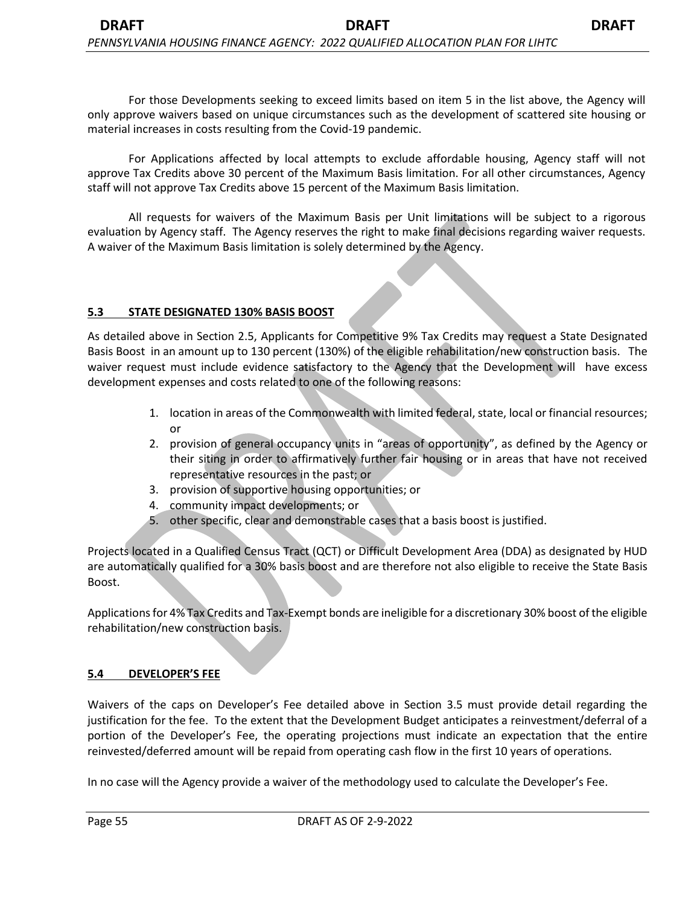For those Developments seeking to exceed limits based on item 5 in the list above, the Agency will only approve waivers based on unique circumstances such as the development of scattered site housing or material increases in costs resulting from the Covid-19 pandemic.

For Applications affected by local attempts to exclude affordable housing, Agency staff will not approve Tax Credits above 30 percent of the Maximum Basis limitation. For all other circumstances, Agency staff will not approve Tax Credits above 15 percent of the Maximum Basis limitation.

All requests for waivers of the Maximum Basis per Unit limitations will be subject to a rigorous evaluation by Agency staff. The Agency reserves the right to make final decisions regarding waiver requests. A waiver of the Maximum Basis limitation is solely determined by the Agency.

## 5.3 STATE DESIGNATED 130% BASIS BOOST

As detailed above in Section 2.5, Applicants for Competitive 9% Tax Credits may request a State Designated Basis Boost in an amount up to 130 percent (130%) of the eligible rehabilitation/new construction basis. The waiver request must include evidence satisfactory to the Agency that the Development will have excess development expenses and costs related to one of the following reasons:

1. location in areas of the Commonwealth with limited federal, state, local or financial resources; or
2. provision of general occupancy units in "areas of opportunity", as defined by the Agency or their siting in order to affirmatively further fair housing or in areas that have not received representative resources in the past; or
3. provision of supportive housing opportunities; or
4. community impact developments; or
5. other specific, clear and demonstrable cases that a basis boost is justified.

Projects located in a Qualified Census Tract (QCT) or Difficult Development Area (DDA) as designated by HUD are automatically qualified for a 30% basis boost and are therefore not also eligible to receive the State Basis Boost.

Applications for 4% Tax Credits and Tax-Exempt bonds are ineligible for a discretionary 30% boost of the eligible rehabilitation/new construction basis.

## 5.4 DEVELOPER'S FEE

Waivers of the caps on Developer's Fee detailed above in Section 3.5 must provide detail regarding the justification for the fee. To the extent that the Development Budget anticipates a reinvestment/deferral of a portion of the Developer's Fee, the operating projections must indicate an expectation that the entire reinvested/deferred amount will be repaid from operating cash flow in the first 10 years of operations.

In no case will the Agency provide a waiver of the methodology used to calculate the Developer's Fee.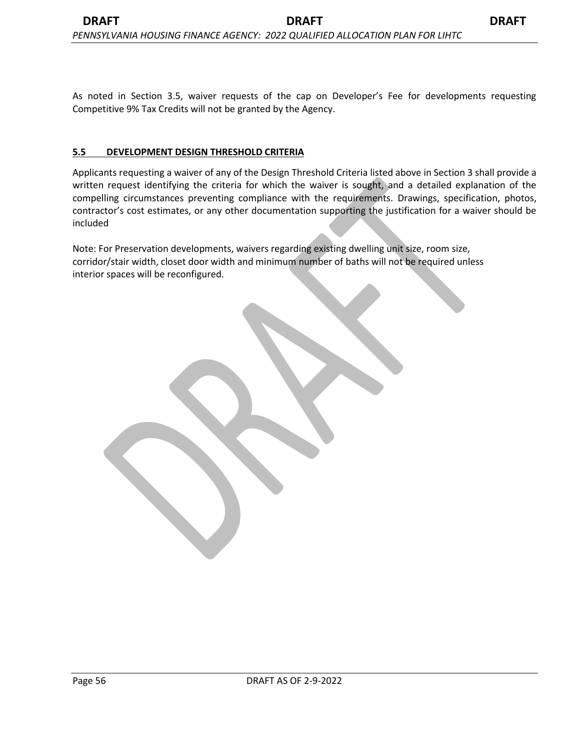As noted in Section 3.5, waiver requests of the cap on Developer's Fee for developments requesting Competitive 9% Tax Credits will not be granted by the Agency.

## 5.5 DEVELOPMENT DESIGN THRESHOLD CRITERIA

Applicants requesting a waiver of any of the Design Threshold Criteria listed above in Section 3 shall provide a written request identifying the criteria for which the waiver is sought, and a detailed explanation of the compelling circumstances preventing compliance with the requirements. Drawings, specification, photos, contractor's cost estimates, or any other documentation supporting the justification for a waiver should be included

Note: For Preservation developments, waivers regarding existing dwelling unit size, room size, corridor/stair width, closet door width and minimum number of baths will not be required unless interior spaces will be reconfigured.